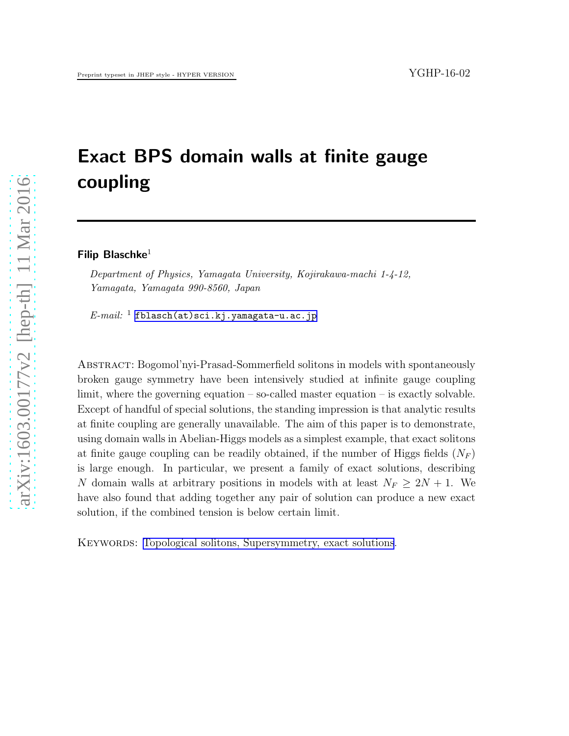YGHP-16-02

# Exact BPS domain walls at finite gauge coupling

**Filip Blaschke**[1]

*Department of Physics, Yamagata University, Kojirakawa-machi 1-4-12, Yamagata, Yamagata 990-8560, Japan*

*E-mail:* [1] fblasch(at)sci.kj.yamagata-u.ac.jp

Abstract: Bogomol'nyi-Prasad-Sommerfield solitons in models with spontaneously broken gauge symmetry have been intensively studied at infinite gauge coupling limit, where the governing equation – so-called master equation – is exactly solvable. Except of handful of special solutions, the standing impression is that analytic results at finite coupling are generally unavailable. The aim of this paper is to demonstrate, using domain walls in Abelian-Higgs models as a simplest example, that exact solitons at finite gauge coupling can be readily obtained, if the number of Higgs fields ($N_F$) is large enough. In particular, we present a family of exact solutions, describing $N$ domain walls at arbitrary positions in models with at least $N_F \geq 2N + 1$. We have also found that adding together any pair of solution can produce a new exact solution, if the combined tension is below certain limit.

Keywords: Topological solitons, Supersymmetry, exact solutions.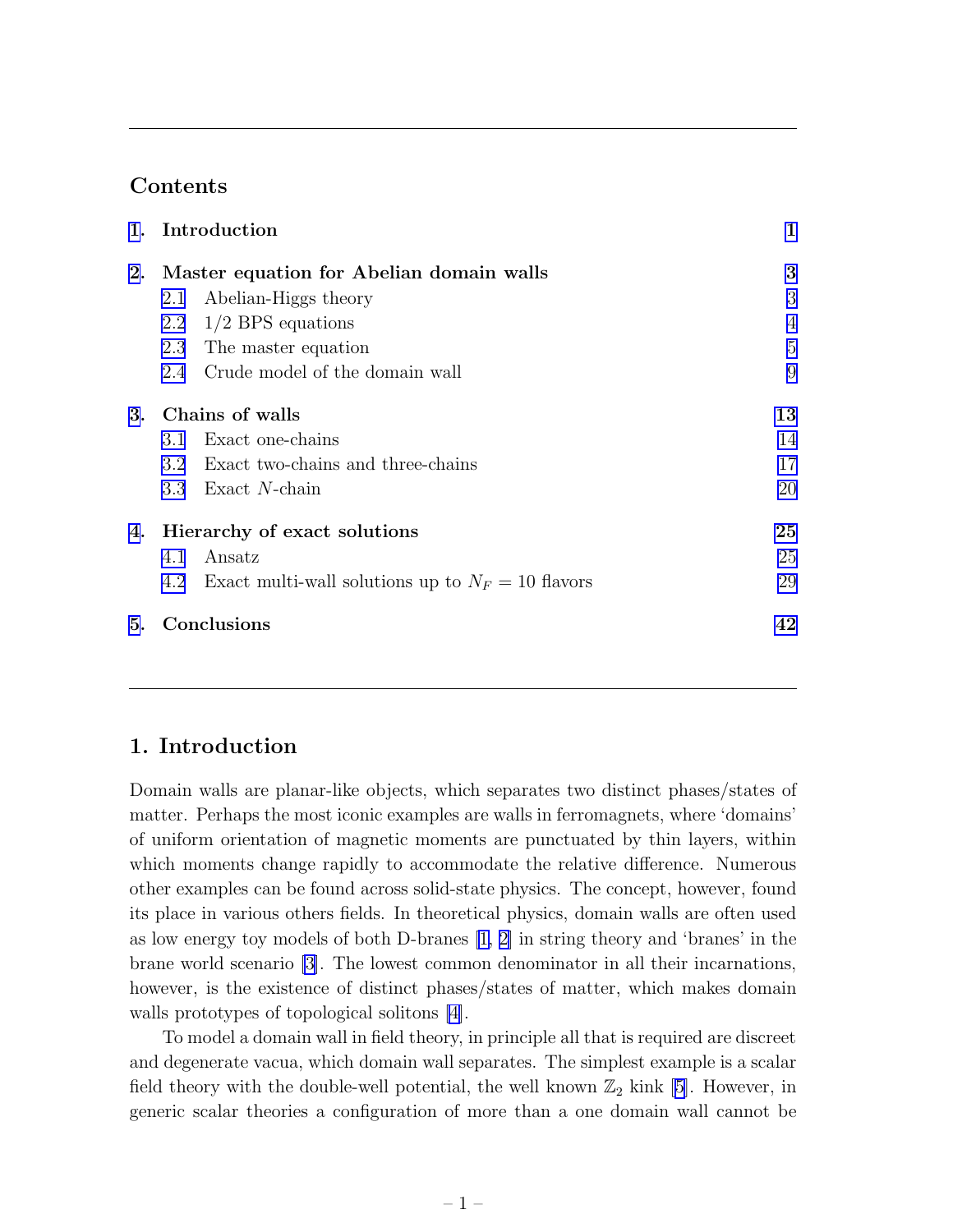## Contents

| | | |
|---|---|---|
| **1.** | **Introduction** | **1** |
| **2.** | **Master equation for Abelian domain walls** | **3** |
| | 2.1 Abelian-Higgs theory | 3 |
| | 2.2 1/2 BPS equations | 4 |
| | 2.3 The master equation | 5 |
| | 2.4 Crude model of the domain wall | 9 |
| **3.** | **Chains of walls** | **13** |
| | 3.1 Exact one-chains | 14 |
| | 3.2 Exact two-chains and three-chains | 17 |
| | 3.3 Exact $N$-chain | 20 |
| **4.** | **Hierarchy of exact solutions** | **25** |
| | 4.1 Ansatz | 25 |
| | 4.2 Exact multi-wall solutions up to $N_F = 10$ flavors | 29 |
| **5.** | **Conclusions** | **42** |

# 1. Introduction

Domain walls are planar-like objects, which separates two distinct phases/states of matter. Perhaps the most iconic examples are walls in ferromagnets, where 'domains' of uniform orientation of magnetic moments are punctuated by thin layers, within which moments change rapidly to accommodate the relative difference. Numerous other examples can be found across solid-state physics. The concept, however, found its place in various others fields. In theoretical physics, domain walls are often used as low energy toy models of both D-branes [1, 2] in string theory and 'branes' in the brane world scenario [3]. The lowest common denominator in all their incarnations, however, is the existence of distinct phases/states of matter, which makes domain walls prototypes of topological solitons [4].

To model a domain wall in field theory, in principle all that is required are discreet and degenerate vacua, which domain wall separates. The simplest example is a scalar field theory with the double-well potential, the well known $\mathbb{Z}_2$ kink [5]. However, in generic scalar theories a configuration of more than a one domain wall cannot be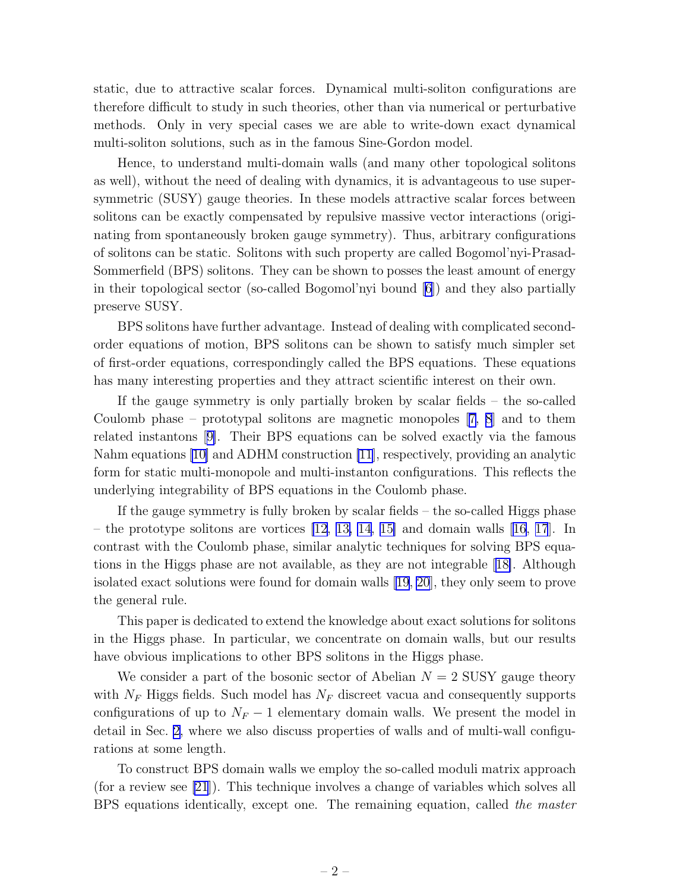static, due to attractive scalar forces. Dynamical multi-soliton configurations are therefore difficult to study in such theories, other than via numerical or perturbative methods. Only in very special cases we are able to write-down exact dynamical multi-soliton solutions, such as in the famous Sine-Gordon model.

Hence, to understand multi-domain walls (and many other topological solitons as well), without the need of dealing with dynamics, it is advantageous to use supersymmetric (SUSY) gauge theories. In these models attractive scalar forces between solitons can be exactly compensated by repulsive massive vector interactions (originating from spontaneously broken gauge symmetry). Thus, arbitrary configurations of solitons can be static. Solitons with such property are called Bogomol'nyi-Prasad-Sommerfield (BPS) solitons. They can be shown to posses the least amount of energy in their topological sector (so-called Bogomol'nyi bound [6]) and they also partially preserve SUSY.

BPS solitons have further advantage. Instead of dealing with complicated second-order equations of motion, BPS solitons can be shown to satisfy much simpler set of first-order equations, correspondingly called the BPS equations. These equations has many interesting properties and they attract scientific interest on their own.

If the gauge symmetry is only partially broken by scalar fields – the so-called Coulomb phase – prototypal solitons are magnetic monopoles [7, 8] and to them related instantons [9]. Their BPS equations can be solved exactly via the famous Nahm equations [10] and ADHM construction [11], respectively, providing an analytic form for static multi-monopole and multi-instanton configurations. This reflects the underlying integrability of BPS equations in the Coulomb phase.

If the gauge symmetry is fully broken by scalar fields – the so-called Higgs phase – the prototype solitons are vortices [12, 13, 14, 15] and domain walls [16, 17]. In contrast with the Coulomb phase, similar analytic techniques for solving BPS equations in the Higgs phase are not available, as they are not integrable [18]. Although isolated exact solutions were found for domain walls [19, 20], they only seem to prove the general rule.

This paper is dedicated to extend the knowledge about exact solutions for solitons in the Higgs phase. In particular, we concentrate on domain walls, but our results have obvious implications to other BPS solitons in the Higgs phase.

We consider a part of the bosonic sector of Abelian $N = 2$ SUSY gauge theory with $N_F$ Higgs fields. Such model has $N_F$ discreet vacua and consequently supports configurations of up to $N_F - 1$ elementary domain walls. We present the model in detail in Sec. 2, where we also discuss properties of walls and of multi-wall configurations at some length.

To construct BPS domain walls we employ the so-called moduli matrix approach (for a review see [21]). This technique involves a change of variables which solves all BPS equations identically, except one. The remaining equation, called *the master*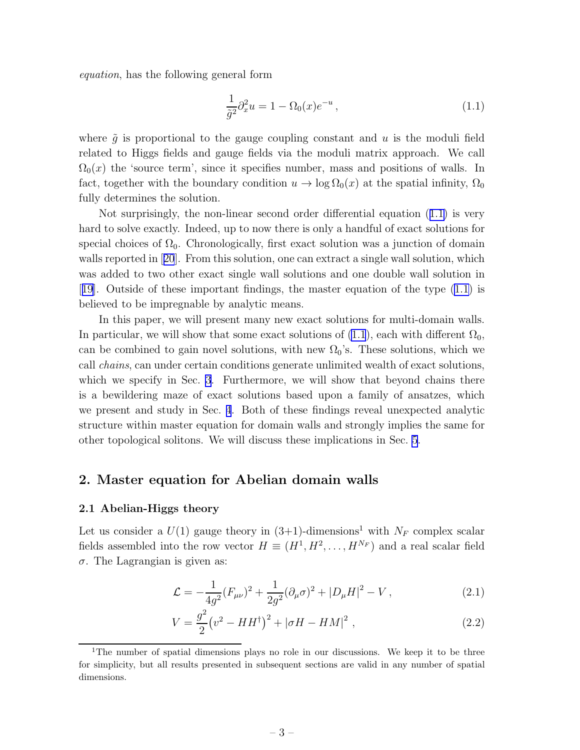*equation*, has the following general form

$$\frac{1}{\tilde{g}^2}\partial_x^2 u = 1 - \Omega_0(x) e^{-u}\,, \tag{1.1}$$

where $\tilde{g}$ is proportional to the gauge coupling constant and $u$ is the moduli field related to Higgs fields and gauge fields via the moduli matrix approach. We call $\Omega_0(x)$ the 'source term', since it specifies number, mass and positions of walls. In fact, together with the boundary condition $u \to \log \Omega_0(x)$ at the spatial infinity, $\Omega_0$ fully determines the solution.

Not surprisingly, the non-linear second order differential equation (1.1) is very hard to solve exactly. Indeed, up to now there is only a handful of exact solutions for special choices of $\Omega_0$. Chronologically, first exact solution was a junction of domain walls reported in [20]. From this solution, one can extract a single wall solution, which was added to two other exact single wall solutions and one double wall solution in [19]. Outside of these important findings, the master equation of the type (1.1) is believed to be impregnable by analytic means.

In this paper, we will present many new exact solutions for multi-domain walls. In particular, we will show that some exact solutions of (1.1), each with different $\Omega_0$, can be combined to gain novel solutions, with new $\Omega_0$'s. These solutions, which we call *chains*, can under certain conditions generate unlimited wealth of exact solutions, which we specify in Sec. 3. Furthermore, we will show that beyond chains there is a bewildering maze of exact solutions based upon a family of ansatzes, which we present and study in Sec. 4. Both of these findings reveal unexpected analytic structure within master equation for domain walls and strongly implies the same for other topological solitons. We will discuss these implications in Sec. 5.

## 2. Master equation for Abelian domain walls

### 2.1 Abelian-Higgs theory

Let us consider a $U(1)$ gauge theory in (3+1)-dimensions[1] with $N_F$ complex scalar fields assembled into the row vector $H \equiv (H^1, H^2, \ldots, H^{N_F})$ and a real scalar field $\sigma$. The Lagrangian is given as:

$$\mathcal{L} = -\frac{1}{4g^2}(F_{\mu\nu})^2 + \frac{1}{2g^2}(\partial_\mu \sigma)^2 + |D_\mu H|^2 - V\,, \tag{2.1}$$

$$V = \frac{g^2}{2}\left(v^2 - HH^\dagger\right)^2 + |\sigma H - HM|^2\,, \tag{2.2}$$

[1] The number of spatial dimensions plays no role in our discussions. We keep it to be three for simplicity, but all results presented in subsequent sections are valid in any number of spatial dimensions.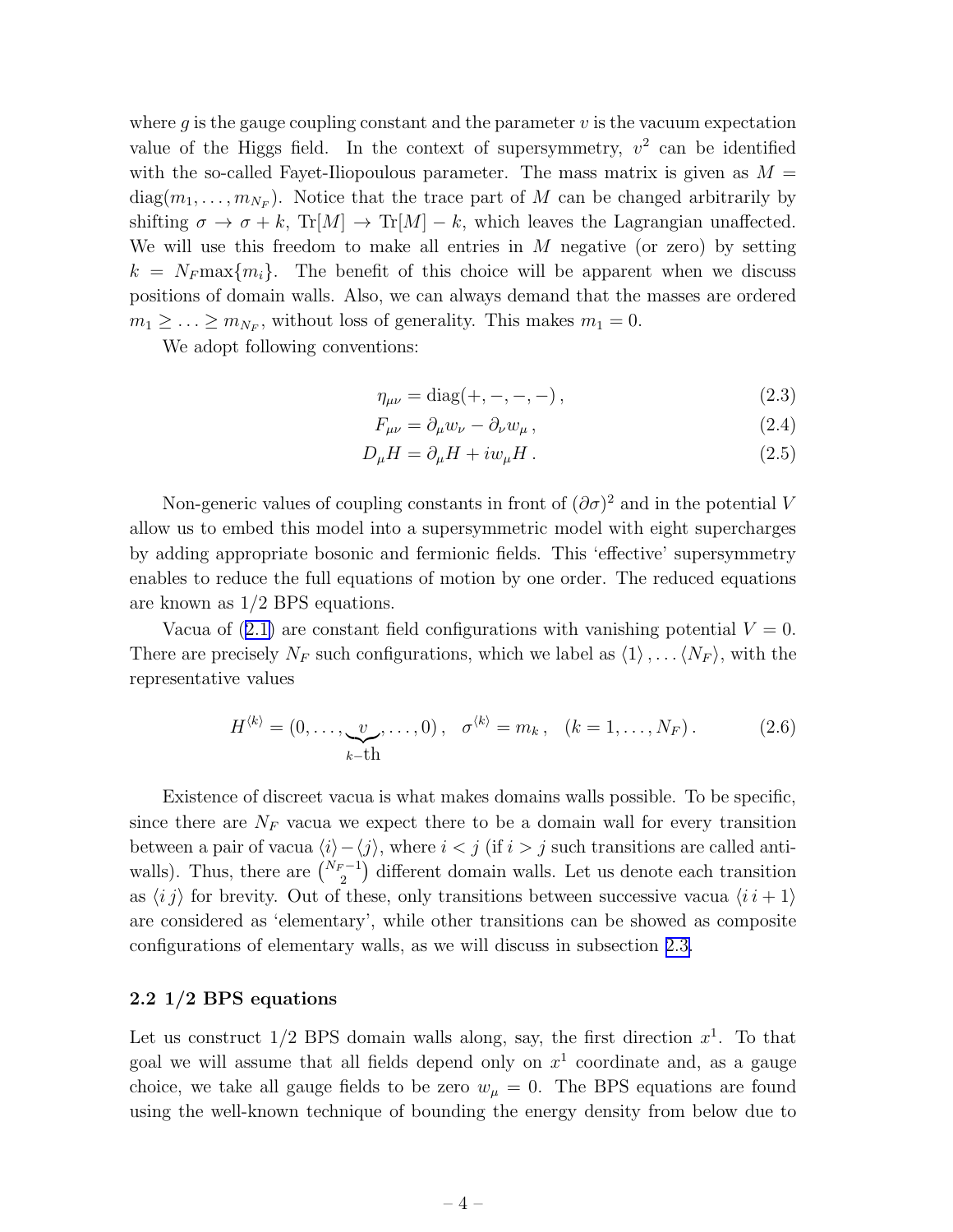where $g$ is the gauge coupling constant and the parameter $v$ is the vacuum expectation value of the Higgs field. In the context of supersymmetry, $v^2$ can be identified with the so-called Fayet-Iliopoulous parameter. The mass matrix is given as $M = \text{diag}(m_1, \ldots, m_{N_F})$. Notice that the trace part of $M$ can be changed arbitrarily by shifting $\sigma \to \sigma + k$, $\text{Tr}[M] \to \text{Tr}[M] - k$, which leaves the Lagrangian unaffected. We will use this freedom to make all entries in $M$ negative (or zero) by setting $k = N_F \max\{m_i\}$. The benefit of this choice will be apparent when we discuss positions of domain walls. Also, we can always demand that the masses are ordered $m_1 \geq \ldots \geq m_{N_F}$, without loss of generality. This makes $m_1 = 0$.

We adopt following conventions:

$$\eta_{\mu\nu} = \text{diag}(+, -, -, -)\,, \tag{2.3}$$

$$F_{\mu\nu} = \partial_\mu w_\nu - \partial_\nu w_\mu\,, \tag{2.4}$$

$$D_\mu H = \partial_\mu H + i w_\mu H\,. \tag{2.5}$$

Non-generic values of coupling constants in front of $(\partial\sigma)^2$ and in the potential $V$ allow us to embed this model into a supersymmetric model with eight supercharges by adding appropriate bosonic and fermionic fields. This 'effective' supersymmetry enables to reduce the full equations of motion by one order. The reduced equations are known as 1/2 BPS equations.

Vacua of (2.1) are constant field configurations with vanishing potential $V = 0$. There are precisely $N_F$ such configurations, which we label as $\langle 1\rangle, \ldots \langle N_F\rangle$, with the representative values

$$H^{\langle k\rangle} = (0, \ldots, \underbrace{v}_{k\text{–th}}, \ldots, 0)\,, \quad \sigma^{\langle k\rangle} = m_k\,, \quad (k = 1, \ldots, N_F)\,. \tag{2.6}$$

Existence of discreet vacua is what makes domains walls possible. To be specific, since there are $N_F$ vacua we expect there to be a domain wall for every transition between a pair of vacua $\langle i\rangle - \langle j\rangle$, where $i < j$ (if $i > j$ such transitions are called anti-walls). Thus, there are $\binom{N_F - 1}{2}$ different domain walls. Let us denote each transition as $\langle i\, j\rangle$ for brevity. Out of these, only transitions between successive vacua $\langle i\, i+1\rangle$ are considered as 'elementary', while other transitions can be showed as composite configurations of elementary walls, as we will discuss in subsection 2.3.

### 2.2 1/2 BPS equations

Let us construct 1/2 BPS domain walls along, say, the first direction $x^1$. To that goal we will assume that all fields depend only on $x^1$ coordinate and, as a gauge choice, we take all gauge fields to be zero $w_\mu = 0$. The BPS equations are found using the well-known technique of bounding the energy density from below due to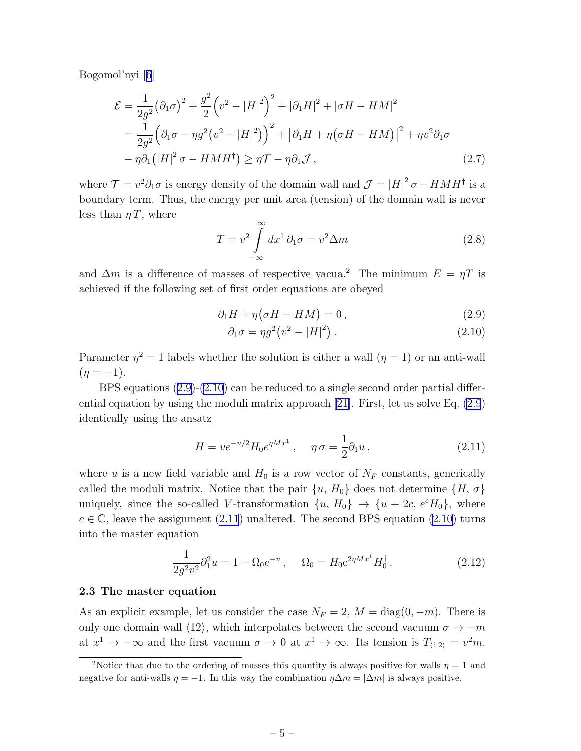Bogomol'nyi [6]

$$
\begin{aligned}
\mathcal{E} &= \frac{1}{2g^2}\big(\partial_1\sigma\big)^2 + \frac{g^2}{2}\Big(v^2 - |H|^2\Big)^2 + |\partial_1 H|^2 + |\sigma H - HM|^2 \\
&= \frac{1}{2g^2}\Big(\partial_1\sigma - \eta g^2\big(v^2 - |H|^2\big)\Big)^2 + \big|\partial_1 H + \eta\big(\sigma H - HM\big)\big|^2 + \eta v^2 \partial_1\sigma \\
&\quad - \eta\partial_1\big(|H|^2\sigma - HMH^\dagger\big) \geq \eta\mathcal{T} - \eta\partial_1\mathcal{J}\,,
\end{aligned}
\tag{2.7}
$$

where $\mathcal{T} = v^2\partial_1\sigma$ is energy density of the domain wall and $\mathcal{J} = |H|^2\sigma - HMH^\dagger$ is a boundary term. Thus, the energy per unit area (tension) of the domain wall is never less than $\eta\, T$, where

$$
T = v^2 \int_{-\infty}^{\infty} dx^1\, \partial_1\sigma = v^2 \Delta m \tag{2.8}
$$

and $\Delta m$ is a difference of masses of respective vacua.[2] The minimum $E = \eta T$ is achieved if the following set of first order equations are obeyed

$$
\partial_1 H + \eta\big(\sigma H - HM\big) = 0\,, \tag{2.9}
$$

$$
\partial_1\sigma = \eta g^2\big(v^2 - |H|^2\big)\,. \tag{2.10}
$$

Parameter $\eta^2 = 1$ labels whether the solution is either a wall ($\eta = 1$) or an anti-wall ($\eta = -1$).

BPS equations (2.9)-(2.10) can be reduced to a single second order partial differential equation by using the moduli matrix approach [21]. First, let us solve Eq. (2.9) identically using the ansatz

$$
H = v e^{-u/2} H_0 e^{\eta M x^1}\,, \quad \eta\,\sigma = \frac{1}{2}\partial_1 u\,, \tag{2.11}
$$

where $u$ is a new field variable and $H_0$ is a row vector of $N_F$ constants, generically called the moduli matrix. Notice that the pair $\{u,\, H_0\}$ does not determine $\{H,\, \sigma\}$ uniquely, since the so-called $V$-transformation $\{u,\, H_0\} \to \{u + 2c,\, e^c H_0\}$, where $c \in \mathbb{C}$, leave the assignment (2.11) unaltered. The second BPS equation (2.10) turns into the master equation

$$
\frac{1}{2g^2v^2}\partial_1^2 u = 1 - \Omega_0 e^{-u}\,, \quad \Omega_0 = H_0 \mathrm{e}^{2\eta M x^1} H_0^\dagger\,. \tag{2.12}
$$

### 2.3 The master equation

As an explicit example, let us consider the case $N_F = 2$, $M = \mathrm{diag}(0, -m)$. There is only one domain wall $\langle 12\rangle$, which interpolates between the second vacuum $\sigma \to -m$ at $x^1 \to -\infty$ and the first vacuum $\sigma \to 0$ at $x^1 \to \infty$. Its tension is $T_{\langle 1\,2\rangle} = v^2 m$.

[2] Notice that due to the ordering of masses this quantity is always positive for walls $\eta = 1$ and negative for anti-walls $\eta = -1$. In this way the combination $\eta\Delta m = |\Delta m|$ is always positive.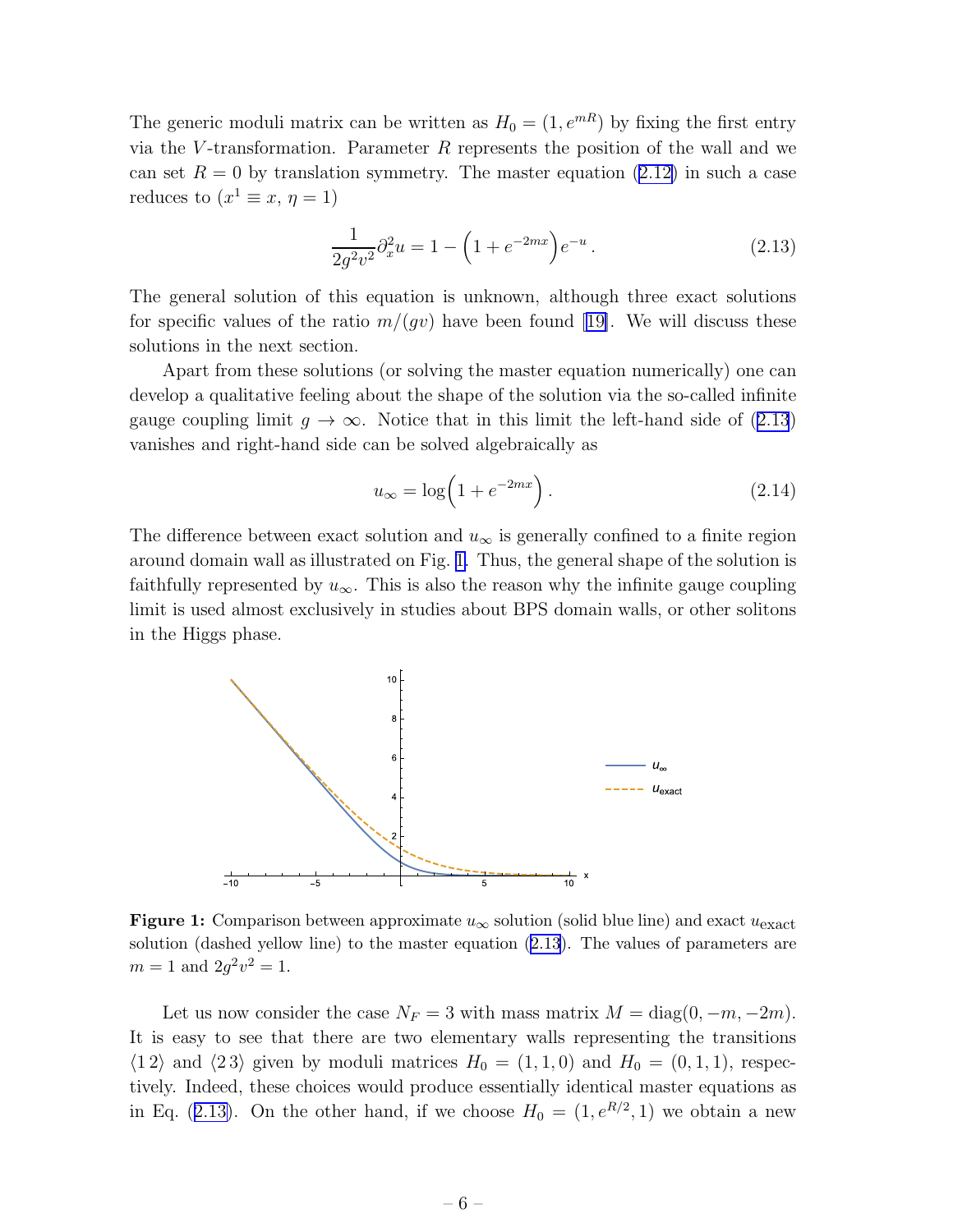The generic moduli matrix can be written as $H_0 = (1, e^{mR})$ by fixing the first entry via the $V$-transformation. Parameter $R$ represents the position of the wall and we can set $R = 0$ by translation symmetry. The master equation (2.12) in such a case reduces to ($x^1 \equiv x$, $\eta = 1$)

$$\frac{1}{2g^2v^2}\partial_x^2 u = 1 - \Big(1 + e^{-2mx}\Big)e^{-u}\,. \tag{2.13}$$

The general solution of this equation is unknown, although three exact solutions for specific values of the ratio $m/(gv)$ have been found [19]. We will discuss these solutions in the next section.

Apart from these solutions (or solving the master equation numerically) one can develop a qualitative feeling about the shape of the solution via the so-called infinite gauge coupling limit $g \to \infty$. Notice that in this limit the left-hand side of (2.13) vanishes and right-hand side can be solved algebraically as

$$u_\infty = \log\Big(1 + e^{-2mx}\Big)\,. \tag{2.14}$$

The difference between exact solution and $u_\infty$ is generally confined to a finite region around domain wall as illustrated on Fig. 1. Thus, the general shape of the solution is faithfully represented by $u_\infty$. This is also the reason why the infinite gauge coupling limit is used almost exclusively in studies about BPS domain walls, or other solitons in the Higgs phase.

**Figure 1:** Comparison between approximate $u_\infty$ solution (solid blue line) and exact $u_{\text{exact}}$ solution (dashed yellow line) to the master equation (2.13). The values of parameters are $m = 1$ and $2g^2v^2 = 1$.

Let us now consider the case $N_F = 3$ with mass matrix $M = \text{diag}(0, -m, -2m)$. It is easy to see that there are two elementary walls representing the transitions $\langle 1\,2\rangle$ and $\langle 2\,3\rangle$ given by moduli matrices $H_0 = (1, 1, 0)$ and $H_0 = (0, 1, 1)$, respectively. Indeed, these choices would produce essentially identical master equations as in Eq. (2.13). On the other hand, if we choose $H_0 = (1, e^{R/2}, 1)$ we obtain a new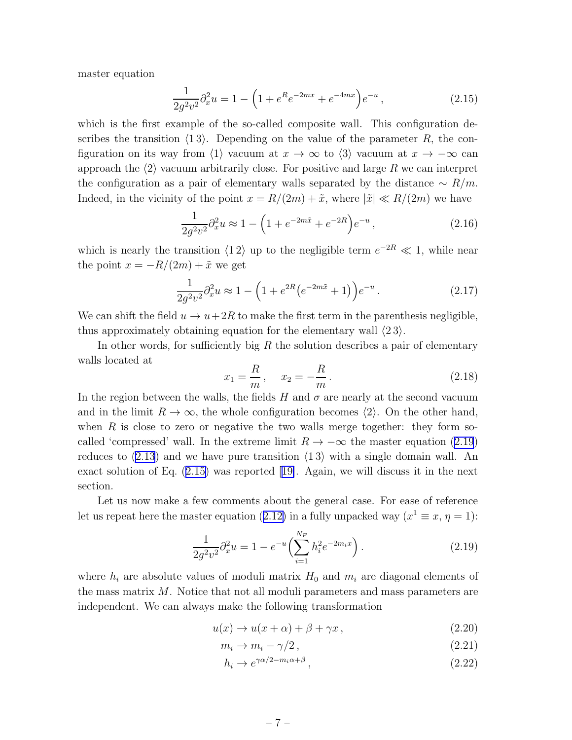master equation

$$
\frac{1}{2g^2v^2}\partial_x^2 u = 1 - \Big(1 + e^R e^{-2mx} + e^{-4mx}\Big)e^{-u}\,, \tag{2.15}
$$

which is the first example of the so-called composite wall. This configuration describes the transition $\langle 1\,3\rangle$. Depending on the value of the parameter $R$, the configuration on its way from $\langle 1\rangle$ vacuum at $x \to \infty$ to $\langle 3\rangle$ vacuum at $x \to -\infty$ can approach the $\langle 2\rangle$ vacuum arbitrarily close. For positive and large $R$ we can interpret the configuration as a pair of elementary walls separated by the distance $\sim R/m$. Indeed, in the vicinity of the point $x = R/(2m) + \tilde{x}$, where $|\tilde{x}| \ll R/(2m)$ we have

$$
\frac{1}{2g^2v^2}\partial_x^2 u \approx 1 - \Big(1 + e^{-2m\tilde{x}} + e^{-2R}\Big)e^{-u}\,, \tag{2.16}
$$

which is nearly the transition $\langle 1\,2\rangle$ up to the negligible term $e^{-2R} \ll 1$, while near the point $x = -R/(2m) + \tilde{x}$ we get

$$
\frac{1}{2g^2v^2}\partial_x^2 u \approx 1 - \Big(1 + e^{2R}\big(e^{-2m\tilde{x}} + 1\big)\Big)e^{-u}\,. \tag{2.17}
$$

We can shift the field $u \to u + 2R$ to make the first term in the parenthesis negligible, thus approximately obtaining equation for the elementary wall $\langle 2\,3\rangle$.

In other words, for sufficiently big $R$ the solution describes a pair of elementary walls located at

$$
x_1 = \frac{R}{m}\,, \quad x_2 = -\frac{R}{m}\,. \tag{2.18}
$$

In the region between the walls, the fields $H$ and $\sigma$ are nearly at the second vacuum and in the limit $R \to \infty$, the whole configuration becomes $\langle 2\rangle$. On the other hand, when $R$ is close to zero or negative the two walls merge together: they form so-called 'compressed' wall. In the extreme limit $R \to -\infty$ the master equation (2.19) reduces to (2.13) and we have pure transition $\langle 1\,3\rangle$ with a single domain wall. An exact solution of Eq. (2.15) was reported [19]. Again, we will discuss it in the next section.

Let us now make a few comments about the general case. For ease of reference let us repeat here the master equation (2.12) in a fully unpacked way ($x^1 \equiv x$, $\eta = 1$):

$$
\frac{1}{2g^2v^2}\partial_x^2 u = 1 - e^{-u}\Big(\sum_{i=1}^{N_F} h_i^2 e^{-2m_i x}\Big)\,. \tag{2.19}
$$

where $h_i$ are absolute values of moduli matrix $H_0$ and $m_i$ are diagonal elements of the mass matrix $M$. Notice that not all moduli parameters and mass parameters are independent. We can always make the following transformation

$$
u(x) \to u(x + \alpha) + \beta + \gamma x\,, \tag{2.20}
$$

$$
m_i \to m_i - \gamma/2\,, \tag{2.21}
$$

$$
h_i \to e^{\gamma\alpha/2 - m_i\alpha + \beta}\,, \tag{2.22}
$$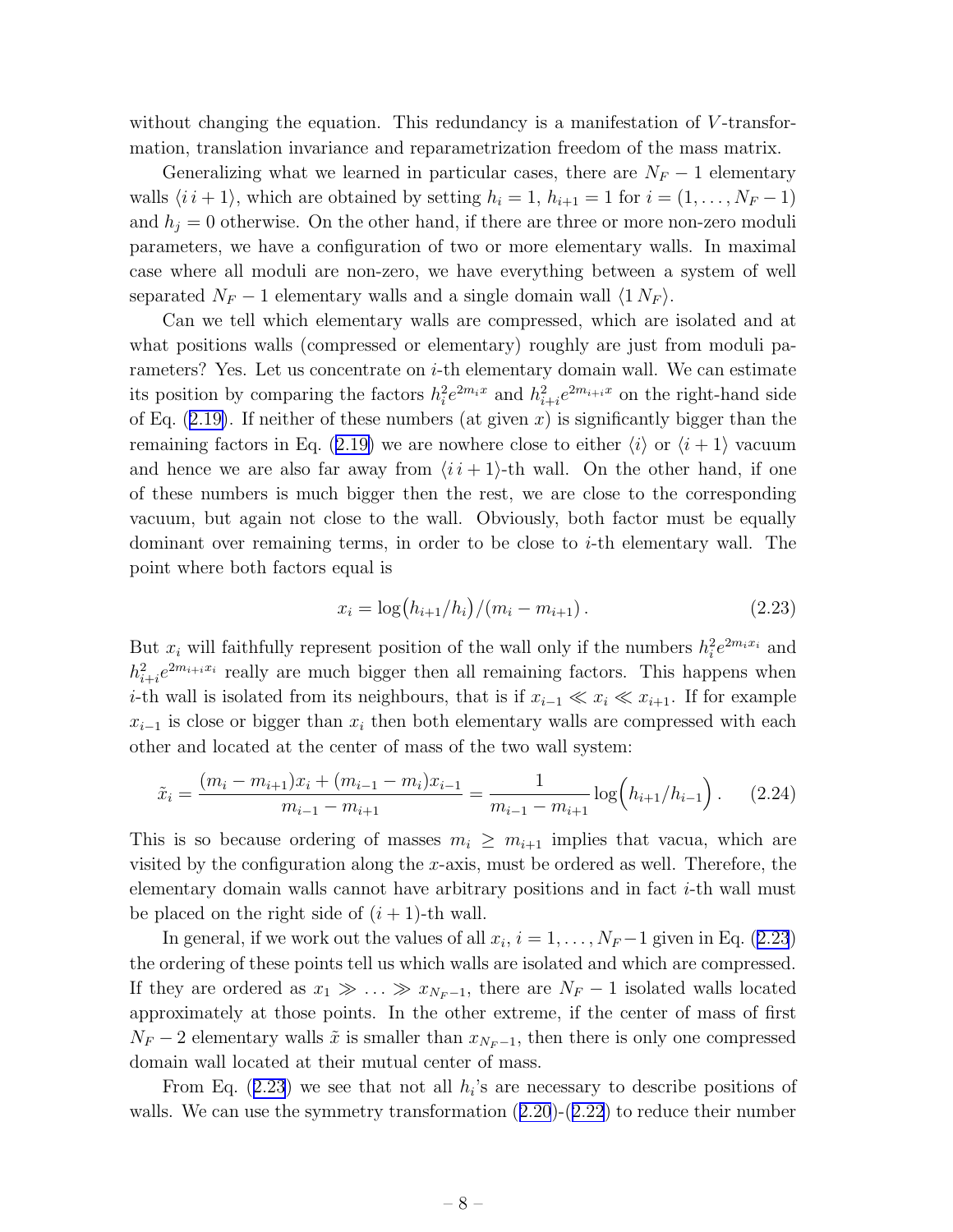without changing the equation. This redundancy is a manifestation of $V$-transformation, translation invariance and reparametrization freedom of the mass matrix.

Generalizing what we learned in particular cases, there are $N_F - 1$ elementary walls $\langle i\, i+1\rangle$, which are obtained by setting $h_i = 1$, $h_{i+1} = 1$ for $i = (1, \dots, N_F - 1)$ and $h_j = 0$ otherwise. On the other hand, if there are three or more non-zero moduli parameters, we have a configuration of two or more elementary walls. In maximal case where all moduli are non-zero, we have everything between a system of well separated $N_F - 1$ elementary walls and a single domain wall $\langle 1\, N_F\rangle$.

Can we tell which elementary walls are compressed, which are isolated and at what positions walls (compressed or elementary) roughly are just from moduli parameters? Yes. Let us concentrate on $i$-th elementary domain wall. We can estimate its position by comparing the factors $h_i^2 e^{2m_i x}$ and $h_{i+i}^2 e^{2m_{i+i}x}$ on the right-hand side of Eq. (2.19). If neither of these numbers (at given $x$) is significantly bigger than the remaining factors in Eq. (2.19) we are nowhere close to either $\langle i\rangle$ or $\langle i+1\rangle$ vacuum and hence we are also far away from $\langle i\, i+1\rangle$-th wall. On the other hand, if one of these numbers is much bigger then the rest, we are close to the corresponding vacuum, but again not close to the wall. Obviously, both factor must be equally dominant over remaining terms, in order to be close to $i$-th elementary wall. The point where both factors equal is

$$x_i = \log\bigl(h_{i+1}/h_i\bigr)/(m_i - m_{i+1})\,. \tag{2.23}$$

But $x_i$ will faithfully represent position of the wall only if the numbers $h_i^2 e^{2m_i x_i}$ and $h_{i+i}^2 e^{2m_{i+i}x_i}$ really are much bigger then all remaining factors. This happens when $i$-th wall is isolated from its neighbours, that is if $x_{i-1} \ll x_i \ll x_{i+1}$. If for example $x_{i-1}$ is close or bigger than $x_i$ then both elementary walls are compressed with each other and located at the center of mass of the two wall system:

$$\tilde{x}_i = \frac{(m_i - m_{i+1})x_i + (m_{i-1} - m_i)x_{i-1}}{m_{i-1} - m_{i+1}} = \frac{1}{m_{i-1} - m_{i+1}} \log\Bigl(h_{i+1}/h_{i-1}\Bigr)\,. \tag{2.24}$$

This is so because ordering of masses $m_i \geq m_{i+1}$ implies that vacua, which are visited by the configuration along the $x$-axis, must be ordered as well. Therefore, the elementary domain walls cannot have arbitrary positions and in fact $i$-th wall must be placed on the right side of $(i+1)$-th wall.

In general, if we work out the values of all $x_i$, $i = 1, \dots, N_F - 1$ given in Eq. (2.23) the ordering of these points tell us which walls are isolated and which are compressed. If they are ordered as $x_1 \gg \ldots \gg x_{N_F-1}$, there are $N_F - 1$ isolated walls located approximately at those points. In the other extreme, if the center of mass of first $N_F - 2$ elementary walls $\tilde{x}$ is smaller than $x_{N_F-1}$, then there is only one compressed domain wall located at their mutual center of mass.

From Eq. (2.23) we see that not all $h_i$'s are necessary to describe positions of walls. We can use the symmetry transformation (2.20)-(2.22) to reduce their number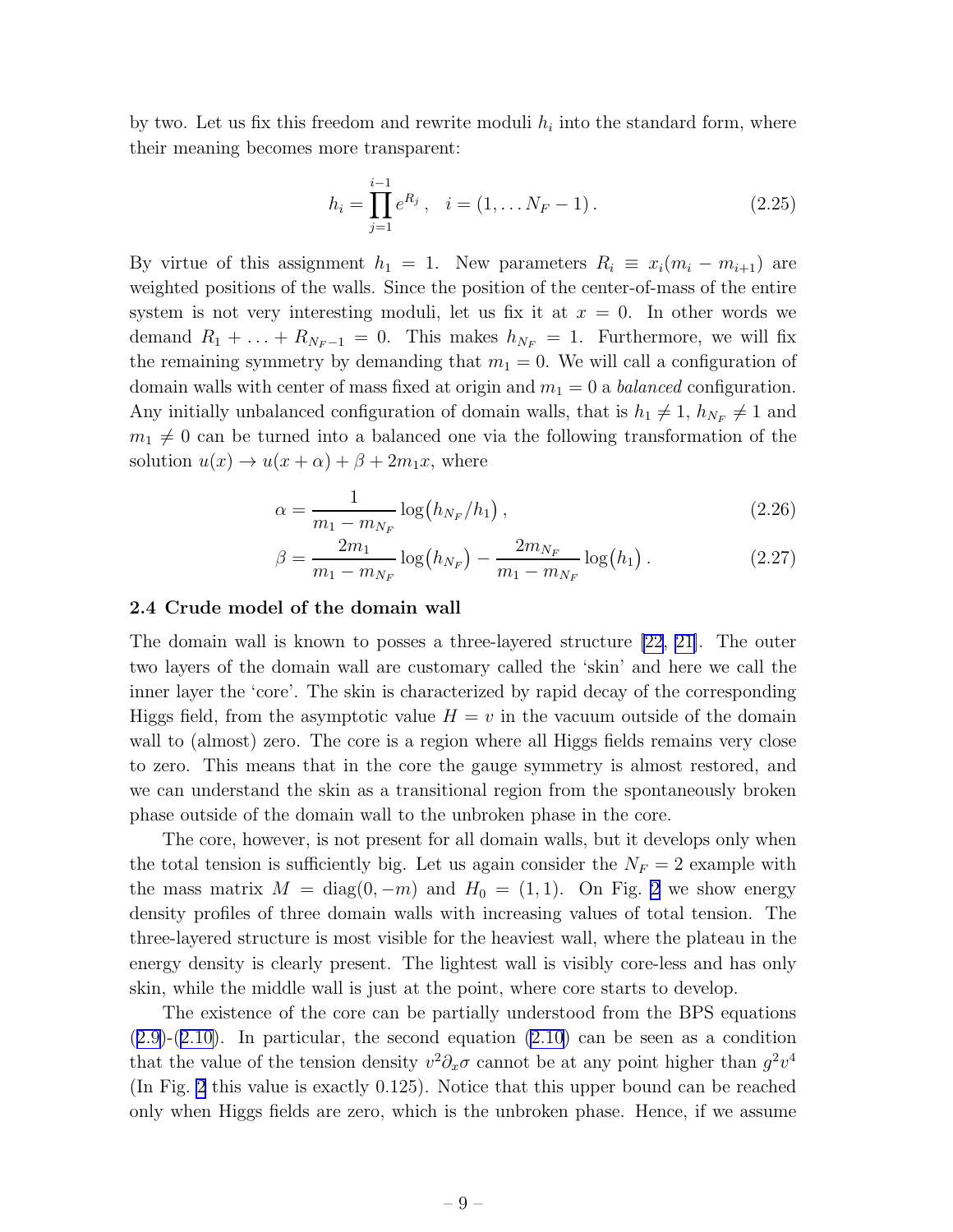by two. Let us fix this freedom and rewrite moduli $h_i$ into the standard form, where their meaning becomes more transparent:

$$
h_i = \prod_{j=1}^{i-1} e^{R_j}\,, \quad i = (1, \dots N_F - 1)\,. \tag{2.25}
$$

By virtue of this assignment $h_1 = 1$. New parameters $R_i \equiv x_i(m_i - m_{i+1})$ are weighted positions of the walls. Since the position of the center-of-mass of the entire system is not very interesting moduli, let us fix it at $x = 0$. In other words we demand $R_1 + \ldots + R_{N_F-1} = 0$. This makes $h_{N_F} = 1$. Furthermore, we will fix the remaining symmetry by demanding that $m_1 = 0$. We will call a configuration of domain walls with center of mass fixed at origin and $m_1 = 0$ a *balanced* configuration. Any initially unbalanced configuration of domain walls, that is $h_1 \neq 1$, $h_{N_F} \neq 1$ and $m_1 \neq 0$ can be turned into a balanced one via the following transformation of the solution $u(x) \to u(x + \alpha) + \beta + 2m_1 x$, where

$$
\alpha = \frac{1}{m_1 - m_{N_F}} \log\bigl(h_{N_F}/h_1\bigr)\,, \tag{2.26}
$$

$$
\beta = \frac{2m_1}{m_1 - m_{N_F}} \log\bigl(h_{N_F}\bigr) - \frac{2m_{N_F}}{m_1 - m_{N_F}} \log\bigl(h_1\bigr)\,. \tag{2.27}
$$

### 2.4 Crude model of the domain wall

The domain wall is known to posses a three-layered structure [22, 21]. The outer two layers of the domain wall are customary called the 'skin' and here we call the inner layer the 'core'. The skin is characterized by rapid decay of the corresponding Higgs field, from the asymptotic value $H = v$ in the vacuum outside of the domain wall to (almost) zero. The core is a region where all Higgs fields remains very close to zero. This means that in the core the gauge symmetry is almost restored, and we can understand the skin as a transitional region from the spontaneously broken phase outside of the domain wall to the unbroken phase in the core.

The core, however, is not present for all domain walls, but it develops only when the total tension is sufficiently big. Let us again consider the $N_F = 2$ example with the mass matrix $M = \mathrm{diag}(0, -m)$ and $H_0 = (1, 1)$. On Fig. 2 we show energy density profiles of three domain walls with increasing values of total tension. The three-layered structure is most visible for the heaviest wall, where the plateau in the energy density is clearly present. The lightest wall is visibly core-less and has only skin, while the middle wall is just at the point, where core starts to develop.

The existence of the core can be partially understood from the BPS equations (2.9)-(2.10). In particular, the second equation (2.10) can be seen as a condition that the value of the tension density $v^2 \partial_x \sigma$ cannot be at any point higher than $g^2 v^4$ (In Fig. 2 this value is exactly 0.125). Notice that this upper bound can be reached only when Higgs fields are zero, which is the unbroken phase. Hence, if we assume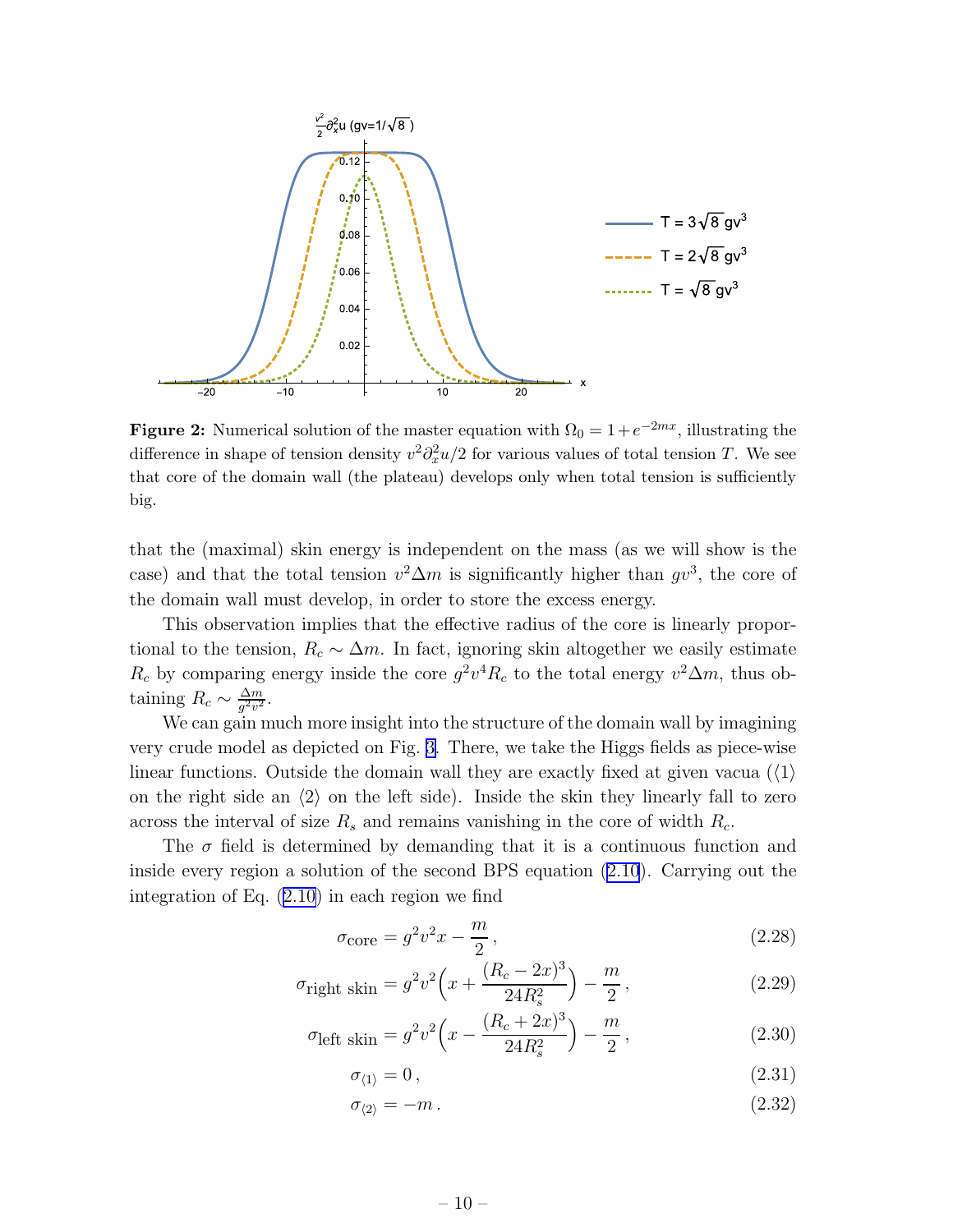**Figure 2:** Numerical solution of the master equation with $\Omega_0 = 1 + e^{-2mx}$, illustrating the difference in shape of tension density $v^2 \partial_x^2 u/2$ for various values of total tension $T$. We see that core of the domain wall (the plateau) develops only when total tension is sufficiently big.

that the (maximal) skin energy is independent on the mass (as we will show is the case) and that the total tension $v^2 \Delta m$ is significantly higher than $gv^3$, the core of the domain wall must develop, in order to store the excess energy.

This observation implies that the effective radius of the core is linearly proportional to the tension, $R_c \sim \Delta m$. In fact, ignoring skin altogether we easily estimate $R_c$ by comparing energy inside the core $g^2 v^4 R_c$ to the total energy $v^2 \Delta m$, thus obtaining $R_c \sim \frac{\Delta m}{g^2 v^2}$.

We can gain much more insight into the structure of the domain wall by imagining very crude model as depicted on Fig. 3. There, we take the Higgs fields as piece-wise linear functions. Outside the domain wall they are exactly fixed at given vacua ($\langle 1 \rangle$ on the right side an $\langle 2 \rangle$ on the left side). Inside the skin they linearly fall to zero across the interval of size $R_s$ and remains vanishing in the core of width $R_c$.

The $\sigma$ field is determined by demanding that it is a continuous function and inside every region a solution of the second BPS equation (2.10). Carrying out the integration of Eq. (2.10) in each region we find

$$\sigma_{\text{core}} = g^2 v^2 x - \frac{m}{2}\,, \tag{2.28}$$

$$\sigma_{\text{right skin}} = g^2 v^2 \Big( x + \frac{(R_c - 2x)^3}{24 R_s^2} \Big) - \frac{m}{2}\,, \tag{2.29}$$

$$\sigma_{\text{left skin}} = g^2 v^2 \Big( x - \frac{(R_c + 2x)^3}{24 R_s^2} \Big) - \frac{m}{2}\,, \tag{2.30}$$

$$\sigma_{\langle 1 \rangle} = 0\,, \tag{2.31}$$

$$\sigma_{\langle 2 \rangle} = -m\,. \tag{2.32}$$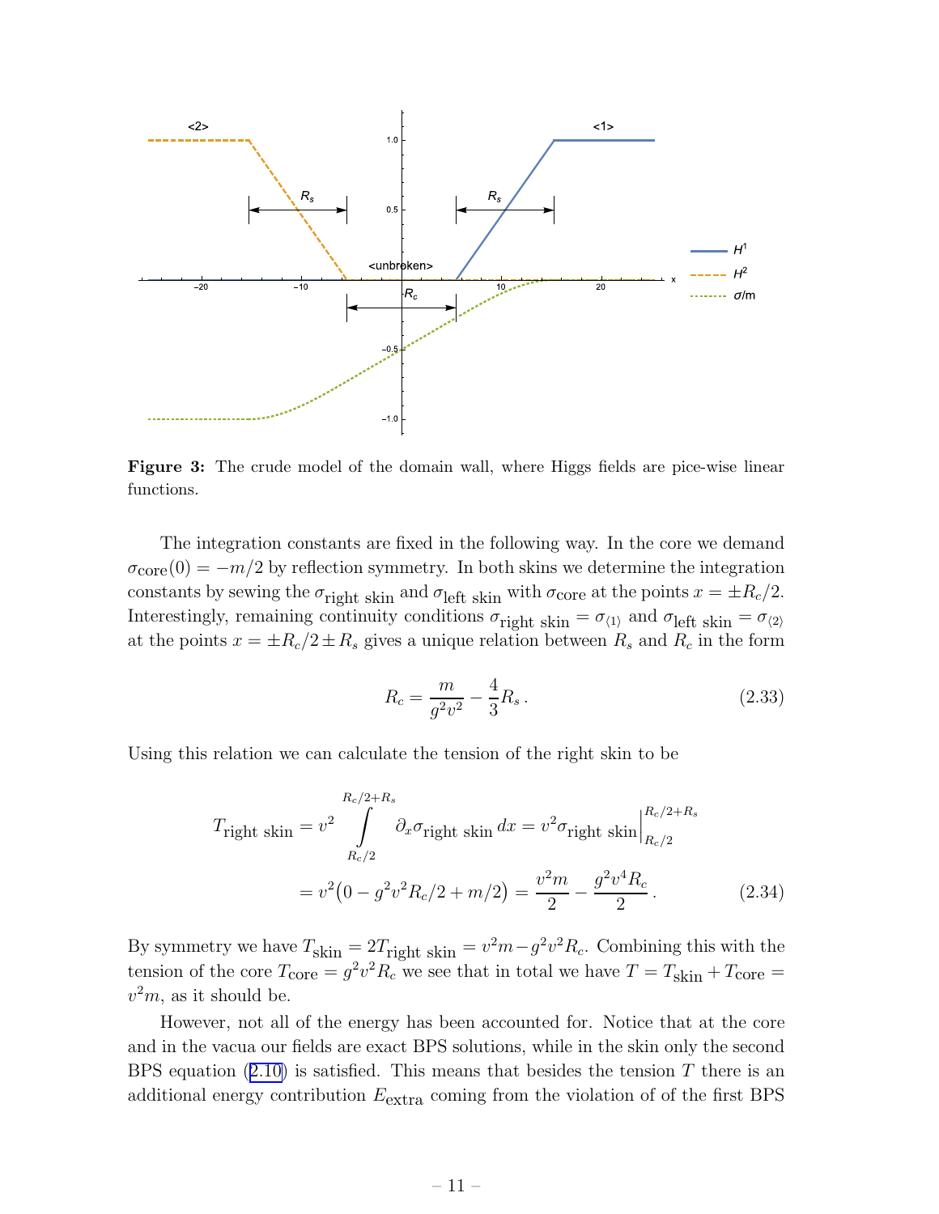**Figure 3:** The crude model of the domain wall, where Higgs fields are pice-wise linear functions.

The integration constants are fixed in the following way. In the core we demand $\sigma_{\text{core}}(0) = -m/2$ by reflection symmetry. In both skins we determine the integration constants by sewing the $\sigma_{\text{right skin}}$ and $\sigma_{\text{left skin}}$ with $\sigma_{\text{core}}$ at the points $x = \pm R_c/2$. Interestingly, remaining continuity conditions $\sigma_{\text{right skin}} = \sigma_{\langle 1 \rangle}$ and $\sigma_{\text{left skin}} = \sigma_{\langle 2 \rangle}$ at the points $x = \pm R_c/2 \pm R_s$ gives a unique relation between $R_s$ and $R_c$ in the form

$$R_c = \frac{m}{g^2 v^2} - \frac{4}{3} R_s \, . \tag{2.33}$$

Using this relation we can calculate the tension of the right skin to be

$$\begin{aligned} T_{\text{right skin}} &= v^2 \int\limits_{R_c/2}^{R_c/2+R_s} \partial_x \sigma_{\text{right skin}} \, dx = v^2 \sigma_{\text{right skin}} \Big|_{R_c/2}^{R_c/2+R_s} \\ &= v^2 \big( 0 - g^2 v^2 R_c/2 + m/2 \big) = \frac{v^2 m}{2} - \frac{g^2 v^4 R_c}{2} \, . \end{aligned} \tag{2.34}$$

By symmetry we have $T_{\text{skin}} = 2 T_{\text{right skin}} = v^2 m - g^2 v^2 R_c$. Combining this with the tension of the core $T_{\text{core}} = g^2 v^2 R_c$ we see that in total we have $T = T_{\text{skin}} + T_{\text{core}} = v^2 m$, as it should be.

However, not all of the energy has been accounted for. Notice that at the core and in the vacua our fields are exact BPS solutions, while in the skin only the second BPS equation (2.10) is satisfied. This means that besides the tension $T$ there is an additional energy contribution $E_{\text{extra}}$ coming from the violation of of the first BPS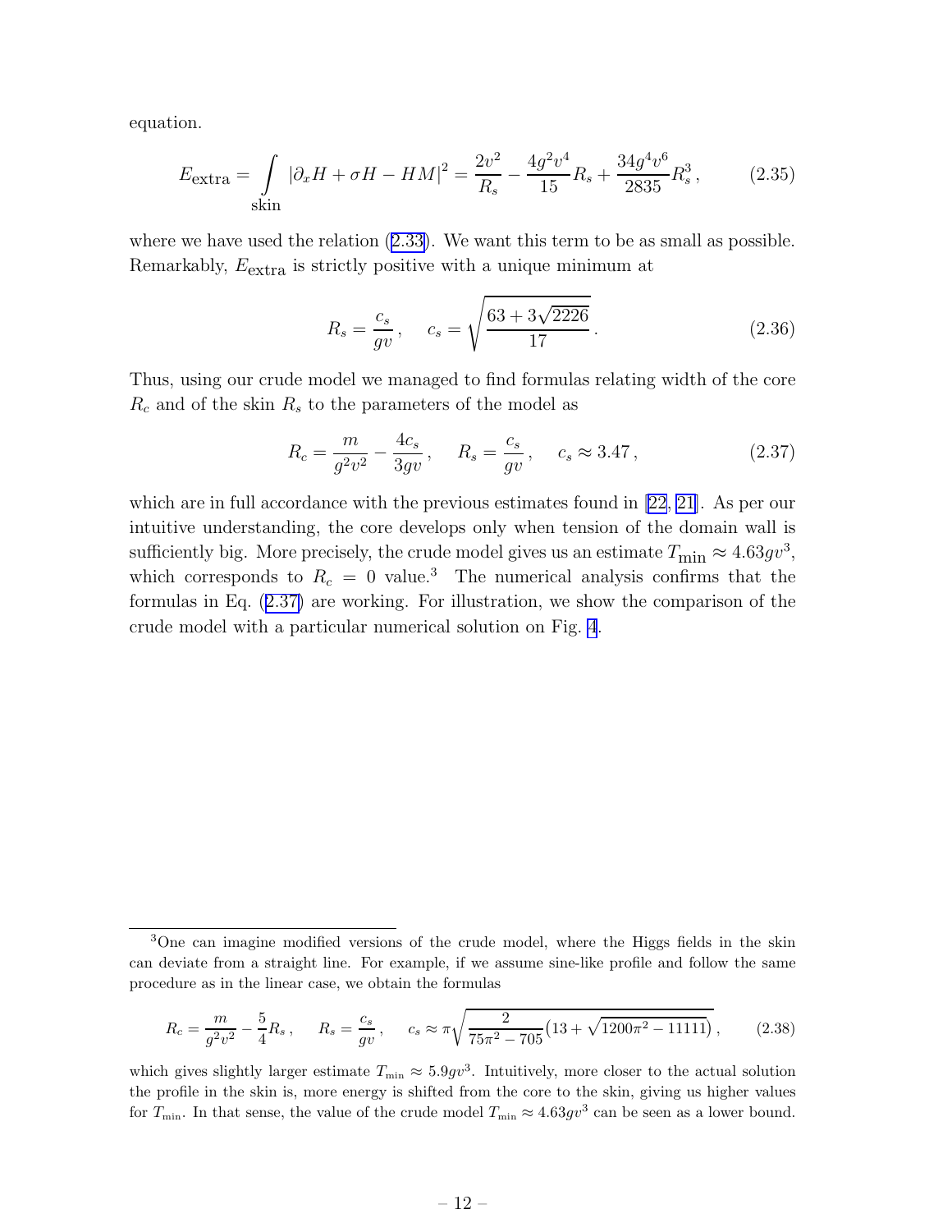equation.

$$
E_{\text{extra}} = \int\limits_{\text{skin}} |\partial_x H + \sigma H - HM|^2 = \frac{2v^2}{R_s} - \frac{4g^2v^4}{15}R_s + \frac{34g^4v^6}{2835}R_s^3 \,, \tag{2.35}
$$

where we have used the relation (2.33). We want this term to be as small as possible. Remarkably, $E_{\text{extra}}$ is strictly positive with a unique minimum at

$$
R_s = \frac{c_s}{gv} \,, \quad c_s = \sqrt{\frac{63 + 3\sqrt{2226}}{17}} \,. \tag{2.36}
$$

Thus, using our crude model we managed to find formulas relating width of the core $R_c$ and of the skin $R_s$ to the parameters of the model as

$$
R_c = \frac{m}{g^2v^2} - \frac{4c_s}{3gv} \,, \quad R_s = \frac{c_s}{gv} \,, \quad c_s \approx 3.47 \,, \tag{2.37}
$$

which are in full accordance with the previous estimates found in [22, 21]. As per our intuitive understanding, the core develops only when tension of the domain wall is sufficiently big. More precisely, the crude model gives us an estimate $T_{\text{min}} \approx 4.63gv^3$, which corresponds to $R_c = 0$ value.[3] The numerical analysis confirms that the formulas in Eq. (2.37) are working. For illustration, we show the comparison of the crude model with a particular numerical solution on Fig. 4.

---

[3] One can imagine modified versions of the crude model, where the Higgs fields in the skin can deviate from a straight line. For example, if we assume sine-like profile and follow the same procedure as in the linear case, we obtain the formulas

$$
R_c = \frac{m}{g^2v^2} - \frac{5}{4}R_s \,, \quad R_s = \frac{c_s}{gv} \,, \quad c_s \approx \pi\sqrt{\frac{2}{75\pi^2 - 705}\left(13 + \sqrt{1200\pi^2 - 11111}\right)} \,, \tag{2.38}
$$

which gives slightly larger estimate $T_{\text{min}} \approx 5.9gv^3$. Intuitively, more closer to the actual solution the profile in the skin is, more energy is shifted from the core to the skin, giving us higher values for $T_{\text{min}}$. In that sense, the value of the crude model $T_{\text{min}} \approx 4.63gv^3$ can be seen as a lower bound.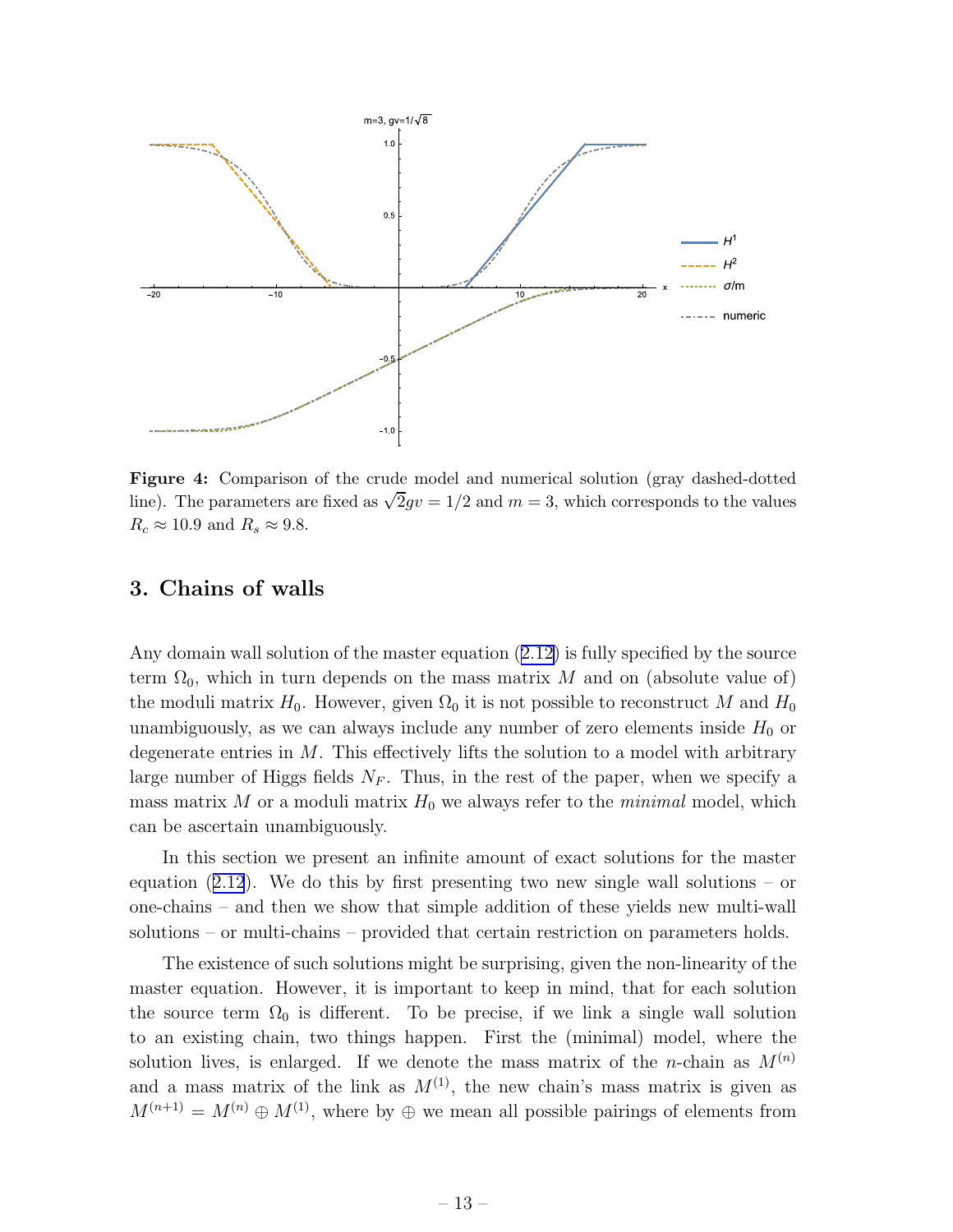**Figure 4:** Comparison of the crude model and numerical solution (gray dashed-dotted line). The parameters are fixed as $\sqrt{2}gv = 1/2$ and $m = 3$, which corresponds to the values $R_c \approx 10.9$ and $R_s \approx 9.8$.

## 3. Chains of walls

Any domain wall solution of the master equation (2.12) is fully specified by the source term $\Omega_0$, which in turn depends on the mass matrix $M$ and on (absolute value of) the moduli matrix $H_0$. However, given $\Omega_0$ it is not possible to reconstruct $M$ and $H_0$ unambiguously, as we can always include any number of zero elements inside $H_0$ or degenerate entries in $M$. This effectively lifts the solution to a model with arbitrary large number of Higgs fields $N_F$. Thus, in the rest of the paper, when we specify a mass matrix $M$ or a moduli matrix $H_0$ we always refer to the *minimal* model, which can be ascertain unambiguously.

In this section we present an infinite amount of exact solutions for the master equation (2.12). We do this by first presenting two new single wall solutions – or one-chains – and then we show that simple addition of these yields new multi-wall solutions – or multi-chains – provided that certain restriction on parameters holds.

The existence of such solutions might be surprising, given the non-linearity of the master equation. However, it is important to keep in mind, that for each solution the source term $\Omega_0$ is different. To be precise, if we link a single wall solution to an existing chain, two things happen. First the (minimal) model, where the solution lives, is enlarged. If we denote the mass matrix of the $n$-chain as $M^{(n)}$ and a mass matrix of the link as $M^{(1)}$, the new chain's mass matrix is given as $M^{(n+1)} = M^{(n)} \oplus M^{(1)}$, where by $\oplus$ we mean all possible pairings of elements from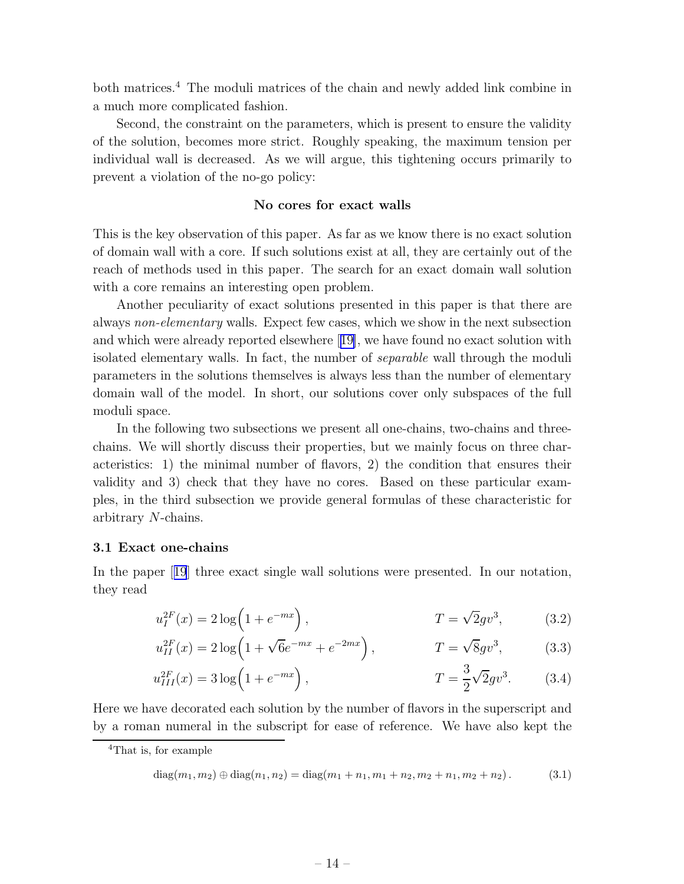both matrices.[4] The moduli matrices of the chain and newly added link combine in a much more complicated fashion.

Second, the constraint on the parameters, which is present to ensure the validity of the solution, becomes more strict. Roughly speaking, the maximum tension per individual wall is decreased. As we will argue, this tightening occurs primarily to prevent a violation of the no-go policy:

**No cores for exact walls**

This is the key observation of this paper. As far as we know there is no exact solution of domain wall with a core. If such solutions exist at all, they are certainly out of the reach of methods used in this paper. The search for an exact domain wall solution with a core remains an interesting open problem.

Another peculiarity of exact solutions presented in this paper is that there are always *non-elementary* walls. Expect few cases, which we show in the next subsection and which were already reported elsewhere [19], we have found no exact solution with isolated elementary walls. In fact, the number of *separable* wall through the moduli parameters in the solutions themselves is always less than the number of elementary domain wall of the model. In short, our solutions cover only subspaces of the full moduli space.

In the following two subsections we present all one-chains, two-chains and three-chains. We will shortly discuss their properties, but we mainly focus on three characteristics: 1) the minimal number of flavors, 2) the condition that ensures their validity and 3) check that they have no cores. Based on these particular examples, in the third subsection we provide general formulas of these characteristic for arbitrary $N$-chains.

### 3.1 Exact one-chains

In the paper [19] three exact single wall solutions were presented. In our notation, they read

$$u_I^{2F}(x) = 2\log\Big(1+e^{-mx}\Big)\,, \qquad T = \sqrt{2}gv^3, \tag{3.2}$$

$$u_{II}^{2F}(x) = 2\log\Big(1+\sqrt{6}e^{-mx}+e^{-2mx}\Big)\,, \qquad T = \sqrt{8}gv^3, \tag{3.3}$$

$$u_{III}^{2F}(x) = 3\log\Big(1+e^{-mx}\Big)\,, \qquad T = \frac{3}{2}\sqrt{2}gv^3. \tag{3.4}$$

Here we have decorated each solution by the number of flavors in the superscript and by a roman numeral in the subscript for ease of reference. We have also kept the

---

[4] That is, for example

$$\mathrm{diag}(m_1, m_2) \oplus \mathrm{diag}(n_1, n_2) = \mathrm{diag}(m_1+n_1, m_1+n_2, m_2+n_1, m_2+n_2)\,. \tag{3.1}$$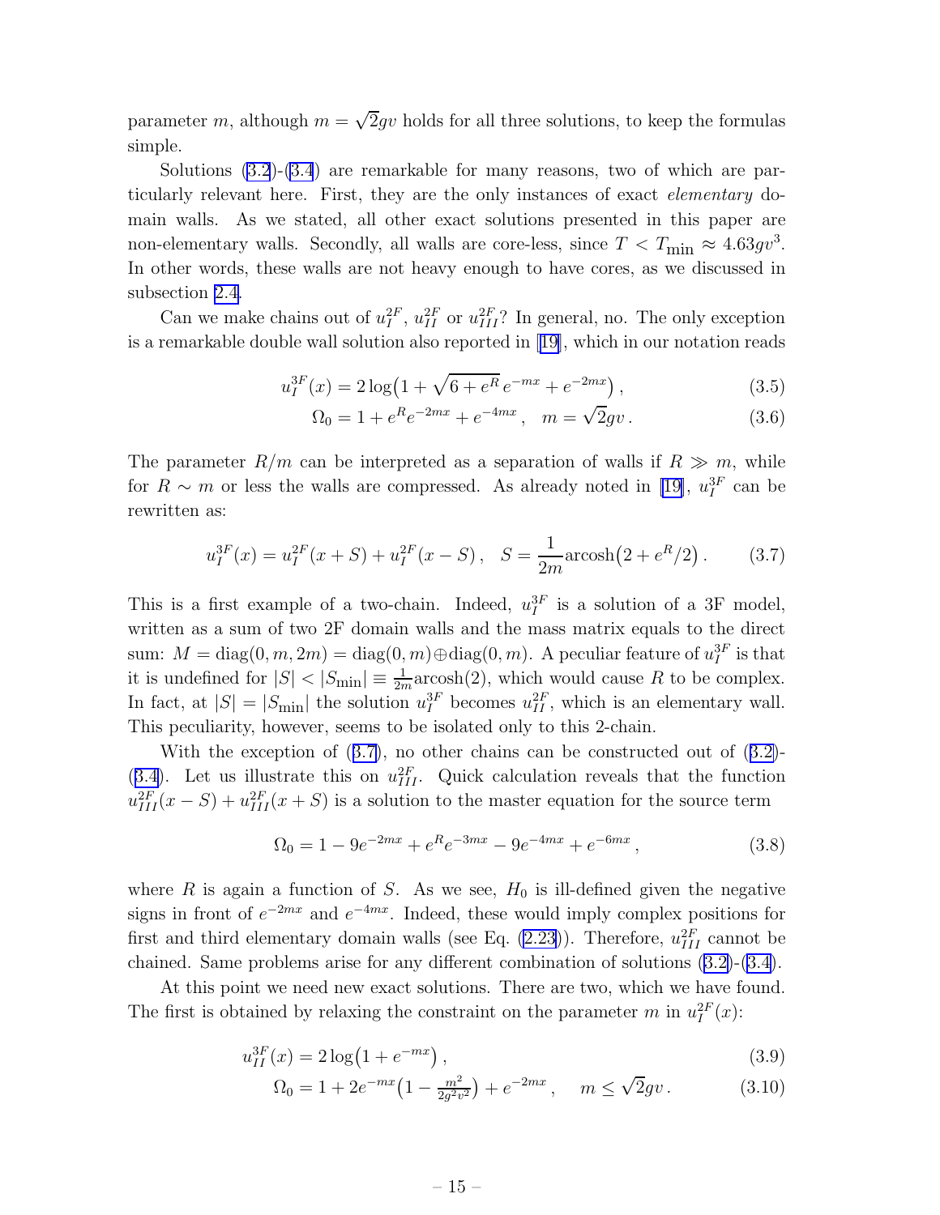parameter $m$, although $m = \sqrt{2}gv$ holds for all three solutions, to keep the formulas simple.

Solutions (3.2)-(3.4) are remarkable for many reasons, two of which are particularly relevant here. First, they are the only instances of exact *elementary* domain walls. As we stated, all other exact solutions presented in this paper are non-elementary walls. Secondly, all walls are core-less, since $T < T_{\rm min} \approx 4.63gv^3$. In other words, these walls are not heavy enough to have cores, as we discussed in subsection 2.4.

Can we make chains out of $u_I^{2F}$, $u_{II}^{2F}$ or $u_{III}^{2F}$? In general, no. The only exception is a remarkable double wall solution also reported in [19], which in our notation reads

$$u_I^{3F}(x) = 2\log\big(1 + \sqrt{6+e^R}\, e^{-mx} + e^{-2mx}\big)\,, \tag{3.5}$$

$$\Omega_0 = 1 + e^R e^{-2mx} + e^{-4mx}\,, \quad m = \sqrt{2}gv\,. \tag{3.6}$$

The parameter $R/m$ can be interpreted as a separation of walls if $R \gg m$, while for $R \sim m$ or less the walls are compressed. As already noted in [19], $u_I^{3F}$ can be rewritten as:

$$u_I^{3F}(x) = u_I^{2F}(x+S) + u_I^{2F}(x-S)\,, \quad S = \frac{1}{2m}\text{arcosh}\big(2 + e^R/2\big)\,. \tag{3.7}$$

This is a first example of a two-chain. Indeed, $u_I^{3F}$ is a solution of a 3F model, written as a sum of two 2F domain walls and the mass matrix equals to the direct sum: $M = \text{diag}(0,m,2m) = \text{diag}(0,m)\oplus\text{diag}(0,m)$. A peculiar feature of $u_I^{3F}$ is that it is undefined for $|S| < |S_{\rm min}| \equiv \frac{1}{2m}\text{arcosh}(2)$, which would cause $R$ to be complex. In fact, at $|S| = |S_{\rm min}|$ the solution $u_I^{3F}$ becomes $u_{II}^{2F}$, which is an elementary wall. This peculiarity, however, seems to be isolated only to this 2-chain.

With the exception of (3.7), no other chains can be constructed out of (3.2)-(3.4). Let us illustrate this on $u_{III}^{2F}$. Quick calculation reveals that the function $u_{III}^{2F}(x-S) + u_{III}^{2F}(x+S)$ is a solution to the master equation for the source term

$$\Omega_0 = 1 - 9e^{-2mx} + e^R e^{-3mx} - 9e^{-4mx} + e^{-6mx}\,, \tag{3.8}$$

where $R$ is again a function of $S$. As we see, $H_0$ is ill-defined given the negative signs in front of $e^{-2mx}$ and $e^{-4mx}$. Indeed, these would imply complex positions for first and third elementary domain walls (see Eq. (2.23)). Therefore, $u_{III}^{2F}$ cannot be chained. Same problems arise for any different combination of solutions (3.2)-(3.4).

At this point we need new exact solutions. There are two, which we have found. The first is obtained by relaxing the constraint on the parameter $m$ in $u_I^{2F}(x)$:

$$u_{II}^{3F}(x) = 2\log\big(1 + e^{-mx}\big)\,, \tag{3.9}$$

$$\Omega_0 = 1 + 2e^{-mx}\big(1 - \tfrac{m^2}{2g^2v^2}\big) + e^{-2mx}\,, \quad m \le \sqrt{2}gv\,. \tag{3.10}$$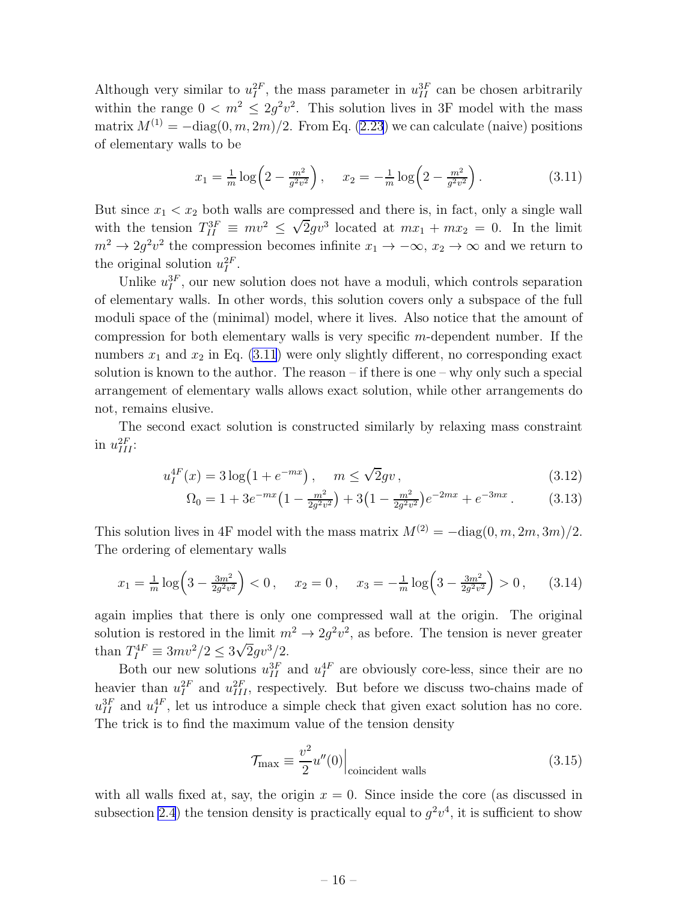Although very similar to $u_I^{2F}$, the mass parameter in $u_{II}^{3F}$ can be chosen arbitrarily within the range $0 < m^2 \leq 2g^2v^2$. This solution lives in 3F model with the mass matrix $M^{(1)} = -\mathrm{diag}(0, m, 2m)/2$. From Eq. (2.23) we can calculate (naive) positions of elementary walls to be

$$x_1 = \tfrac{1}{m}\log\Big(2 - \tfrac{m^2}{g^2v^2}\Big)\,, \quad x_2 = -\tfrac{1}{m}\log\Big(2 - \tfrac{m^2}{g^2v^2}\Big)\,. \tag{3.11}$$

But since $x_1 < x_2$ both walls are compressed and there is, in fact, only a single wall with the tension $T_{II}^{3F} \equiv mv^2 \leq \sqrt{2}gv^3$ located at $mx_1 + mx_2 = 0$. In the limit $m^2 \to 2g^2v^2$ the compression becomes infinite $x_1 \to -\infty$, $x_2 \to \infty$ and we return to the original solution $u_I^{2F}$.

Unlike $u_I^{3F}$, our new solution does not have a moduli, which controls separation of elementary walls. In other words, this solution covers only a subspace of the full moduli space of the (minimal) model, where it lives. Also notice that the amount of compression for both elementary walls is very specific $m$-dependent number. If the numbers $x_1$ and $x_2$ in Eq. (3.11) were only slightly different, no corresponding exact solution is known to the author. The reason – if there is one – why only such a special arrangement of elementary walls allows exact solution, while other arrangements do not, remains elusive.

The second exact solution is constructed similarly by relaxing mass constraint in $u_{III}^{2F}$:

$$u_I^{4F}(x) = 3\log\big(1 + e^{-mx}\big)\,, \quad m \leq \sqrt{2}gv\,, \tag{3.12}$$

$$\Omega_0 = 1 + 3e^{-mx}\big(1 - \tfrac{m^2}{2g^2v^2}\big) + 3\big(1 - \tfrac{m^2}{2g^2v^2}\big)e^{-2mx} + e^{-3mx}\,. \tag{3.13}$$

This solution lives in 4F model with the mass matrix $M^{(2)} = -\mathrm{diag}(0, m, 2m, 3m)/2$. The ordering of elementary walls

$$x_1 = \tfrac{1}{m}\log\Big(3 - \tfrac{3m^2}{2g^2v^2}\Big) < 0\,, \quad x_2 = 0\,, \quad x_3 = -\tfrac{1}{m}\log\Big(3 - \tfrac{3m^2}{2g^2v^2}\Big) > 0\,, \tag{3.14}$$

again implies that there is only one compressed wall at the origin. The original solution is restored in the limit $m^2 \to 2g^2v^2$, as before. The tension is never greater than $T_I^{4F} \equiv 3mv^2/2 \leq 3\sqrt{2}gv^3/2$.

Both our new solutions $u_{II}^{3F}$ and $u_I^{4F}$ are obviously core-less, since their are no heavier than $u_I^{2F}$ and $u_{III}^{2F}$, respectively. But before we discuss two-chains made of $u_{II}^{3F}$ and $u_I^{4F}$, let us introduce a simple check that given exact solution has no core. The trick is to find the maximum value of the tension density

$$\mathcal{T}_{\max} \equiv \frac{v^2}{2}u''(0)\Big|_{\text{coincident walls}} \tag{3.15}$$

with all walls fixed at, say, the origin $x = 0$. Since inside the core (as discussed in subsection 2.4) the tension density is practically equal to $g^2v^4$, it is sufficient to show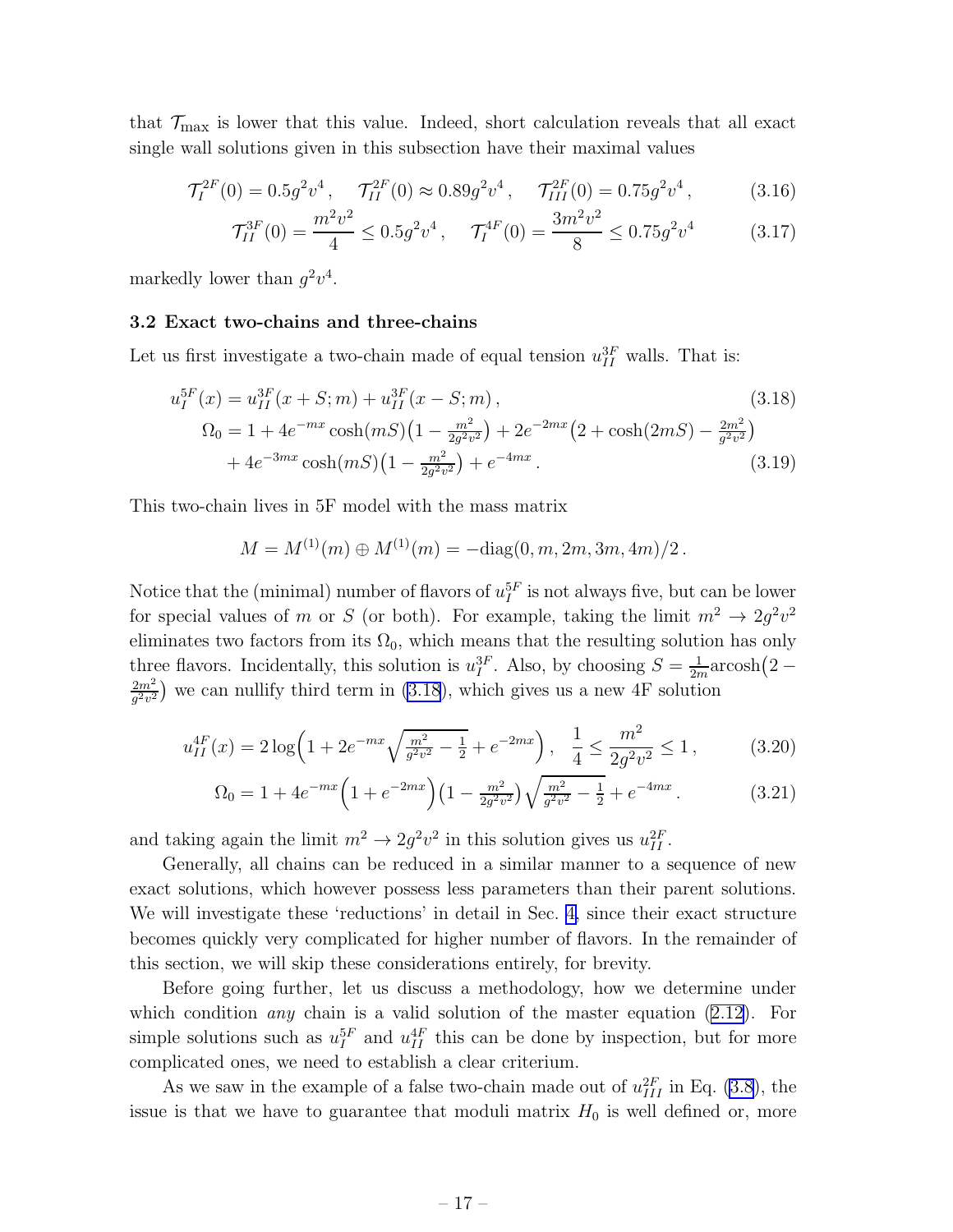that $\mathcal{T}_{\max}$ is lower that this value. Indeed, short calculation reveals that all exact single wall solutions given in this subsection have their maximal values

$$\mathcal{T}_{I}^{2F}(0) = 0.5 g^2 v^4\,, \quad \mathcal{T}_{II}^{2F}(0) \approx 0.89 g^2 v^4\,, \quad \mathcal{T}_{III}^{2F}(0) = 0.75 g^2 v^4\,, \tag{3.16}$$

$$\mathcal{T}_{II}^{3F}(0) = \frac{m^2 v^2}{4} \leq 0.5 g^2 v^4\,, \quad \mathcal{T}_{I}^{4F}(0) = \frac{3m^2 v^2}{8} \leq 0.75 g^2 v^4 \tag{3.17}$$

markedly lower than $g^2 v^4$.

### 3.2 Exact two-chains and three-chains

Let us first investigate a two-chain made of equal tension $u_{II}^{3F}$ walls. That is:

$$u_I^{5F}(x) = u_{II}^{3F}(x+S;m) + u_{II}^{3F}(x-S;m)\,, \tag{3.18}$$

$$\begin{aligned}\Omega_0 = {} & 1 + 4e^{-mx}\cosh(mS)\big(1-\tfrac{m^2}{2g^2v^2}\big) + 2e^{-2mx}\big(2+\cosh(2mS)-\tfrac{2m^2}{g^2v^2}\big) \\ & + 4e^{-3mx}\cosh(mS)\big(1-\tfrac{m^2}{2g^2v^2}\big) + e^{-4mx}\,.\end{aligned} \tag{3.19}$$

This two-chain lives in 5F model with the mass matrix

$$M = M^{(1)}(m) \oplus M^{(1)}(m) = -\mathrm{diag}(0, m, 2m, 3m, 4m)/2\,.$$

Notice that the (minimal) number of flavors of $u_I^{5F}$ is not always five, but can be lower for special values of $m$ or $S$ (or both). For example, taking the limit $m^2 \to 2g^2v^2$ eliminates two factors from its $\Omega_0$, which means that the resulting solution has only three flavors. Incidentally, this solution is $u_I^{3F}$. Also, by choosing $S = \frac{1}{2m}\mathrm{arcosh}\big(2 - \frac{2m^2}{g^2v^2}\big)$ we can nullify third term in (3.18), which gives us a new 4F solution

$$u_{II}^{4F}(x) = 2\log\Big(1 + 2e^{-mx}\sqrt{\tfrac{m^2}{g^2v^2}-\tfrac{1}{2}} + e^{-2mx}\Big)\,, \quad \frac{1}{4} \leq \frac{m^2}{2g^2v^2} \leq 1\,, \tag{3.20}$$

$$\Omega_0 = 1 + 4e^{-mx}\Big(1+e^{-2mx}\Big)\big(1-\tfrac{m^2}{2g^2v^2}\big)\sqrt{\tfrac{m^2}{g^2v^2}-\tfrac{1}{2}} + e^{-4mx}\,. \tag{3.21}$$

and taking again the limit $m^2 \to 2g^2v^2$ in this solution gives us $u_{II}^{2F}$.

Generally, all chains can be reduced in a similar manner to a sequence of new exact solutions, which however possess less parameters than their parent solutions. We will investigate these 'reductions' in detail in Sec. 4, since their exact structure becomes quickly very complicated for higher number of flavors. In the remainder of this section, we will skip these considerations entirely, for brevity.

Before going further, let us discuss a methodology, how we determine under which condition *any* chain is a valid solution of the master equation (2.12). For simple solutions such as $u_I^{5F}$ and $u_{II}^{4F}$ this can be done by inspection, but for more complicated ones, we need to establish a clear criterium.

As we saw in the example of a false two-chain made out of $u_{III}^{2F}$ in Eq. (3.8), the issue is that we have to guarantee that moduli matrix $H_0$ is well defined or, more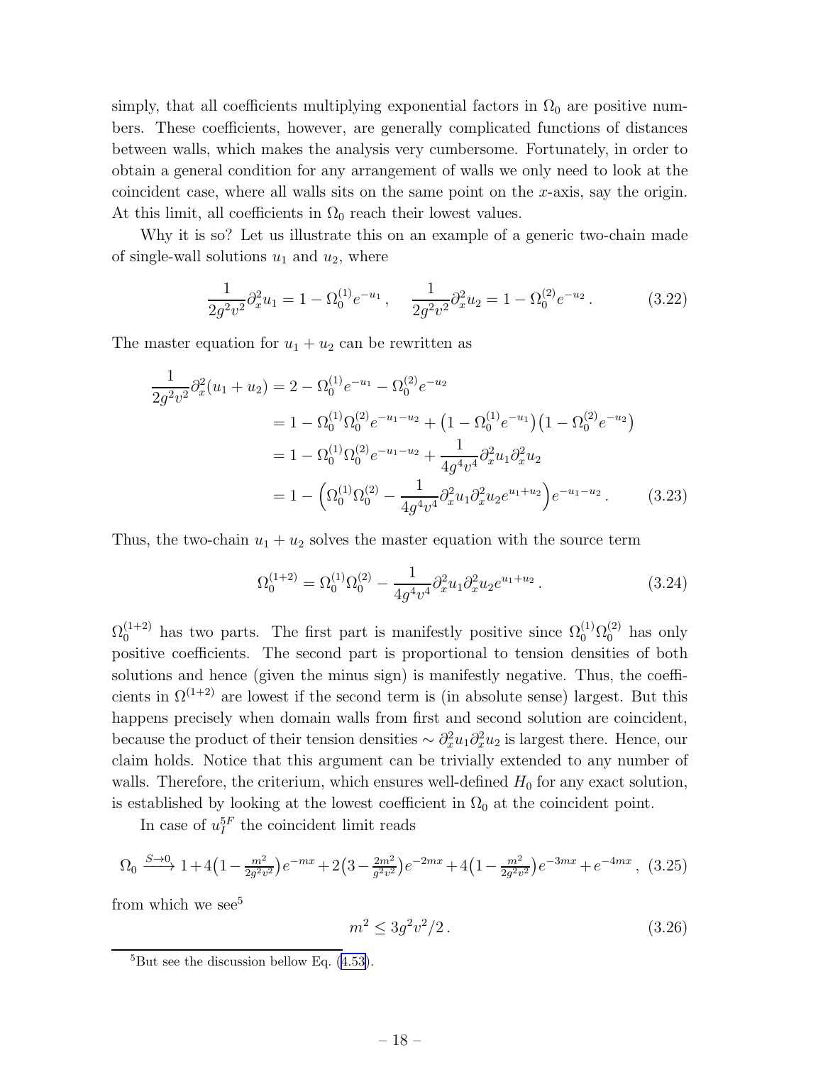simply, that all coefficients multiplying exponential factors in $\Omega_0$ are positive numbers. These coefficients, however, are generally complicated functions of distances between walls, which makes the analysis very cumbersome. Fortunately, in order to obtain a general condition for any arrangement of walls we only need to look at the coincident case, where all walls sits on the same point on the $x$-axis, say the origin. At this limit, all coefficients in $\Omega_0$ reach their lowest values.

Why it is so? Let us illustrate this on an example of a generic two-chain made of single-wall solutions $u_1$ and $u_2$, where

$$\frac{1}{2g^2v^2}\partial_x^2 u_1 = 1 - \Omega_0^{(1)} e^{-u_1}\,, \quad \frac{1}{2g^2v^2}\partial_x^2 u_2 = 1 - \Omega_0^{(2)} e^{-u_2}\,. \tag{3.22}$$

The master equation for $u_1 + u_2$ can be rewritten as

$$\begin{aligned}
\frac{1}{2g^2v^2}\partial_x^2(u_1+u_2) &= 2 - \Omega_0^{(1)} e^{-u_1} - \Omega_0^{(2)} e^{-u_2} \\
&= 1 - \Omega_0^{(1)}\Omega_0^{(2)} e^{-u_1-u_2} + \big(1 - \Omega_0^{(1)} e^{-u_1}\big)\big(1 - \Omega_0^{(2)} e^{-u_2}\big) \\
&= 1 - \Omega_0^{(1)}\Omega_0^{(2)} e^{-u_1-u_2} + \frac{1}{4g^4v^4}\partial_x^2 u_1 \partial_x^2 u_2 \\
&= 1 - \Big(\Omega_0^{(1)}\Omega_0^{(2)} - \frac{1}{4g^4v^4}\partial_x^2 u_1 \partial_x^2 u_2 e^{u_1+u_2}\Big) e^{-u_1-u_2}\,.
\end{aligned} \tag{3.23}$$

Thus, the two-chain $u_1 + u_2$ solves the master equation with the source term

$$\Omega_0^{(1+2)} = \Omega_0^{(1)}\Omega_0^{(2)} - \frac{1}{4g^4v^4}\partial_x^2 u_1 \partial_x^2 u_2 e^{u_1+u_2}\,. \tag{3.24}$$

$\Omega_0^{(1+2)}$ has two parts. The first part is manifestly positive since $\Omega_0^{(1)}\Omega_0^{(2)}$ has only positive coefficients. The second part is proportional to tension densities of both solutions and hence (given the minus sign) is manifestly negative. Thus, the coefficients in $\Omega^{(1+2)}$ are lowest if the second term is (in absolute sense) largest. But this happens precisely when domain walls from first and second solution are coincident, because the product of their tension densities $\sim \partial_x^2 u_1 \partial_x^2 u_2$ is largest there. Hence, our claim holds. Notice that this argument can be trivially extended to any number of walls. Therefore, the criterium, which ensures well-defined $H_0$ for any exact solution, is established by looking at the lowest coefficient in $\Omega_0$ at the coincident point.

In case of $u_I^{5F}$ the coincident limit reads

$$\Omega_0 \xrightarrow{S\to 0} 1 + 4\big(1 - \tfrac{m^2}{2g^2v^2}\big)e^{-mx} + 2\big(3 - \tfrac{2m^2}{g^2v^2}\big)e^{-2mx} + 4\big(1 - \tfrac{m^2}{2g^2v^2}\big)e^{-3mx} + e^{-4mx}\,, \tag{3.25}$$

from which we see[5]

$$m^2 \le 3g^2v^2/2\,. \tag{3.26}$$

[5] But see the discussion bellow Eq. (4.53).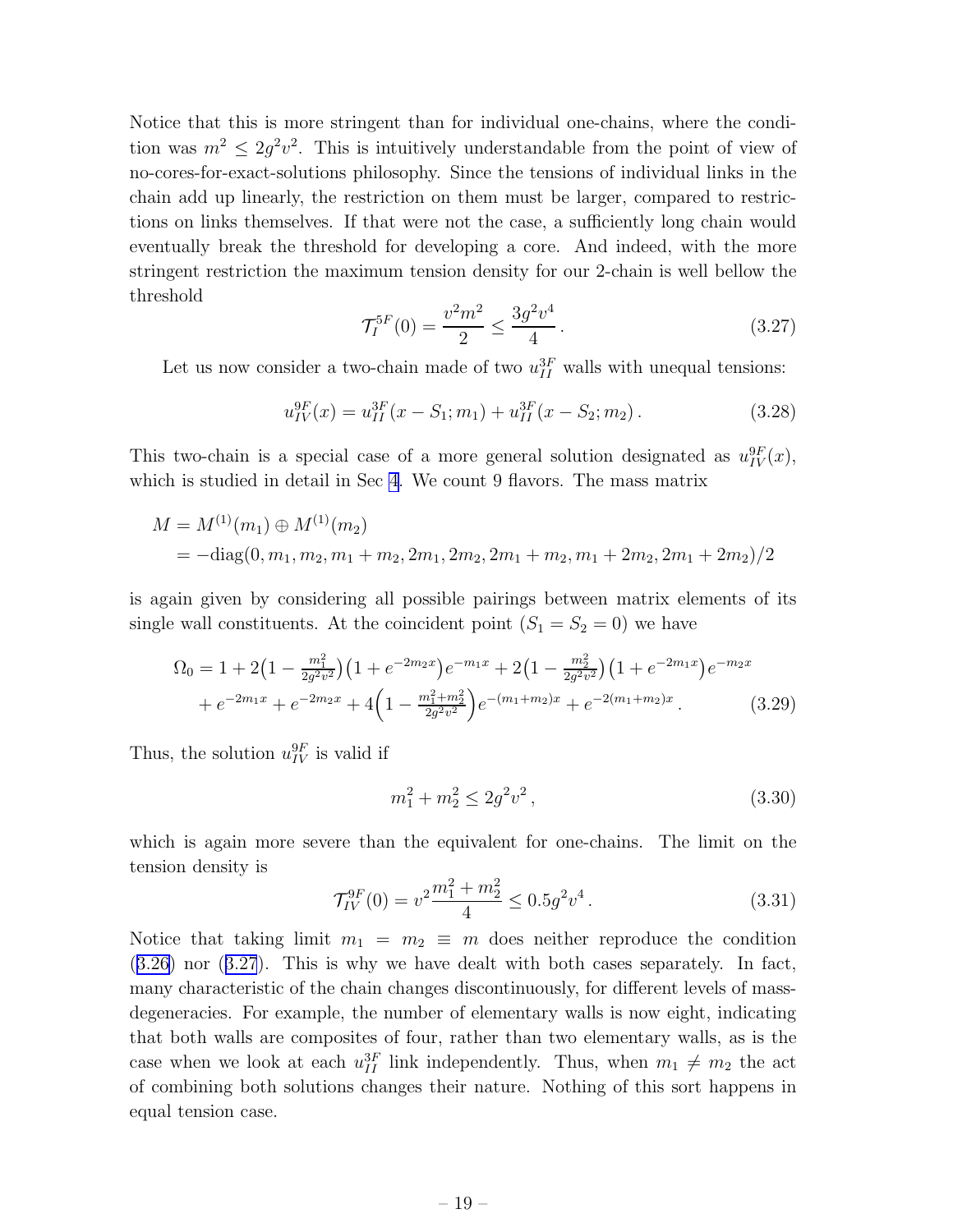Notice that this is more stringent than for individual one-chains, where the condition was $m^2 \leq 2g^2v^2$. This is intuitively understandable from the point of view of no-cores-for-exact-solutions philosophy. Since the tensions of individual links in the chain add up linearly, the restriction on them must be larger, compared to restrictions on links themselves. If that were not the case, a sufficiently long chain would eventually break the threshold for developing a core. And indeed, with the more stringent restriction the maximum tension density for our 2-chain is well bellow the threshold

$$\mathcal{T}_I^{5F}(0) = \frac{v^2m^2}{2} \leq \frac{3g^2v^4}{4} \,. \tag{3.27}$$

Let us now consider a two-chain made of two $u_{II}^{3F}$ walls with unequal tensions:

$$u_{IV}^{9F}(x) = u_{II}^{3F}(x - S_1; m_1) + u_{II}^{3F}(x - S_2; m_2) \,. \tag{3.28}$$

This two-chain is a special case of a more general solution designated as $u_{IV}^{9F}(x)$, which is studied in detail in Sec 4. We count 9 flavors. The mass matrix

$$\begin{aligned} M &= M^{(1)}(m_1) \oplus M^{(1)}(m_2) \\ &= -\mathrm{diag}(0, m_1, m_2, m_1 + m_2, 2m_1, 2m_2, 2m_1 + m_2, m_1 + 2m_2, 2m_1 + 2m_2)/2 \end{aligned}$$

is again given by considering all possible pairings between matrix elements of its single wall constituents. At the coincident point ($S_1 = S_2 = 0$) we have

$$\begin{aligned} \Omega_0 = 1 &+ 2\big(1 - \tfrac{m_1^2}{2g^2v^2}\big)\big(1 + e^{-2m_2x}\big)e^{-m_1x} + 2\big(1 - \tfrac{m_2^2}{2g^2v^2}\big)\big(1 + e^{-2m_1x}\big)e^{-m_2x} \\ &+ e^{-2m_1x} + e^{-2m_2x} + 4\Big(1 - \tfrac{m_1^2 + m_2^2}{2g^2v^2}\Big)e^{-(m_1+m_2)x} + e^{-2(m_1+m_2)x} \,. \end{aligned} \tag{3.29}$$

Thus, the solution $u_{IV}^{9F}$ is valid if

$$m_1^2 + m_2^2 \leq 2g^2v^2 \,, \tag{3.30}$$

which is again more severe than the equivalent for one-chains. The limit on the tension density is

$$\mathcal{T}_{IV}^{9F}(0) = v^2\frac{m_1^2 + m_2^2}{4} \leq 0.5g^2v^4 \,. \tag{3.31}$$

Notice that taking limit $m_1 = m_2 \equiv m$ does neither reproduce the condition (3.26) nor (3.27). This is why we have dealt with both cases separately. In fact, many characteristic of the chain changes discontinuously, for different levels of mass-degeneracies. For example, the number of elementary walls is now eight, indicating that both walls are composites of four, rather than two elementary walls, as is the case when we look at each $u_{II}^{3F}$ link independently. Thus, when $m_1 \neq m_2$ the act of combining both solutions changes their nature. Nothing of this sort happens in equal tension case.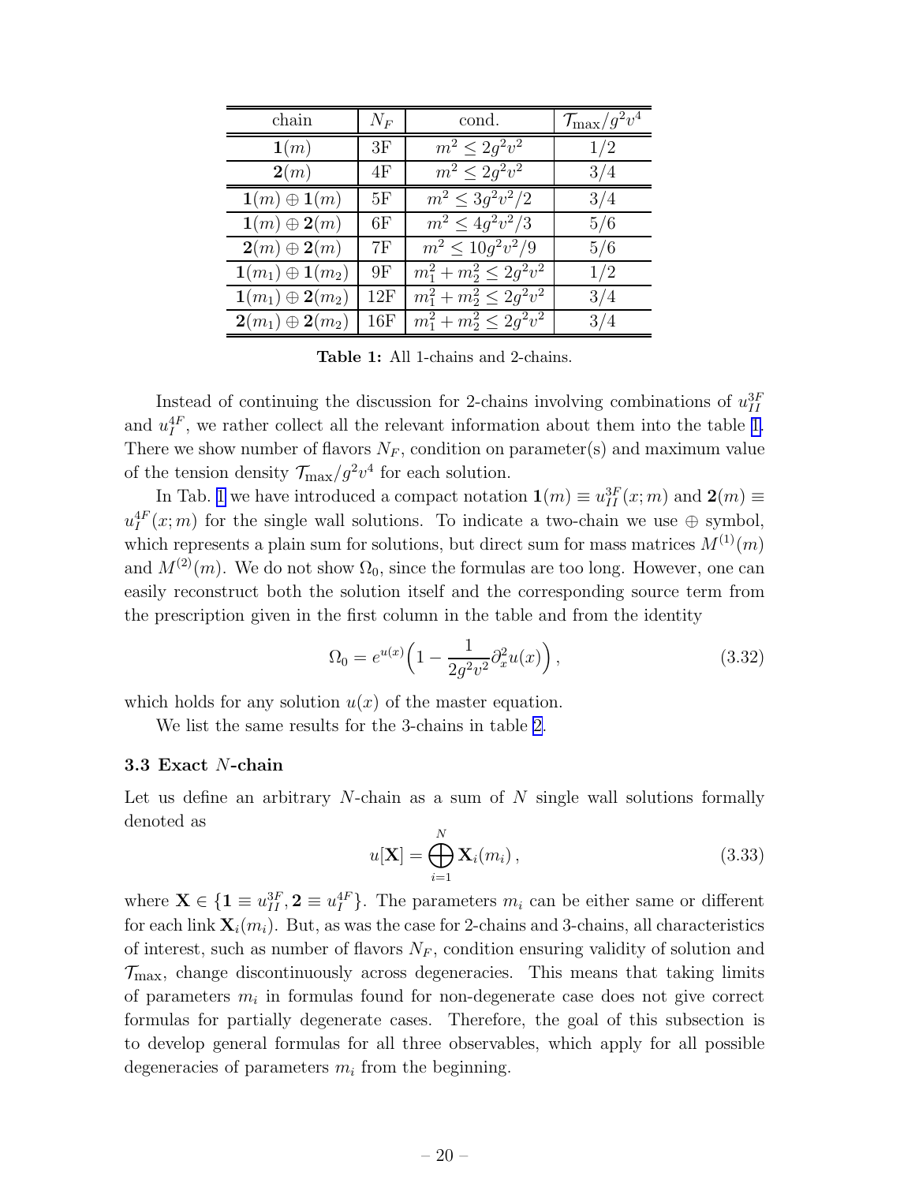| chain | $N_F$ | cond. | $\mathcal{T}_{\max}/g^2v^4$ |
|---|---|---|---|
| $\mathbf{1}(m)$ | 3F | $m^2 \leq 2g^2v^2$ | $1/2$ |
| $\mathbf{2}(m)$ | 4F | $m^2 \leq 2g^2v^2$ | $3/4$ |
| $\mathbf{1}(m) \oplus \mathbf{1}(m)$ | 5F | $m^2 \leq 3g^2v^2/2$ | $3/4$ |
| $\mathbf{1}(m) \oplus \mathbf{2}(m)$ | 6F | $m^2 \leq 4g^2v^2/3$ | $5/6$ |
| $\mathbf{2}(m) \oplus \mathbf{2}(m)$ | 7F | $m^2 \leq 10g^2v^2/9$ | $5/6$ |
| $\mathbf{1}(m_1) \oplus \mathbf{1}(m_2)$ | 9F | $m_1^2 + m_2^2 \leq 2g^2v^2$ | $1/2$ |
| $\mathbf{1}(m_1) \oplus \mathbf{2}(m_2)$ | 12F | $m_1^2 + m_2^2 \leq 2g^2v^2$ | $3/4$ |
| $\mathbf{2}(m_1) \oplus \mathbf{2}(m_2)$ | 16F | $m_1^2 + m_2^2 \leq 2g^2v^2$ | $3/4$ |

**Table 1:** All 1-chains and 2-chains.

Instead of continuing the discussion for 2-chains involving combinations of $u_{II}^{3F}$ and $u_I^{4F}$, we rather collect all the relevant information about them into the table 1. There we show number of flavors $N_F$, condition on parameter(s) and maximum value of the tension density $\mathcal{T}_{\max}/g^2v^4$ for each solution.

In Tab. 1 we have introduced a compact notation $\mathbf{1}(m) \equiv u_{II}^{3F}(x;m)$ and $\mathbf{2}(m) \equiv u_I^{4F}(x;m)$ for the single wall solutions. To indicate a two-chain we use $\oplus$ symbol, which represents a plain sum for solutions, but direct sum for mass matrices $M^{(1)}(m)$ and $M^{(2)}(m)$. We do not show $\Omega_0$, since the formulas are too long. However, one can easily reconstruct both the solution itself and the corresponding source term from the prescription given in the first column in the table and from the identity

$$\Omega_0 = e^{u(x)}\Big(1 - \frac{1}{2g^2v^2}\partial_x^2 u(x)\Big)\,, \tag{3.32}$$

which holds for any solution $u(x)$ of the master equation.

We list the same results for the 3-chains in table 2.

### 3.3 Exact $N$-chain

Let us define an arbitrary $N$-chain as a sum of $N$ single wall solutions formally denoted as

$$u[\mathbf{X}] = \bigoplus_{i=1}^{N} \mathbf{X}_i(m_i)\,, \tag{3.33}$$

where $\mathbf{X} \in \{\mathbf{1} \equiv u_{II}^{3F}, \mathbf{2} \equiv u_I^{4F}\}$. The parameters $m_i$ can be either same or different for each link $\mathbf{X}_i(m_i)$. But, as was the case for 2-chains and 3-chains, all characteristics of interest, such as number of flavors $N_F$, condition ensuring validity of solution and $\mathcal{T}_{\max}$, change discontinuously across degeneracies. This means that taking limits of parameters $m_i$ in formulas found for non-degenerate case does not give correct formulas for partially degenerate cases. Therefore, the goal of this subsection is to develop general formulas for all three observables, which apply for all possible degeneracies of parameters $m_i$ from the beginning.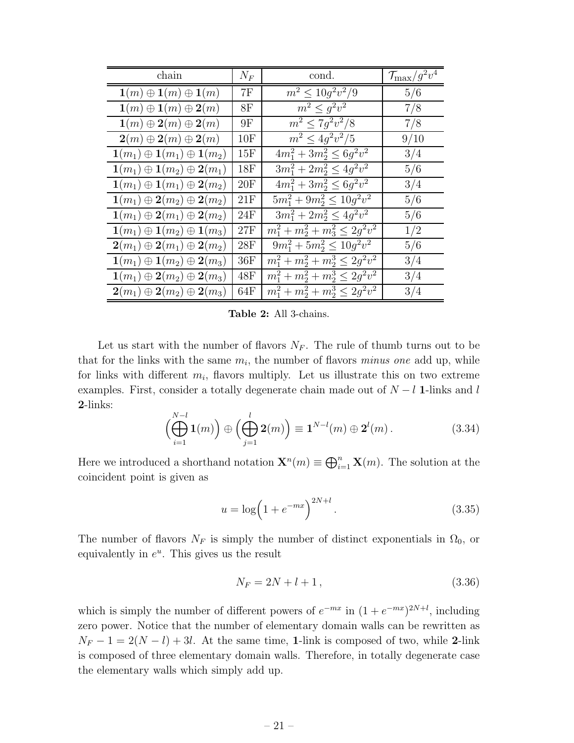| chain | $N_F$ | cond. | $\mathcal{T}_{\max}/g^2v^4$ |
|---|---|---|---|
| $\mathbf{1}(m) \oplus \mathbf{1}(m) \oplus \mathbf{1}(m)$ | 7F | $m^2 \leq 10g^2v^2/9$ | $5/6$ |
| $\mathbf{1}(m) \oplus \mathbf{1}(m) \oplus \mathbf{2}(m)$ | 8F | $m^2 \leq g^2v^2$ | $7/8$ |
| $\mathbf{1}(m) \oplus \mathbf{2}(m) \oplus \mathbf{2}(m)$ | 9F | $m^2 \leq 7g^2v^2/8$ | $7/8$ |
| $\mathbf{2}(m) \oplus \mathbf{2}(m) \oplus \mathbf{2}(m)$ | 10F | $m^2 \leq 4g^2v^2/5$ | $9/10$ |
| $\mathbf{1}(m_1) \oplus \mathbf{1}(m_1) \oplus \mathbf{1}(m_2)$ | 15F | $4m_1^2 + 3m_2^2 \leq 6g^2v^2$ | $3/4$ |
| $\mathbf{1}(m_1) \oplus \mathbf{1}(m_2) \oplus \mathbf{2}(m_1)$ | 18F | $3m_1^2 + 2m_2^2 \leq 4g^2v^2$ | $5/6$ |
| $\mathbf{1}(m_1) \oplus \mathbf{1}(m_1) \oplus \mathbf{2}(m_2)$ | 20F | $4m_1^2 + 3m_2^2 \leq 6g^2v^2$ | $3/4$ |
| $\mathbf{1}(m_1) \oplus \mathbf{2}(m_2) \oplus \mathbf{2}(m_2)$ | 21F | $5m_1^2 + 9m_2^2 \leq 10g^2v^2$ | $5/6$ |
| $\mathbf{1}(m_1) \oplus \mathbf{2}(m_1) \oplus \mathbf{2}(m_2)$ | 24F | $3m_1^2 + 2m_2^2 \leq 4g^2v^2$ | $5/6$ |
| $\mathbf{1}(m_1) \oplus \mathbf{1}(m_2) \oplus \mathbf{1}(m_3)$ | 27F | $m_1^2 + m_2^2 + m_3^2 \leq 2g^2v^2$ | $1/2$ |
| $\mathbf{2}(m_1) \oplus \mathbf{2}(m_1) \oplus \mathbf{2}(m_2)$ | 28F | $9m_1^2 + 5m_2^2 \leq 10g^2v^2$ | $5/6$ |
| $\mathbf{1}(m_1) \oplus \mathbf{1}(m_2) \oplus \mathbf{2}(m_3)$ | 36F | $m_1^2 + m_2^2 + m_2^3 \leq 2g^2v^2$ | $3/4$ |
| $\mathbf{1}(m_1) \oplus \mathbf{2}(m_2) \oplus \mathbf{2}(m_3)$ | 48F | $m_1^2 + m_2^2 + m_2^3 \leq 2g^2v^2$ | $3/4$ |
| $\mathbf{2}(m_1) \oplus \mathbf{2}(m_2) \oplus \mathbf{2}(m_3)$ | 64F | $m_1^2 + m_2^2 + m_2^3 \leq 2g^2v^2$ | $3/4$ |

**Table 2:** All 3-chains.

Let us start with the number of flavors $N_F$. The rule of thumb turns out to be that for the links with the same $m_i$, the number of flavors *minus one* add up, while for links with different $m_i$, flavors multiply. Let us illustrate this on two extreme examples. First, consider a totally degenerate chain made out of $N-l$ **1**-links and $l$ **2**-links:

$$\Big(\bigoplus_{i=1}^{N-l} \mathbf{1}(m)\Big) \oplus \Big(\bigoplus_{j=1}^{l} \mathbf{2}(m)\Big) \equiv \mathbf{1}^{N-l}(m) \oplus \mathbf{2}^{l}(m)\,. \tag{3.34}$$

Here we introduced a shorthand notation $\mathbf{X}^n(m) \equiv \bigoplus_{i=1}^{n} \mathbf{X}(m)$. The solution at the coincident point is given as

$$u = \log\Big(1 + e^{-mx}\Big)^{2N+l}\,. \tag{3.35}$$

The number of flavors $N_F$ is simply the number of distinct exponentials in $\Omega_0$, or equivalently in $e^u$. This gives us the result

$$N_F = 2N + l + 1\,, \tag{3.36}$$

which is simply the number of different powers of $e^{-mx}$ in $(1+e^{-mx})^{2N+l}$, including zero power. Notice that the number of elementary domain walls can be rewritten as $N_F - 1 = 2(N-l) + 3l$. At the same time, **1**-link is composed of two, while **2**-link is composed of three elementary domain walls. Therefore, in totally degenerate case the elementary walls which simply add up.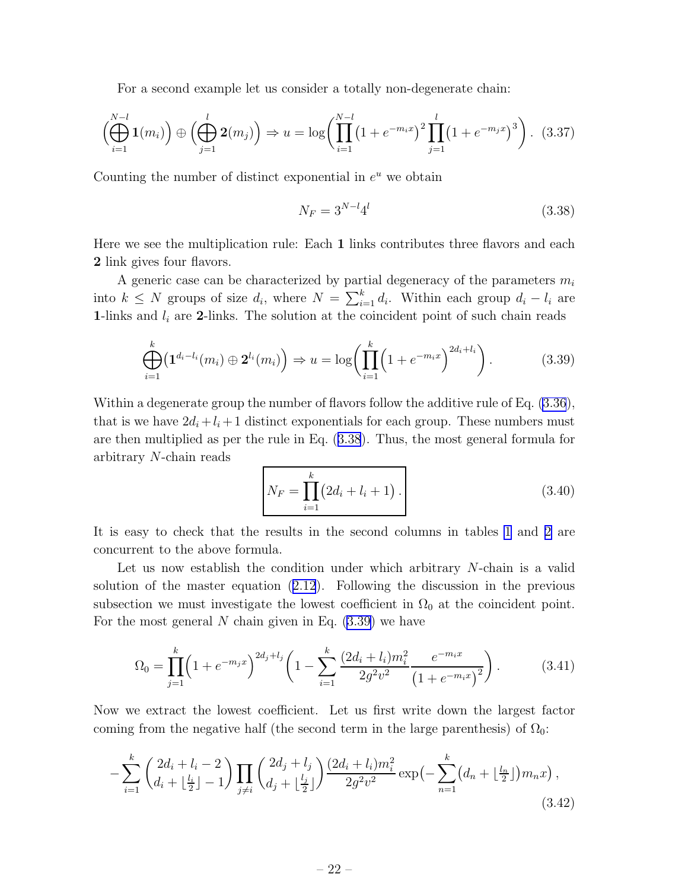For a second example let us consider a totally non-degenerate chain:

$$\Big(\bigoplus_{i=1}^{N-l} \mathbf{1}(m_i)\Big) \oplus \Big(\bigoplus_{j=1}^{l} \mathbf{2}(m_j)\Big) \Rightarrow u = \log\bigg(\prod_{i=1}^{N-l}\big(1+e^{-m_i x}\big)^2 \prod_{j=1}^{l}\big(1+e^{-m_j x}\big)^3\bigg). \quad (3.37)$$

Counting the number of distinct exponential in $e^u$ we obtain

$$N_F = 3^{N-l}4^l \quad (3.38)$$

Here we see the multiplication rule: Each $\mathbf{1}$ links contributes three flavors and each $\mathbf{2}$ link gives four flavors.

A generic case can be characterized by partial degeneracy of the parameters $m_i$ into $k \le N$ groups of size $d_i$, where $N = \sum_{i=1}^{k} d_i$. Within each group $d_i - l_i$ are $\mathbf{1}$-links and $l_i$ are $\mathbf{2}$-links. The solution at the coincident point of such chain reads

$$\bigoplus_{i=1}^{k}\big(\mathbf{1}^{d_i-l_i}(m_i) \oplus \mathbf{2}^{l_i}(m_i)\big) \Rightarrow u = \log\bigg(\prod_{i=1}^{k}\Big(1+e^{-m_i x}\Big)^{2d_i+l_i}\bigg). \quad (3.39)$$

Within a degenerate group the number of flavors follow the additive rule of Eq. (3.36), that is we have $2d_i + l_i + 1$ distinct exponentials for each group. These numbers must are then multiplied as per the rule in Eq. (3.38). Thus, the most general formula for arbitrary $N$-chain reads

$$\boxed{N_F = \prod_{i=1}^{k}\big(2d_i + l_i + 1\big)\,.} \quad (3.40)$$

It is easy to check that the results in the second columns in tables 1 and 2 are concurrent to the above formula.

Let us now establish the condition under which arbitrary $N$-chain is a valid solution of the master equation (2.12). Following the discussion in the previous subsection we must investigate the lowest coefficient in $\Omega_0$ at the coincident point. For the most general $N$ chain given in Eq. (3.39) we have

$$\Omega_0 = \prod_{j=1}^{k}\Big(1+e^{-m_j x}\Big)^{2d_j+l_j}\bigg(1 - \sum_{i=1}^{k}\frac{(2d_i+l_i)m_i^2}{2g^2v^2}\frac{e^{-m_i x}}{\big(1+e^{-m_i x}\big)^2}\bigg). \quad (3.41)$$

Now we extract the lowest coefficient. Let us first write down the largest factor coming from the negative half (the second term in the large parenthesis) of $\Omega_0$:

$$-\sum_{i=1}^{k}\binom{2d_i+l_i-2}{d_i+\lfloor\frac{l_i}{2}\rfloor-1}\prod_{j\neq i}\binom{2d_j+l_j}{d_j+\lfloor\frac{l_j}{2}\rfloor}\frac{(2d_i+l_i)m_i^2}{2g^2v^2}\exp\Big(-\sum_{n=1}^{k}\big(d_n+\lfloor\tfrac{l_n}{2}\rfloor\big)m_n x\Big)\,, \quad (3.42)$$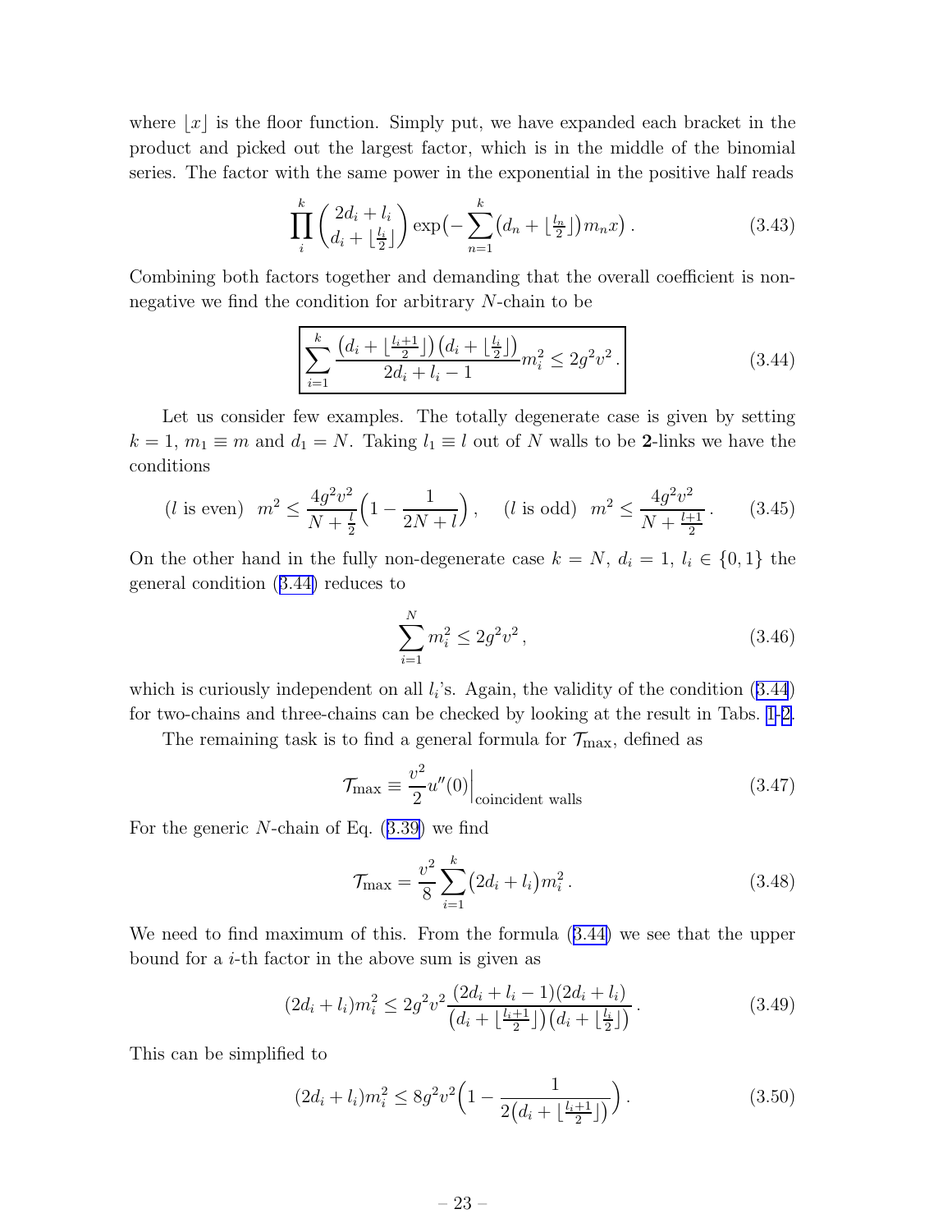where $\lfloor x \rfloor$ is the floor function. Simply put, we have expanded each bracket in the product and picked out the largest factor, which is in the middle of the binomial series. The factor with the same power in the exponential in the positive half reads

$$\prod_i^k \binom{2d_i + l_i}{d_i + \lfloor \frac{l_i}{2} \rfloor} \exp\bigl(-\sum_{n=1}^{k} \bigl(d_n + \lfloor \tfrac{l_n}{2} \rfloor\bigr) m_n x\bigr)\,. \tag{3.43}$$

Combining both factors together and demanding that the overall coefficient is non-negative we find the condition for arbitrary $N$-chain to be

$$\boxed{\sum_{i=1}^{k} \frac{\bigl(d_i + \lfloor \frac{l_i+1}{2} \rfloor\bigr)\bigl(d_i + \lfloor \frac{l_i}{2} \rfloor\bigr)}{2d_i + l_i - 1} m_i^2 \leq 2g^2 v^2\,.} \tag{3.44}$$

Let us consider few examples. The totally degenerate case is given by setting $k = 1$, $m_1 \equiv m$ and $d_1 = N$. Taking $l_1 \equiv l$ out of $N$ walls to be **2**-links we have the conditions

$$(l \text{ is even}) \;\; m^2 \leq \frac{4g^2v^2}{N + \frac{l}{2}}\Bigl(1 - \frac{1}{2N + l}\Bigr)\,, \quad (l \text{ is odd}) \;\; m^2 \leq \frac{4g^2v^2}{N + \frac{l+1}{2}}\,. \tag{3.45}$$

On the other hand in the fully non-degenerate case $k = N$, $d_i = 1$, $l_i \in \{0, 1\}$ the general condition (3.44) reduces to

$$\sum_{i=1}^{N} m_i^2 \leq 2g^2 v^2\,, \tag{3.46}$$

which is curiously independent on all $l_i$'s. Again, the validity of the condition (3.44) for two-chains and three-chains can be checked by looking at the result in Tabs. 1-2.

The remaining task is to find a general formula for $\mathcal{T}_{\max}$, defined as

$$\mathcal{T}_{\max} \equiv \frac{v^2}{2} u''(0)\Big|_{\text{coincident walls}} \tag{3.47}$$

For the generic $N$-chain of Eq. (3.39) we find

$$\mathcal{T}_{\max} = \frac{v^2}{8} \sum_{i=1}^{k} \bigl(2d_i + l_i\bigr) m_i^2\,. \tag{3.48}$$

We need to find maximum of this. From the formula (3.44) we see that the upper bound for a $i$-th factor in the above sum is given as

$$(2d_i + l_i) m_i^2 \leq 2g^2 v^2 \frac{(2d_i + l_i - 1)(2d_i + l_i)}{\bigl(d_i + \lfloor \frac{l_i+1}{2} \rfloor\bigr)\bigl(d_i + \lfloor \frac{l_i}{2} \rfloor\bigr)}\,. \tag{3.49}$$

This can be simplified to

$$(2d_i + l_i) m_i^2 \leq 8g^2 v^2 \Bigl(1 - \frac{1}{2\bigl(d_i + \lfloor \frac{l_i+1}{2} \rfloor\bigr)}\Bigr)\,. \tag{3.50}$$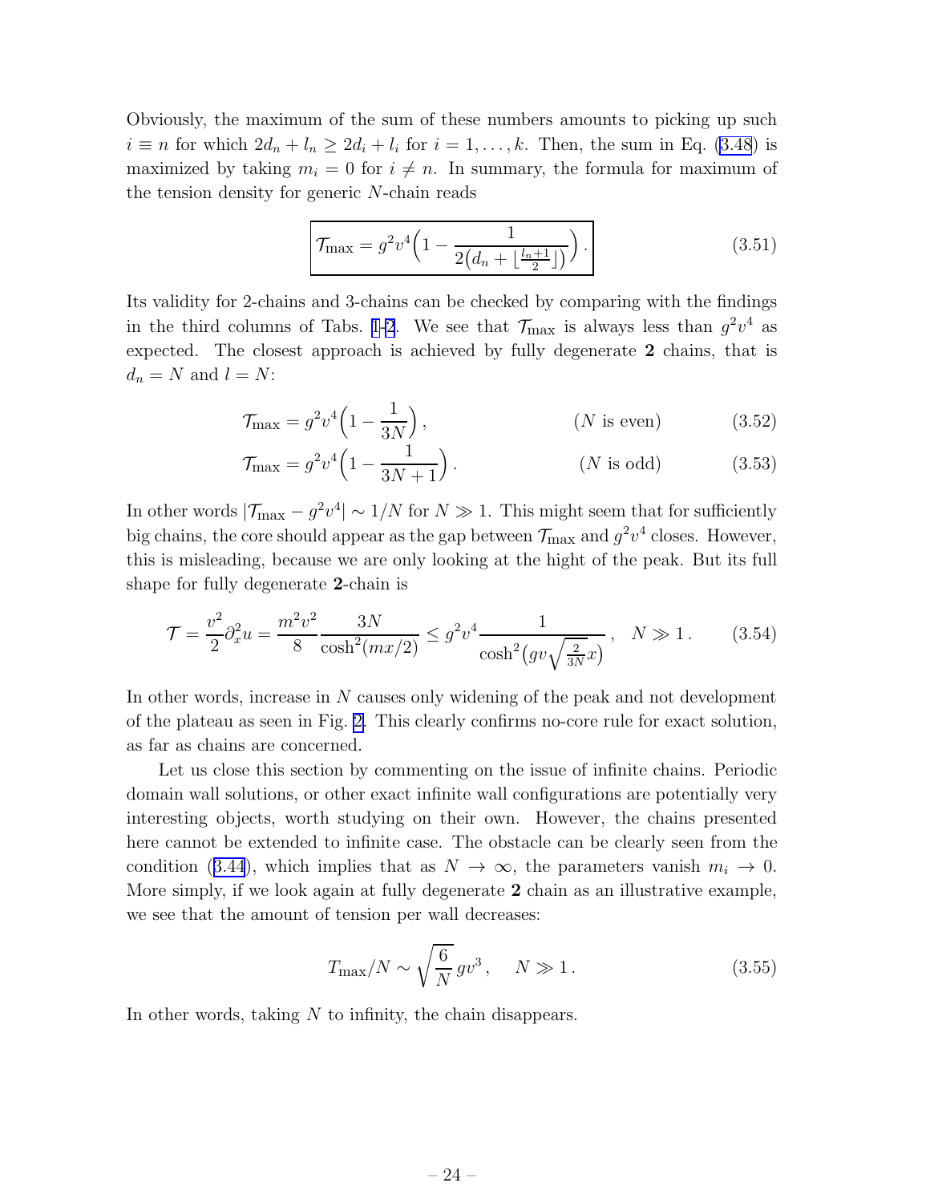Obviously, the maximum of the sum of these numbers amounts to picking up such $i \equiv n$ for which $2d_n + l_n \geq 2d_i + l_i$ for $i = 1, \ldots, k$. Then, the sum in Eq. (3.48) is maximized by taking $m_i = 0$ for $i \neq n$. In summary, the formula for maximum of the tension density for generic $N$-chain reads

$$\boxed{\mathcal{T}_{\max} = g^2 v^4 \Big(1 - \frac{1}{2\big(d_n + \lfloor \frac{l_n+1}{2} \rfloor\big)}\Big)\,.} \tag{3.51}$$

Its validity for 2-chains and 3-chains can be checked by comparing with the findings in the third columns of Tabs. 1-2. We see that $\mathcal{T}_{\max}$ is always less than $g^2v^4$ as expected. The closest approach is achieved by fully degenerate **2** chains, that is $d_n = N$ and $l = N$:

$$\mathcal{T}_{\max} = g^2 v^4 \Big(1 - \frac{1}{3N}\Big)\,, \qquad\qquad (N \text{ is even}) \tag{3.52}$$

$$\mathcal{T}_{\max} = g^2 v^4 \Big(1 - \frac{1}{3N+1}\Big)\,. \qquad\qquad (N \text{ is odd}) \tag{3.53}$$

In other words $|\mathcal{T}_{\max} - g^2v^4| \sim 1/N$ for $N \gg 1$. This might seem that for sufficiently big chains, the core should appear as the gap between $\mathcal{T}_{\max}$ and $g^2v^4$ closes. However, this is misleading, because we are only looking at the hight of the peak. But its full shape for fully degenerate **2**-chain is

$$\mathcal{T} = \frac{v^2}{2}\partial_x^2 u = \frac{m^2v^2}{8}\frac{3N}{\cosh^2(mx/2)} \leq g^2v^4 \frac{1}{\cosh^2\big(gv\sqrt{\frac{2}{3N}}x\big)}\,, \quad N \gg 1\,. \tag{3.54}$$

In other words, increase in $N$ causes only widening of the peak and not development of the plateau as seen in Fig. 2. This clearly confirms no-core rule for exact solution, as far as chains are concerned.

Let us close this section by commenting on the issue of infinite chains. Periodic domain wall solutions, or other exact infinite wall configurations are potentially very interesting objects, worth studying on their own. However, the chains presented here cannot be extended to infinite case. The obstacle can be clearly seen from the condition (3.44), which implies that as $N \to \infty$, the parameters vanish $m_i \to 0$. More simply, if we look again at fully degenerate **2** chain as an illustrative example, we see that the amount of tension per wall decreases:

$$T_{\max}/N \sim \sqrt{\frac{6}{N}}\, gv^3\,, \quad N \gg 1\,. \tag{3.55}$$

In other words, taking $N$ to infinity, the chain disappears.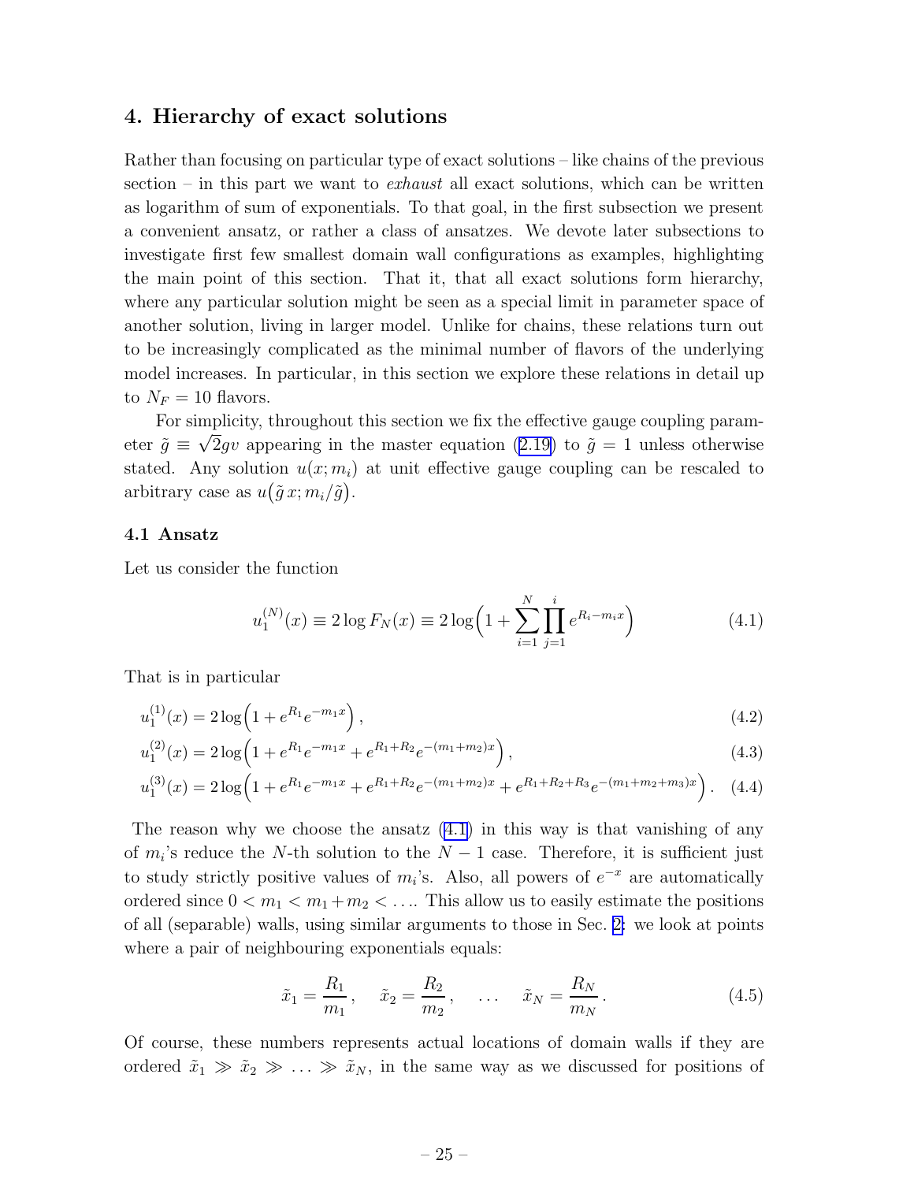## 4. Hierarchy of exact solutions

Rather than focusing on particular type of exact solutions – like chains of the previous section – in this part we want to *exhaust* all exact solutions, which can be written as logarithm of sum of exponentials. To that goal, in the first subsection we present a convenient ansatz, or rather a class of ansatzes. We devote later subsections to investigate first few smallest domain wall configurations as examples, highlighting the main point of this section. That it, that all exact solutions form hierarchy, where any particular solution might be seen as a special limit in parameter space of another solution, living in larger model. Unlike for chains, these relations turn out to be increasingly complicated as the minimal number of flavors of the underlying model increases. In particular, in this section we explore these relations in detail up to $N_F = 10$ flavors.

For simplicity, throughout this section we fix the effective gauge coupling parameter $\tilde{g} \equiv \sqrt{2}gv$ appearing in the master equation (2.19) to $\tilde{g} = 1$ unless otherwise stated. Any solution $u(x; m_i)$ at unit effective gauge coupling can be rescaled to arbitrary case as $u\big(\tilde{g}\, x; m_i/\tilde{g}\big)$.

### 4.1 Ansatz

Let us consider the function

$$u_1^{(N)}(x) \equiv 2 \log F_N(x) \equiv 2 \log\Big(1 + \sum_{i=1}^{N} \prod_{j=1}^{i} e^{R_i - m_i x}\Big) \tag{4.1}$$

That is in particular

$$u_1^{(1)}(x) = 2 \log\Big(1 + e^{R_1} e^{-m_1 x}\Big)\,, \tag{4.2}$$

$$u_1^{(2)}(x) = 2 \log\Big(1 + e^{R_1} e^{-m_1 x} + e^{R_1 + R_2} e^{-(m_1+m_2)x}\Big)\,, \tag{4.3}$$

$$u_1^{(3)}(x) = 2 \log\Big(1 + e^{R_1} e^{-m_1 x} + e^{R_1 + R_2} e^{-(m_1+m_2)x} + e^{R_1+R_2+R_3} e^{-(m_1+m_2+m_3)x}\Big)\,. \tag{4.4}$$

The reason why we choose the ansatz (4.1) in this way is that vanishing of any of $m_i$'s reduce the $N$-th solution to the $N-1$ case. Therefore, it is sufficient just to study strictly positive values of $m_i$'s. Also, all powers of $e^{-x}$ are automatically ordered since $0 < m_1 < m_1 + m_2 < \ldots$. This allow us to easily estimate the positions of all (separable) walls, using similar arguments to those in Sec. 2: we look at points where a pair of neighbouring exponentials equals:

$$\tilde{x}_1 = \frac{R_1}{m_1}\,, \quad \tilde{x}_2 = \frac{R_2}{m_2}\,, \quad \ldots \quad \tilde{x}_N = \frac{R_N}{m_N}\,. \tag{4.5}$$

Of course, these numbers represents actual locations of domain walls if they are ordered $\tilde{x}_1 \gg \tilde{x}_2 \gg \ldots \gg \tilde{x}_N$, in the same way as we discussed for positions of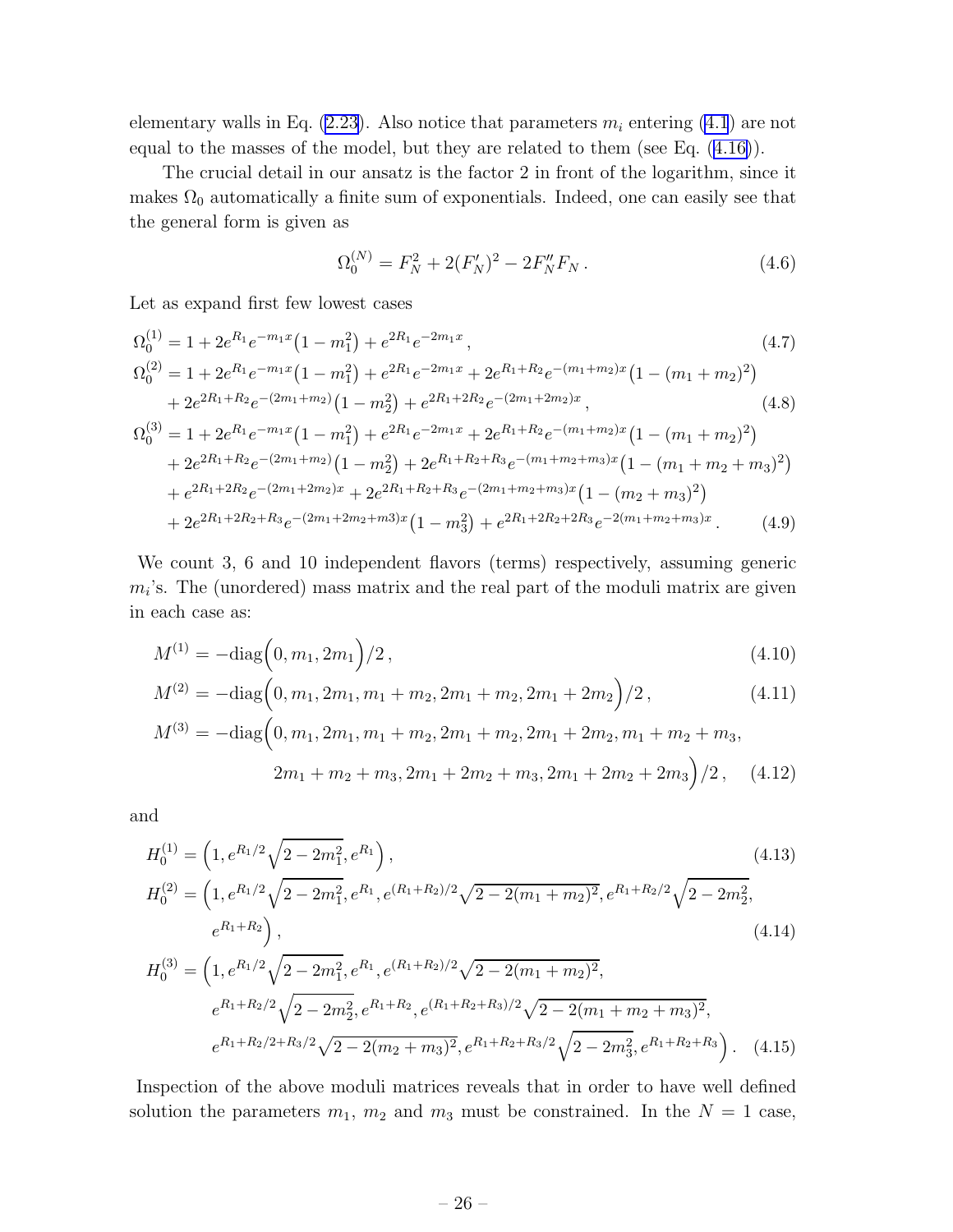elementary walls in Eq. (2.23). Also notice that parameters $m_i$ entering (4.1) are not equal to the masses of the model, but they are related to them (see Eq. (4.16)).

The crucial detail in our ansatz is the factor 2 in front of the logarithm, since it makes $\Omega_0$ automatically a finite sum of exponentials. Indeed, one can easily see that the general form is given as

$$\Omega_0^{(N)} = F_N^2 + 2(F_N')^2 - 2F_N''F_N\,. \tag{4.6}$$

Let as expand first few lowest cases

$$\Omega_0^{(1)} = 1 + 2e^{R_1}e^{-m_1 x}\big(1-m_1^2\big) + e^{2R_1}e^{-2m_1 x}\,, \tag{4.7}$$

$$\begin{aligned}\Omega_0^{(2)} &= 1 + 2e^{R_1}e^{-m_1 x}\big(1-m_1^2\big) + e^{2R_1}e^{-2m_1 x} + 2e^{R_1+R_2}e^{-(m_1+m_2)x}\big(1-(m_1+m_2)^2\big)\\ &\quad + 2e^{2R_1+R_2}e^{-(2m_1+m_2)}\big(1-m_2^2\big) + e^{2R_1+2R_2}e^{-(2m_1+2m_2)x}\,,\end{aligned} \tag{4.8}$$

$$\begin{aligned}\Omega_0^{(3)} &= 1 + 2e^{R_1}e^{-m_1 x}\big(1-m_1^2\big) + e^{2R_1}e^{-2m_1 x} + 2e^{R_1+R_2}e^{-(m_1+m_2)x}\big(1-(m_1+m_2)^2\big)\\ &\quad + 2e^{2R_1+R_2}e^{-(2m_1+m_2)}\big(1-m_2^2\big) + 2e^{R_1+R_2+R_3}e^{-(m_1+m_2+m_3)x}\big(1-(m_1+m_2+m_3)^2\big)\\ &\quad + e^{2R_1+2R_2}e^{-(2m_1+2m_2)x} + 2e^{2R_1+R_2+R_3}e^{-(2m_1+m_2+m_3)x}\big(1-(m_2+m_3)^2\big)\\ &\quad + 2e^{2R_1+2R_2+R_3}e^{-(2m_1+2m_2+m3)x}\big(1-m_3^2\big) + e^{2R_1+2R_2+2R_3}e^{-2(m_1+m_2+m_3)x}\,.\end{aligned} \tag{4.9}$$

We count 3, 6 and 10 independent flavors (terms) respectively, assuming generic $m_i$'s. The (unordered) mass matrix and the real part of the moduli matrix are given in each case as:

$$M^{(1)} = -\mathrm{diag}\Big(0, m_1, 2m_1\Big)/2\,, \tag{4.10}$$

$$M^{(2)} = -\mathrm{diag}\Big(0, m_1, 2m_1, m_1+m_2, 2m_1+m_2, 2m_1+2m_2\Big)/2\,, \tag{4.11}$$

$$\begin{aligned}M^{(3)} = -\mathrm{diag}\Big(&0, m_1, 2m_1, m_1+m_2, 2m_1+m_2, 2m_1+2m_2, m_1+m_2+m_3,\\ &2m_1+m_2+m_3, 2m_1+2m_2+m_3, 2m_1+2m_2+2m_3\Big)/2\,,\end{aligned} \tag{4.12}$$

and

$$H_0^{(1)} = \Big(1, e^{R_1/2}\sqrt{2-2m_1^2}, e^{R_1}\Big)\,, \tag{4.13}$$

$$\begin{aligned}H_0^{(2)} = \Big(&1, e^{R_1/2}\sqrt{2-2m_1^2}, e^{R_1}, e^{(R_1+R_2)/2}\sqrt{2-2(m_1+m_2)^2}, e^{R_1+R_2/2}\sqrt{2-2m_2^2},\\ &e^{R_1+R_2}\Big)\,,\end{aligned} \tag{4.14}$$

$$\begin{aligned}H_0^{(3)} = \Big(&1, e^{R_1/2}\sqrt{2-2m_1^2}, e^{R_1}, e^{(R_1+R_2)/2}\sqrt{2-2(m_1+m_2)^2},\\ &e^{R_1+R_2/2}\sqrt{2-2m_2^2}, e^{R_1+R_2}, e^{(R_1+R_2+R_3)/2}\sqrt{2-2(m_1+m_2+m_3)^2},\\ &e^{R_1+R_2/2+R_3/2}\sqrt{2-2(m_2+m_3)^2}, e^{R_1+R_2+R_3/2}\sqrt{2-2m_3^2}, e^{R_1+R_2+R_3}\Big)\,.\end{aligned} \tag{4.15}$$

Inspection of the above moduli matrices reveals that in order to have well defined solution the parameters $m_1$, $m_2$ and $m_3$ must be constrained. In the $N=1$ case,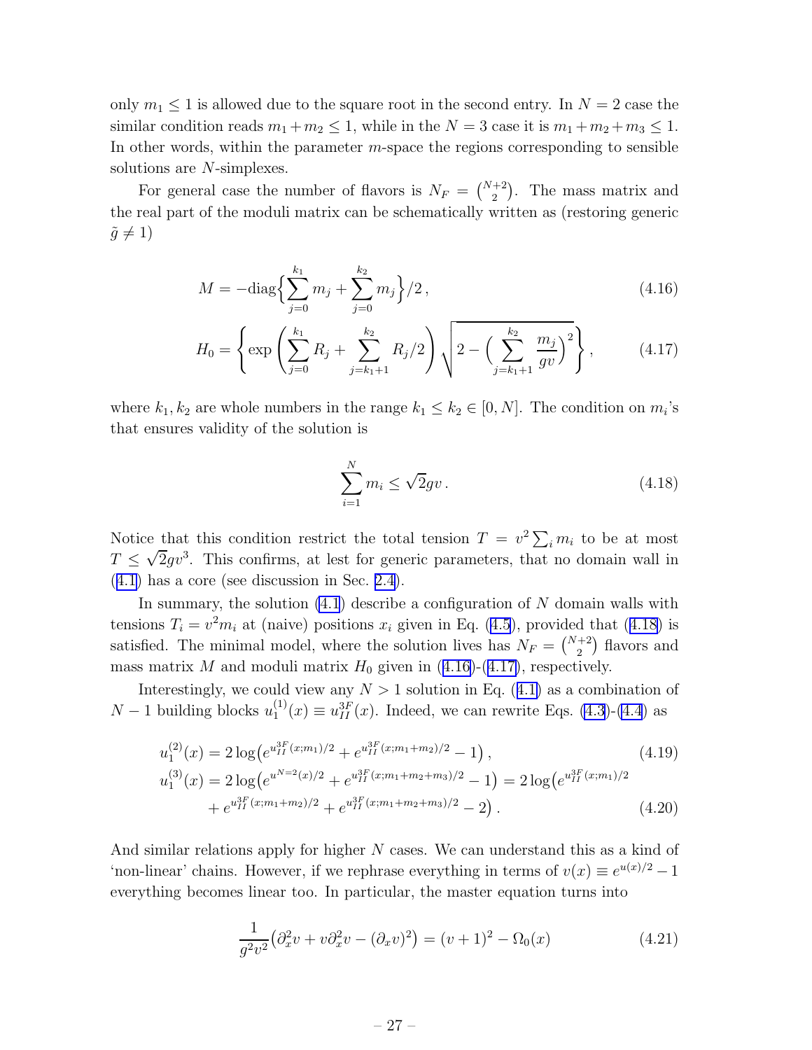only $m_1 \leq 1$ is allowed due to the square root in the second entry. In $N=2$ case the similar condition reads $m_1+m_2 \leq 1$, while in the $N=3$ case it is $m_1+m_2+m_3 \leq 1$. In other words, within the parameter $m$-space the regions corresponding to sensible solutions are $N$-simplexes.

For general case the number of flavors is $N_F = \binom{N+2}{2}$. The mass matrix and the real part of the moduli matrix can be schematically written as (restoring generic $\tilde{g} \neq 1$)

$$
M = -\mathrm{diag}\Big\{\sum_{j=0}^{k_1} m_j + \sum_{j=0}^{k_2} m_j\Big\}/2\,, \tag{4.16}
$$

$$
H_0 = \left\{\exp\left(\sum_{j=0}^{k_1} R_j + \sum_{j=k_1+1}^{k_2} R_j/2\right)\sqrt{2 - \Big(\sum_{j=k_1+1}^{k_2} \frac{m_j}{gv}\Big)^2}\right\}, \tag{4.17}
$$

where $k_1, k_2$ are whole numbers in the range $k_1 \leq k_2 \in [0, N]$. The condition on $m_i$'s that ensures validity of the solution is

$$
\sum_{i=1}^{N} m_i \leq \sqrt{2} g v\,. \tag{4.18}
$$

Notice that this condition restrict the total tension $T = v^2 \sum_i m_i$ to be at most $T \leq \sqrt{2} g v^3$. This confirms, at lest for generic parameters, that no domain wall in (4.1) has a core (see discussion in Sec. 2.4).

In summary, the solution (4.1) describe a configuration of $N$ domain walls with tensions $T_i = v^2 m_i$ at (naive) positions $x_i$ given in Eq. (4.5), provided that (4.18) is satisfied. The minimal model, where the solution lives has $N_F = \binom{N+2}{2}$ flavors and mass matrix $M$ and moduli matrix $H_0$ given in (4.16)-(4.17), respectively.

Interestingly, we could view any $N > 1$ solution in Eq. (4.1) as a combination of $N-1$ building blocks $u_1^{(1)}(x) \equiv u_{II}^{3F}(x)$. Indeed, we can rewrite Eqs. (4.3)-(4.4) as

$$
u_1^{(2)}(x) = 2\log\big(e^{u_{II}^{3F}(x;m_1)/2} + e^{u_{II}^{3F}(x;m_1+m_2)/2} - 1\big)\,, \tag{4.19}
$$

$$
\begin{aligned}
u_1^{(3)}(x) &= 2\log\big(e^{u^{N=2}(x)/2} + e^{u_{II}^{3F}(x;m_1+m_2+m_3)/2} - 1\big) = 2\log\big(e^{u_{II}^{3F}(x;m_1)/2} \\
&\quad + e^{u_{II}^{3F}(x;m_1+m_2)/2} + e^{u_{II}^{3F}(x;m_1+m_2+m_3)/2} - 2\big)\,.
\end{aligned} \tag{4.20}
$$

And similar relations apply for higher $N$ cases. We can understand this as a kind of 'non-linear' chains. However, if we rephrase everything in terms of $v(x) \equiv e^{u(x)/2} - 1$ everything becomes linear too. In particular, the master equation turns into

$$
\frac{1}{g^2 v^2}\big(\partial_x^2 v + v\partial_x^2 v - (\partial_x v)^2\big) = (v+1)^2 - \Omega_0(x) \tag{4.21}
$$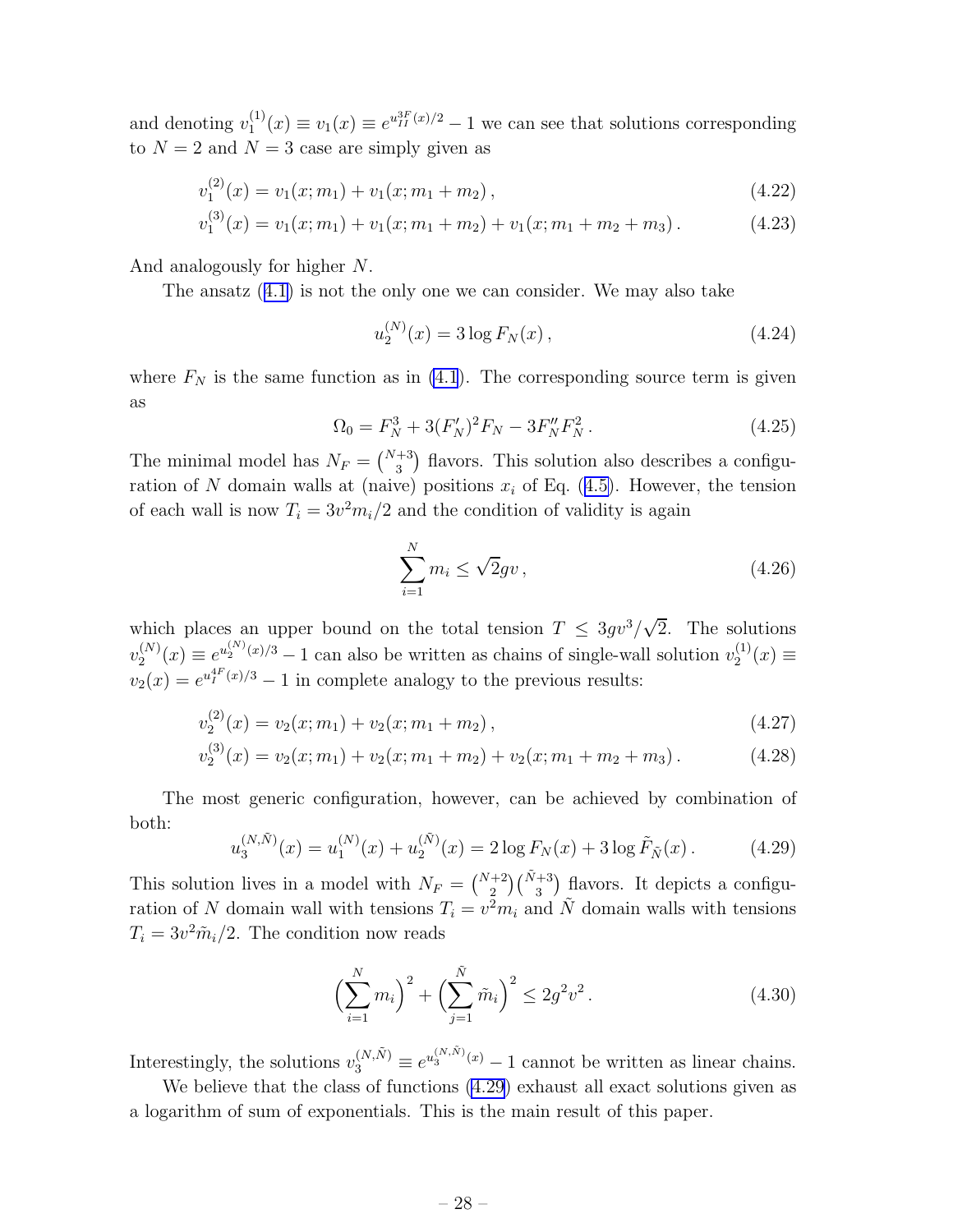and denoting $v_1^{(1)}(x) \equiv v_1(x) \equiv e^{u_{II}^{3F}(x)/2} - 1$ we can see that solutions corresponding to $N = 2$ and $N = 3$ case are simply given as

$$v_1^{(2)}(x) = v_1(x; m_1) + v_1(x; m_1 + m_2)\,, \tag{4.22}$$

$$v_1^{(3)}(x) = v_1(x; m_1) + v_1(x; m_1 + m_2) + v_1(x; m_1 + m_2 + m_3)\,. \tag{4.23}$$

And analogously for higher $N$.

The ansatz (4.1) is not the only one we can consider. We may also take

$$u_2^{(N)}(x) = 3 \log F_N(x)\,, \tag{4.24}$$

where $F_N$ is the same function as in (4.1). The corresponding source term is given as

$$\Omega_0 = F_N^3 + 3(F_N')^2 F_N - 3F_N'' F_N^2\,. \tag{4.25}$$

The minimal model has $N_F = \binom{N+3}{3}$ flavors. This solution also describes a configuration of $N$ domain walls at (naive) positions $x_i$ of Eq. (4.5). However, the tension of each wall is now $T_i = 3v^2 m_i/2$ and the condition of validity is again

$$\sum_{i=1}^{N} m_i \leq \sqrt{2} g v\,, \tag{4.26}$$

which places an upper bound on the total tension $T \leq 3gv^3/\sqrt{2}$. The solutions $v_2^{(N)}(x) \equiv e^{u_2^{(N)}(x)/3} - 1$ can also be written as chains of single-wall solution $v_2^{(1)}(x) \equiv v_2(x) = e^{u_I^{4F}(x)/3} - 1$ in complete analogy to the previous results:

$$v_2^{(2)}(x) = v_2(x; m_1) + v_2(x; m_1 + m_2)\,, \tag{4.27}$$

$$v_2^{(3)}(x) = v_2(x; m_1) + v_2(x; m_1 + m_2) + v_2(x; m_1 + m_2 + m_3)\,. \tag{4.28}$$

The most generic configuration, however, can be achieved by combination of both:

$$u_3^{(N,\tilde{N})}(x) = u_1^{(N)}(x) + u_2^{(\tilde{N})}(x) = 2 \log F_N(x) + 3 \log \tilde{F}_{\tilde{N}}(x)\,. \tag{4.29}$$

This solution lives in a model with $N_F = \binom{N+2}{2}\binom{\tilde{N}+3}{3}$ flavors. It depicts a configuration of $N$ domain wall with tensions $T_i = v^2 m_i$ and $\tilde{N}$ domain walls with tensions $T_i = 3v^2 \tilde{m}_i/2$. The condition now reads

$$\Big(\sum_{i=1}^{N} m_i\Big)^2 + \Big(\sum_{j=1}^{\tilde{N}} \tilde{m}_i\Big)^2 \leq 2g^2 v^2\,. \tag{4.30}$$

Interestingly, the solutions $v_3^{(N,\tilde{N})} \equiv e^{u_3^{(N,\tilde{N})}(x)} - 1$ cannot be written as linear chains.

We believe that the class of functions (4.29) exhaust all exact solutions given as a logarithm of sum of exponentials. This is the main result of this paper.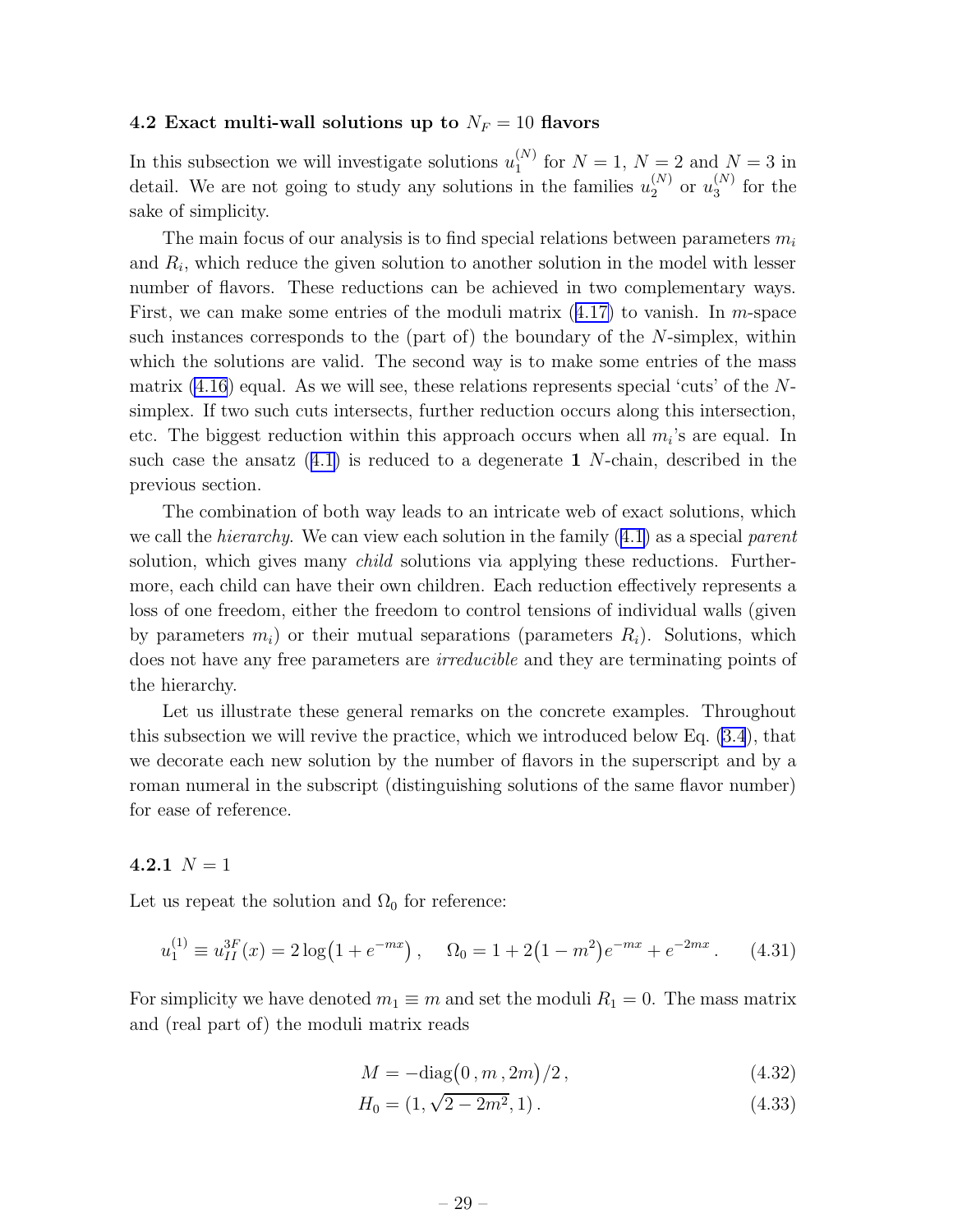### 4.2 Exact multi-wall solutions up to $N_F = 10$ flavors

In this subsection we will investigate solutions $u_1^{(N)}$ for $N = 1$, $N = 2$ and $N = 3$ in detail. We are not going to study any solutions in the families $u_2^{(N)}$ or $u_3^{(N)}$ for the sake of simplicity.

The main focus of our analysis is to find special relations between parameters $m_i$ and $R_i$, which reduce the given solution to another solution in the model with lesser number of flavors. These reductions can be achieved in two complementary ways. First, we can make some entries of the moduli matrix (4.17) to vanish. In $m$-space such instances corresponds to the (part of) the boundary of the $N$-simplex, within which the solutions are valid. The second way is to make some entries of the mass matrix (4.16) equal. As we will see, these relations represents special 'cuts' of the $N$-simplex. If two such cuts intersects, further reduction occurs along this intersection, etc. The biggest reduction within this approach occurs when all $m_i$'s are equal. In such case the ansatz (4.1) is reduced to a degenerate **1** $N$-chain, described in the previous section.

The combination of both way leads to an intricate web of exact solutions, which we call the *hierarchy*. We can view each solution in the family (4.1) as a special *parent* solution, which gives many *child* solutions via applying these reductions. Furthermore, each child can have their own children. Each reduction effectively represents a loss of one freedom, either the freedom to control tensions of individual walls (given by parameters $m_i$) or their mutual separations (parameters $R_i$). Solutions, which does not have any free parameters are *irreducible* and they are terminating points of the hierarchy.

Let us illustrate these general remarks on the concrete examples. Throughout this subsection we will revive the practice, which we introduced below Eq. (3.4), that we decorate each new solution by the number of flavors in the superscript and by a roman numeral in the subscript (distinguishing solutions of the same flavor number) for ease of reference.

#### 4.2.1 $N = 1$

Let us repeat the solution and $\Omega_0$ for reference:

$$u_1^{(1)} \equiv u_{II}^{3F}(x) = 2\log\bigl(1 + e^{-mx}\bigr)\,, \quad \Omega_0 = 1 + 2\bigl(1 - m^2\bigr)e^{-mx} + e^{-2mx}\,. \tag{4.31}$$

For simplicity we have denoted $m_1 \equiv m$ and set the moduli $R_1 = 0$. The mass matrix and (real part of) the moduli matrix reads

$$M = -\mathrm{diag}\bigl(0\,, m\,, 2m\bigr)/2\,, \tag{4.32}$$

$$H_0 = (1, \sqrt{2 - 2m^2}, 1)\,. \tag{4.33}$$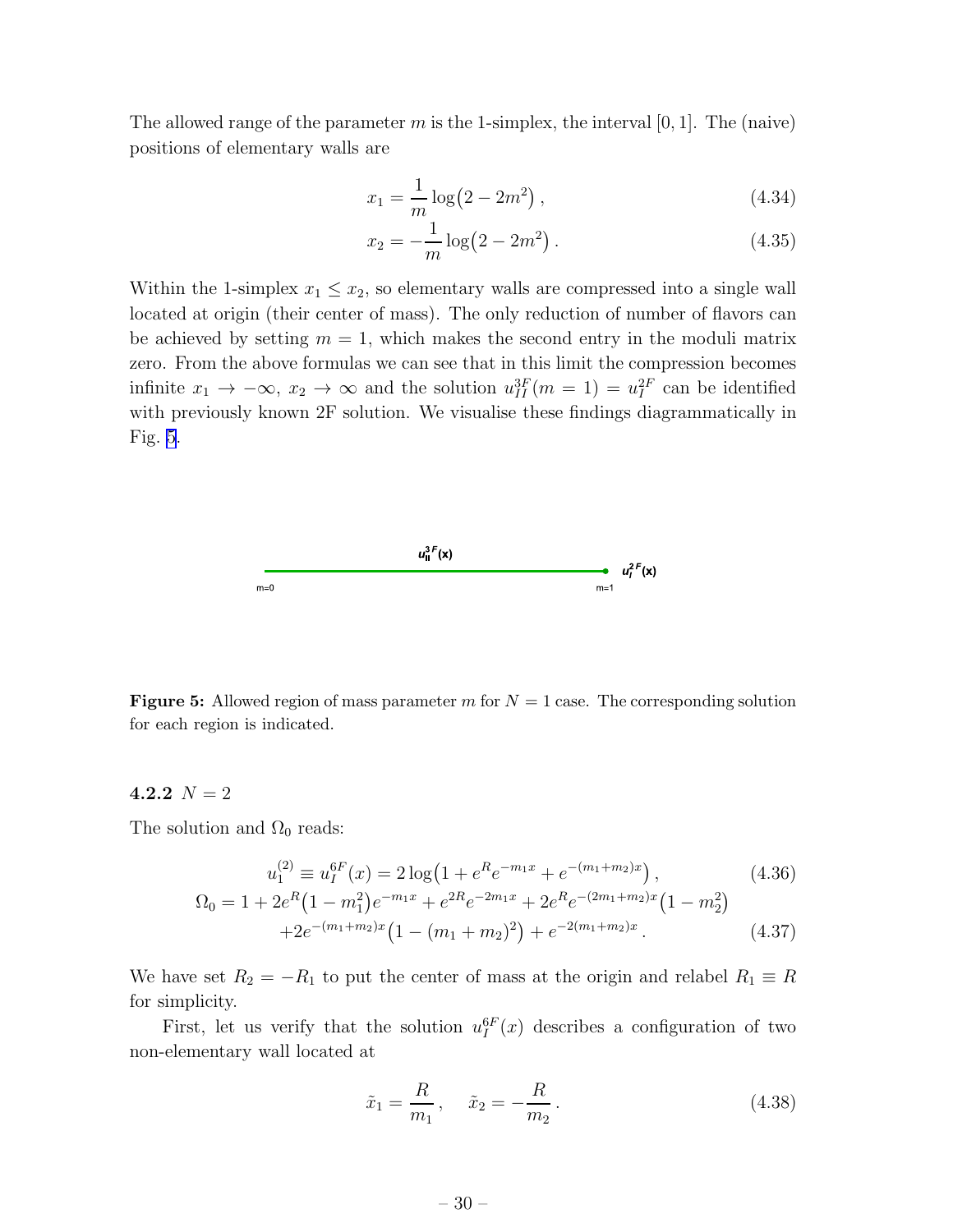The allowed range of the parameter $m$ is the 1-simplex, the interval $[0, 1]$. The (naive) positions of elementary walls are

$$x_1 = \frac{1}{m} \log\bigl(2 - 2m^2\bigr) \,, \tag{4.34}$$

$$x_2 = -\frac{1}{m} \log\bigl(2 - 2m^2\bigr) \,. \tag{4.35}$$

Within the 1-simplex $x_1 \leq x_2$, so elementary walls are compressed into a single wall located at origin (their center of mass). The only reduction of number of flavors can be achieved by setting $m = 1$, which makes the second entry in the moduli matrix zero. From the above formulas we can see that in this limit the compression becomes infinite $x_1 \to -\infty$, $x_2 \to \infty$ and the solution $u_{II}^{3F}(m = 1) = u_I^{2F}$ can be identified with previously known 2F solution. We visualise these findings diagrammatically in Fig. 5.

$u_{II}^{3F}(x)$ &nbsp;&nbsp; $u_I^{2F}(x)$

m=0 &nbsp;&nbsp; m=1

**Figure 5:** Allowed region of mass parameter $m$ for $N = 1$ case. The corresponding solution for each region is indicated.

### 4.2.2 $N = 2$

The solution and $\Omega_0$ reads:

$$u_1^{(2)} \equiv u_I^{6F}(x) = 2 \log\bigl(1 + e^R e^{-m_1 x} + e^{-(m_1+m_2)x}\bigr) \,, \tag{4.36}$$

$$\begin{aligned}\Omega_0 = 1 &+ 2e^R\bigl(1 - m_1^2\bigr)e^{-m_1 x} + e^{2R}e^{-2m_1 x} + 2e^R e^{-(2m_1+m_2)x}\bigl(1 - m_2^2\bigr) \\ &+ 2e^{-(m_1+m_2)x}\bigl(1 - (m_1 + m_2)^2\bigr) + e^{-2(m_1+m_2)x} \,.\end{aligned} \tag{4.37}$$

We have set $R_2 = -R_1$ to put the center of mass at the origin and relabel $R_1 \equiv R$ for simplicity.

First, let us verify that the solution $u_I^{6F}(x)$ describes a configuration of two non-elementary wall located at

$$\tilde{x}_1 = \frac{R}{m_1} \,, \quad \tilde{x}_2 = -\frac{R}{m_2} \,. \tag{4.38}$$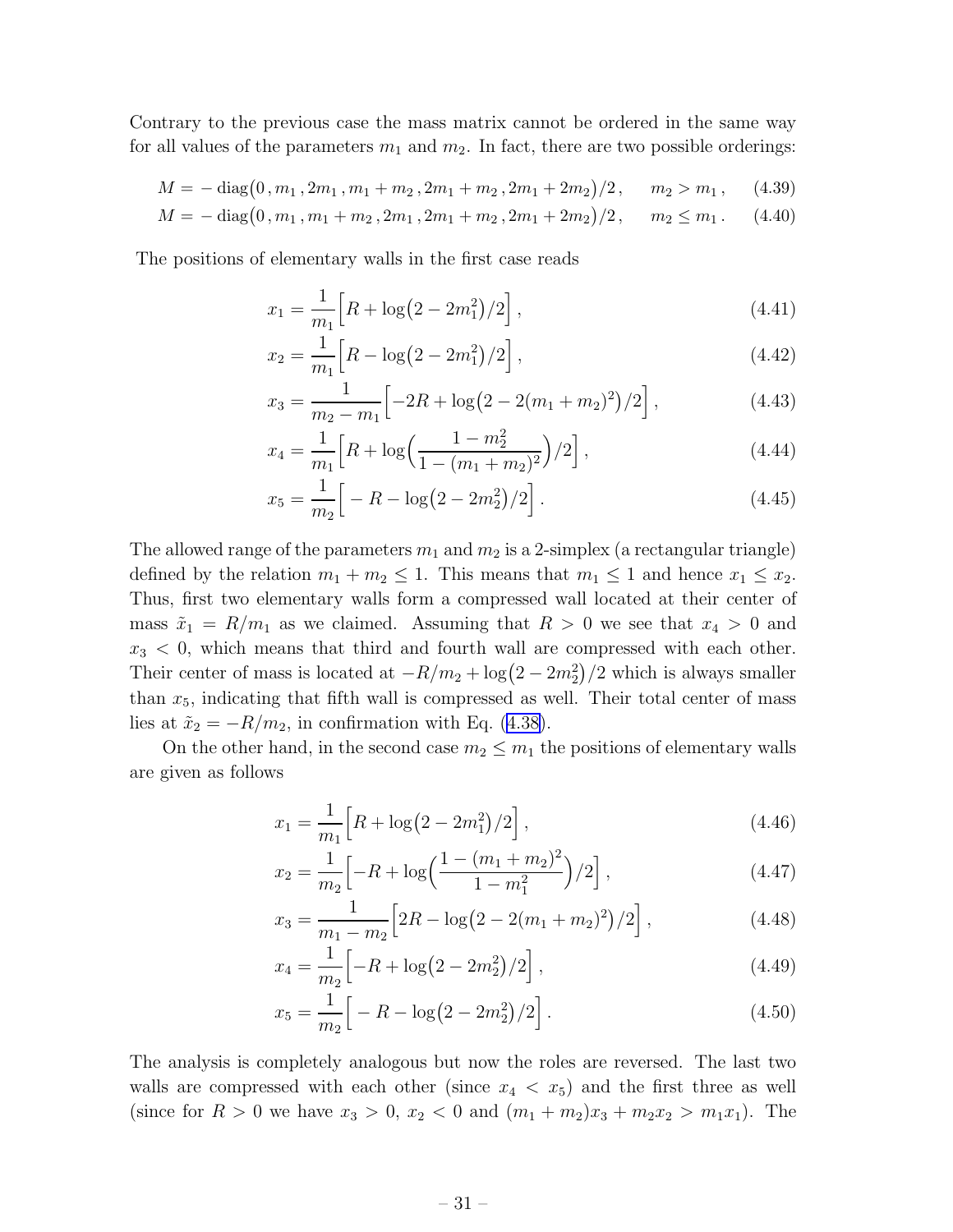Contrary to the previous case the mass matrix cannot be ordered in the same way for all values of the parameters $m_1$ and $m_2$. In fact, there are two possible orderings:

$$M = -\operatorname{diag}\big(0\,, m_1\,, 2m_1\,, m_1+m_2\,, 2m_1+m_2\,, 2m_1+2m_2\big)/2\,, \qquad m_2 > m_1\,, \tag{4.39}$$

$$M = -\operatorname{diag}\big(0\,, m_1\,, m_1+m_2\,, 2m_1\,, 2m_1+m_2\,, 2m_1+2m_2\big)/2\,, \qquad m_2 \leq m_1\,. \tag{4.40}$$

The positions of elementary walls in the first case reads

$$x_1 = \frac{1}{m_1}\Big[R + \log\big(2-2m_1^2\big)/2\Big]\,, \tag{4.41}$$

$$x_2 = \frac{1}{m_1}\Big[R - \log\big(2-2m_1^2\big)/2\Big]\,, \tag{4.42}$$

$$x_3 = \frac{1}{m_2-m_1}\Big[-2R + \log\big(2-2(m_1+m_2)^2\big)/2\Big]\,, \tag{4.43}$$

$$x_4 = \frac{1}{m_1}\Big[R + \log\Big(\frac{1-m_2^2}{1-(m_1+m_2)^2}\Big)/2\Big]\,, \tag{4.44}$$

$$x_5 = \frac{1}{m_2}\Big[-R - \log\big(2-2m_2^2\big)/2\Big]\,. \tag{4.45}$$

The allowed range of the parameters $m_1$ and $m_2$ is a 2-simplex (a rectangular triangle) defined by the relation $m_1 + m_2 \leq 1$. This means that $m_1 \leq 1$ and hence $x_1 \leq x_2$. Thus, first two elementary walls form a compressed wall located at their center of mass $\tilde{x}_1 = R/m_1$ as we claimed. Assuming that $R > 0$ we see that $x_4 > 0$ and $x_3 < 0$, which means that third and fourth wall are compressed with each other. Their center of mass is located at $-R/m_2 + \log\big(2-2m_2^2\big)/2$ which is always smaller than $x_5$, indicating that fifth wall is compressed as well. Their total center of mass lies at $\tilde{x}_2 = -R/m_2$, in confirmation with Eq. (4.38).

On the other hand, in the second case $m_2 \leq m_1$ the positions of elementary walls are given as follows

$$x_1 = \frac{1}{m_1}\Big[R + \log\big(2-2m_1^2\big)/2\Big]\,, \tag{4.46}$$

$$x_2 = \frac{1}{m_2}\Big[-R + \log\Big(\frac{1-(m_1+m_2)^2}{1-m_1^2}\Big)/2\Big]\,, \tag{4.47}$$

$$x_3 = \frac{1}{m_1-m_2}\Big[2R - \log\big(2-2(m_1+m_2)^2\big)/2\Big]\,, \tag{4.48}$$

$$x_4 = \frac{1}{m_2}\Big[-R + \log\big(2-2m_2^2\big)/2\Big]\,, \tag{4.49}$$

$$x_5 = \frac{1}{m_2}\Big[-R - \log\big(2-2m_2^2\big)/2\Big]\,. \tag{4.50}$$

The analysis is completely analogous but now the roles are reversed. The last two walls are compressed with each other (since $x_4 < x_5$) and the first three as well (since for $R > 0$ we have $x_3 > 0$, $x_2 < 0$ and $(m_1+m_2)x_3 + m_2 x_2 > m_1 x_1$). The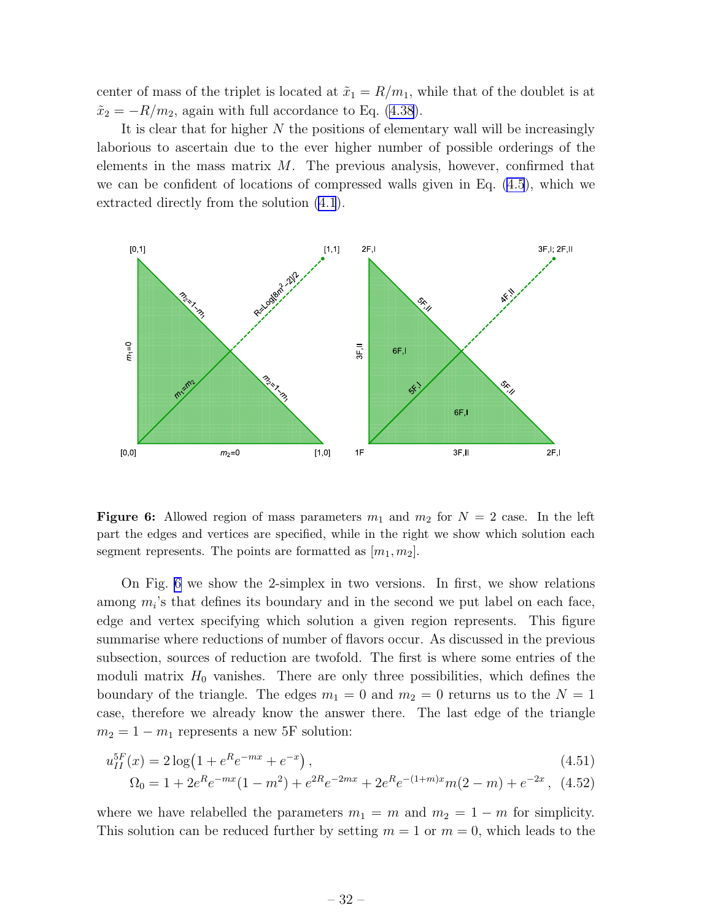center of mass of the triplet is located at $\tilde{x}_1 = R/m_1$, while that of the doublet is at $\tilde{x}_2 = -R/m_2$, again with full accordance to Eq. (4.38).

It is clear that for higher $N$ the positions of elementary wall will be increasingly laborious to ascertain due to the ever higher number of possible orderings of the elements in the mass matrix $M$. The previous analysis, however, confirmed that we can be confident of locations of compressed walls given in Eq. (4.5), which we extracted directly from the solution (4.1).

**Figure 6:** Allowed region of mass parameters $m_1$ and $m_2$ for $N = 2$ case. In the left part the edges and vertices are specified, while in the right we show which solution each segment represents. The points are formatted as $[m_1, m_2]$.

On Fig. 6 we show the 2-simplex in two versions. In first, we show relations among $m_i$'s that defines its boundary and in the second we put label on each face, edge and vertex specifying which solution a given region represents. This figure summarise where reductions of number of flavors occur. As discussed in the previous subsection, sources of reduction are twofold. The first is where some entries of the moduli matrix $H_0$ vanishes. There are only three possibilities, which defines the boundary of the triangle. The edges $m_1 = 0$ and $m_2 = 0$ returns us to the $N = 1$ case, therefore we already know the answer there. The last edge of the triangle $m_2 = 1 - m_1$ represents a new 5F solution:

$$u_{II}^{5F}(x) = 2\log\bigl(1 + e^{R}e^{-mx} + e^{-x}\bigr)\,, \tag{4.51}$$

$$\Omega_0 = 1 + 2e^{R}e^{-mx}(1-m^2) + e^{2R}e^{-2mx} + 2e^{R}e^{-(1+m)x}m(2-m) + e^{-2x}\,, \tag{4.52}$$

where we have relabelled the parameters $m_1 = m$ and $m_2 = 1 - m$ for simplicity. This solution can be reduced further by setting $m = 1$ or $m = 0$, which leads to the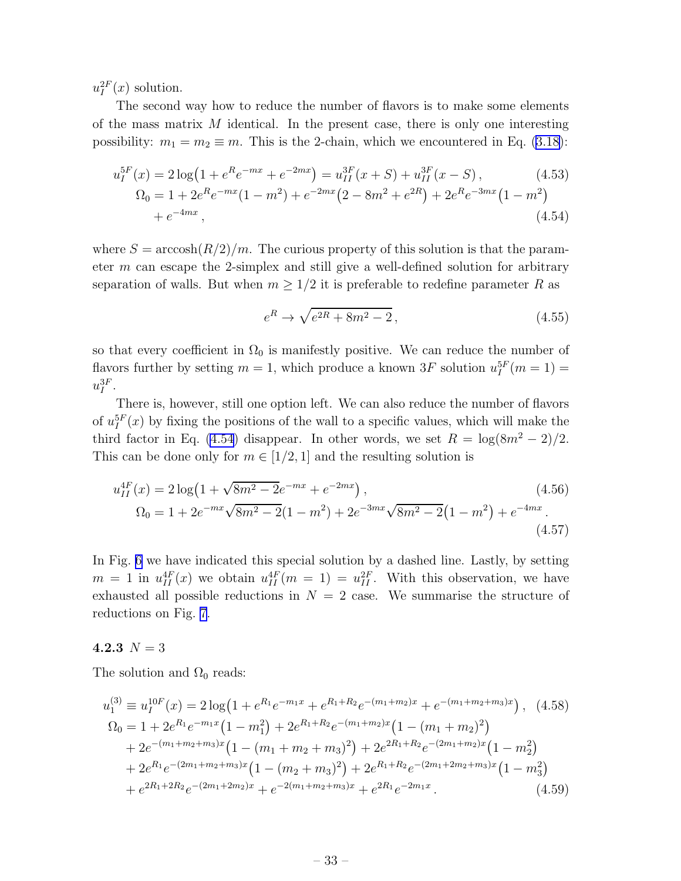$u_I^{2F}(x)$ solution.

The second way how to reduce the number of flavors is to make some elements of the mass matrix $M$ identical. In the present case, there is only one interesting possibility: $m_1 = m_2 \equiv m$. This is the 2-chain, which we encountered in Eq. (3.18):

$$u_I^{5F}(x) = 2\log\big(1 + e^R e^{-mx} + e^{-2mx}\big) = u_{II}^{3F}(x+S) + u_{II}^{3F}(x-S)\,, \tag{4.53}$$

$$\begin{aligned}\Omega_0 &= 1 + 2e^R e^{-mx}(1-m^2) + e^{-2mx}\big(2 - 8m^2 + e^{2R}\big) + 2e^R e^{-3mx}\big(1-m^2\big) \\ &\quad + e^{-4mx}\,,\end{aligned} \tag{4.54}$$

where $S = \operatorname{arccosh}(R/2)/m$. The curious property of this solution is that the parameter $m$ can escape the 2-simplex and still give a well-defined solution for arbitrary separation of walls. But when $m \geq 1/2$ it is preferable to redefine parameter $R$ as

$$e^R \to \sqrt{e^{2R} + 8m^2 - 2}\,, \tag{4.55}$$

so that every coefficient in $\Omega_0$ is manifestly positive. We can reduce the number of flavors further by setting $m = 1$, which produce a known $3F$ solution $u_I^{5F}(m=1) = u_I^{3F}$.

There is, however, still one option left. We can also reduce the number of flavors of $u_I^{5F}(x)$ by fixing the positions of the wall to a specific values, which will make the third factor in Eq. (4.54) disappear. In other words, we set $R = \log(8m^2 - 2)/2$. This can be done only for $m \in [1/2, 1]$ and the resulting solution is

$$u_{II}^{4F}(x) = 2\log\big(1 + \sqrt{8m^2-2}\,e^{-mx} + e^{-2mx}\big)\,, \tag{4.56}$$

$$\Omega_0 = 1 + 2e^{-mx}\sqrt{8m^2-2}(1-m^2) + 2e^{-3mx}\sqrt{8m^2-2}\big(1-m^2\big) + e^{-4mx}\,. \tag{4.57}$$

In Fig. 6 we have indicated this special solution by a dashed line. Lastly, by setting $m = 1$ in $u_{II}^{4F}(x)$ we obtain $u_{II}^{4F}(m=1) = u_{II}^{2F}$. With this observation, we have exhausted all possible reductions in $N = 2$ case. We summarise the structure of reductions on Fig. 7.

### 4.2.3 $N = 3$

The solution and $\Omega_0$ reads:

$$u_1^{(3)} \equiv u_I^{10F}(x) = 2\log\big(1 + e^{R_1}e^{-m_1 x} + e^{R_1+R_2}e^{-(m_1+m_2)x} + e^{-(m_1+m_2+m_3)x}\big)\,, \tag{4.58}$$

$$\begin{aligned}\Omega_0 &= 1 + 2e^{R_1}e^{-m_1x}\big(1-m_1^2\big) + 2e^{R_1+R_2}e^{-(m_1+m_2)x}\big(1-(m_1+m_2)^2\big) \\ &\quad + 2e^{-(m_1+m_2+m_3)x}\big(1-(m_1+m_2+m_3)^2\big) + 2e^{2R_1+R_2}e^{-(2m_1+m_2)x}\big(1-m_2^2\big) \\ &\quad + 2e^{R_1}e^{-(2m_1+m_2+m_3)x}\big(1-(m_2+m_3)^2\big) + 2e^{R_1+R_2}e^{-(2m_1+2m_2+m_3)x}\big(1-m_3^2\big) \\ &\quad + e^{2R_1+2R_2}e^{-(2m_1+2m_2)x} + e^{-2(m_1+m_2+m_3)x} + e^{2R_1}e^{-2m_1x}\,.\end{aligned} \tag{4.59}$$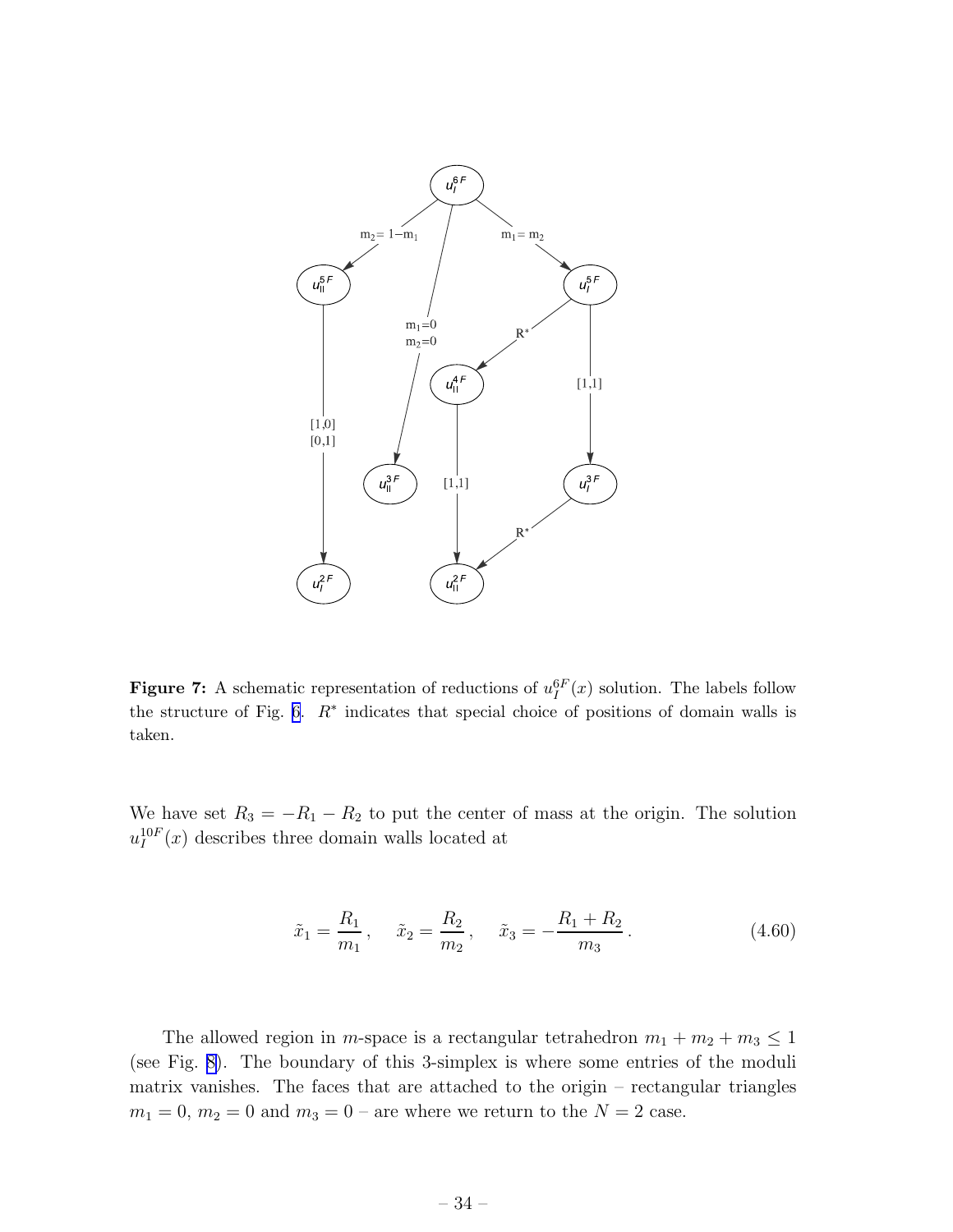**Figure 7:** A schematic representation of reductions of $u_I^{6F}(x)$ solution. The labels follow the structure of Fig. 6. $R^*$ indicates that special choice of positions of domain walls is taken.

We have set $R_3 = -R_1 - R_2$ to put the center of mass at the origin. The solution $u_I^{10F}(x)$ describes three domain walls located at

$$\tilde{x}_1 = \frac{R_1}{m_1}, \quad \tilde{x}_2 = \frac{R_2}{m_2}, \quad \tilde{x}_3 = -\frac{R_1 + R_2}{m_3}. \tag{4.60}$$

The allowed region in $m$-space is a rectangular tetrahedron $m_1 + m_2 + m_3 \le 1$ (see Fig. 8). The boundary of this 3-simplex is where some entries of the moduli matrix vanishes. The faces that are attached to the origin – rectangular triangles $m_1 = 0$, $m_2 = 0$ and $m_3 = 0$ – are where we return to the $N = 2$ case.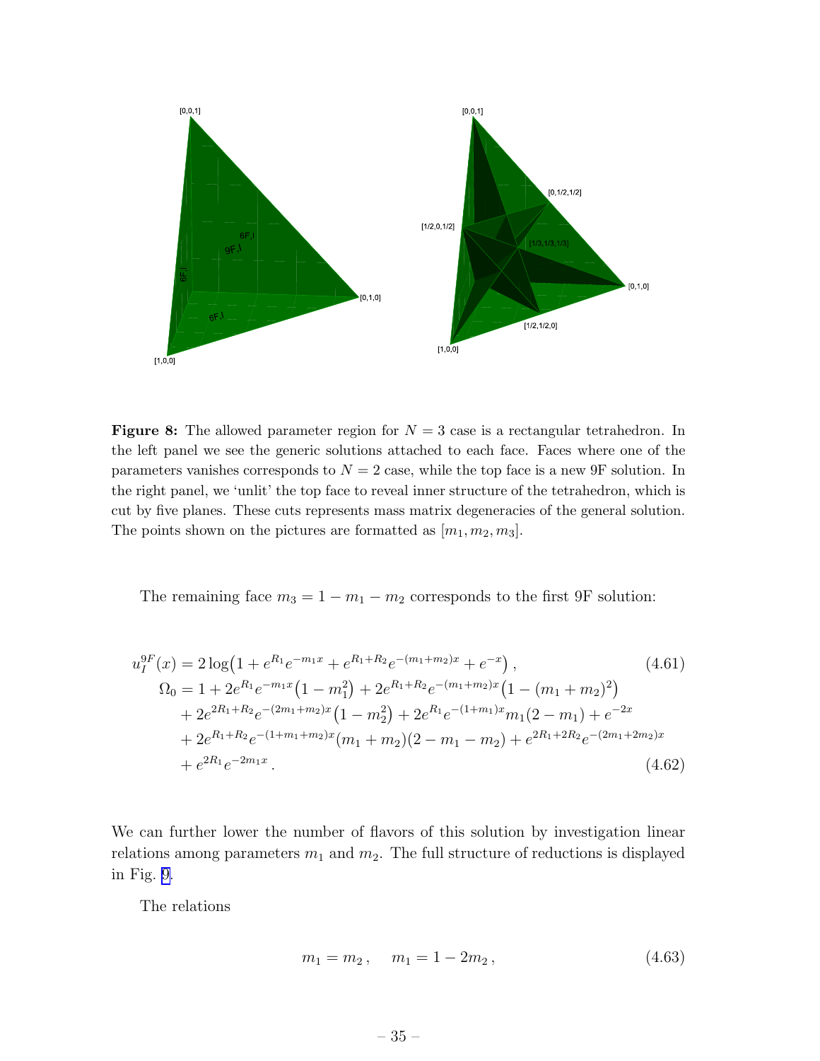**Figure 8:** The allowed parameter region for $N = 3$ case is a rectangular tetrahedron. In the left panel we see the generic solutions attached to each face. Faces where one of the parameters vanishes corresponds to $N = 2$ case, while the top face is a new 9F solution. In the right panel, we 'unlit' the top face to reveal inner structure of the tetrahedron, which is cut by five planes. These cuts represents mass matrix degeneracies of the general solution. The points shown on the pictures are formatted as $[m_1, m_2, m_3]$.

The remaining face $m_3 = 1 - m_1 - m_2$ corresponds to the first 9F solution:

$$
\begin{aligned}
u_I^{9F}(x) &= 2\log\bigl(1 + e^{R_1}e^{-m_1 x} + e^{R_1+R_2}e^{-(m_1+m_2)x} + e^{-x}\bigr)\,, \qquad (4.61)\\
\Omega_0 &= 1 + 2e^{R_1}e^{-m_1 x}\bigl(1 - m_1^2\bigr) + 2e^{R_1+R_2}e^{-(m_1+m_2)x}\bigl(1 - (m_1+m_2)^2\bigr)\\
&\quad + 2e^{2R_1+R_2}e^{-(2m_1+m_2)x}\bigl(1 - m_2^2\bigr) + 2e^{R_1}e^{-(1+m_1)x}m_1(2-m_1) + e^{-2x}\\
&\quad + 2e^{R_1+R_2}e^{-(1+m_1+m_2)x}(m_1+m_2)(2-m_1-m_2) + e^{2R_1+2R_2}e^{-(2m_1+2m_2)x}\\
&\quad + e^{2R_1}e^{-2m_1 x}\,. \qquad (4.62)
\end{aligned}
$$

We can further lower the number of flavors of this solution by investigation linear relations among parameters $m_1$ and $m_2$. The full structure of reductions is displayed in Fig. 9.

The relations

$$
m_1 = m_2\,, \quad m_1 = 1 - 2m_2\,, \qquad (4.63)
$$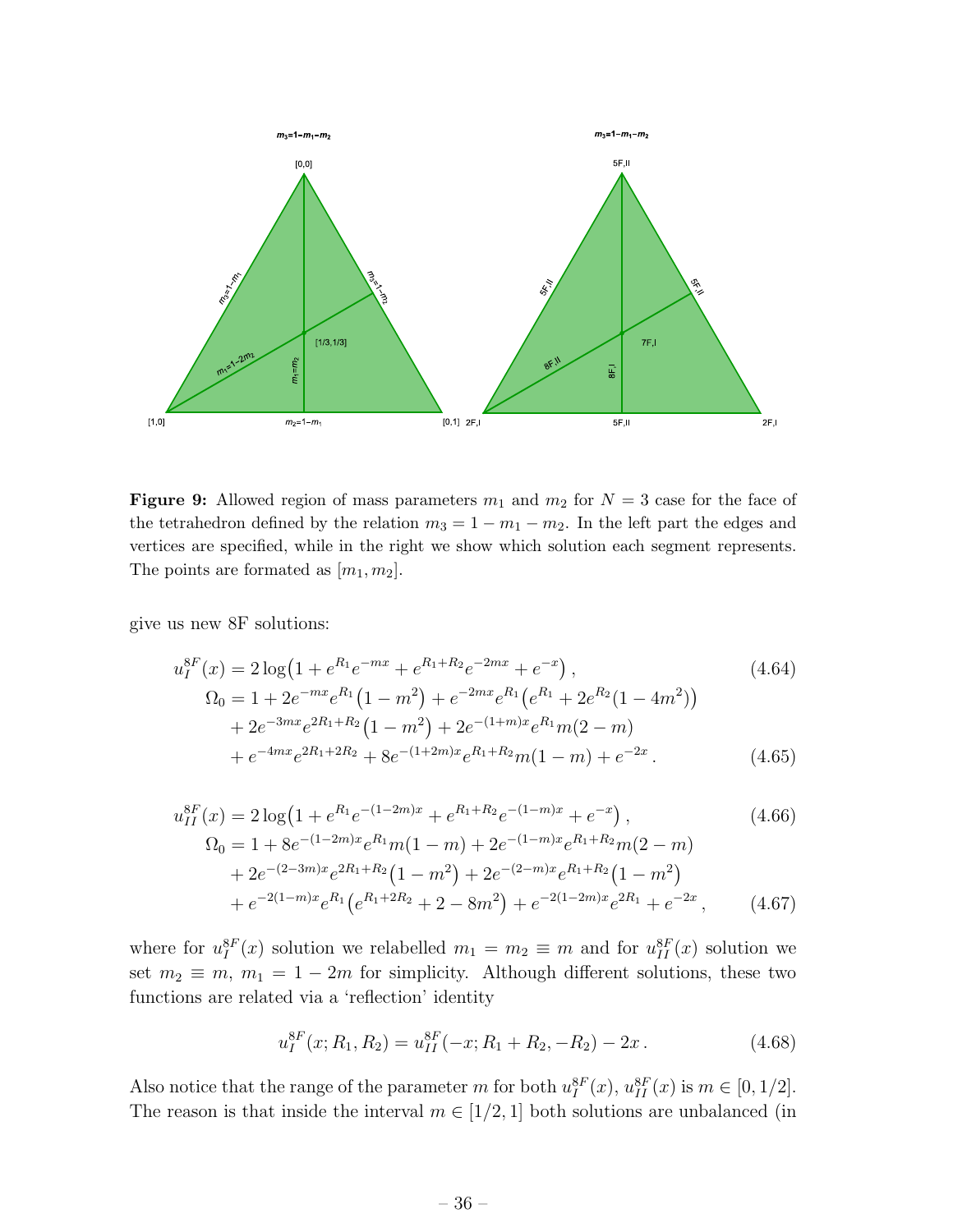**Figure 9:** Allowed region of mass parameters $m_1$ and $m_2$ for $N = 3$ case for the face of the tetrahedron defined by the relation $m_3 = 1 - m_1 - m_2$. In the left part the edges and vertices are specified, while in the right we show which solution each segment represents. The points are formated as $[m_1, m_2]$.

give us new 8F solutions:

$$u_I^{8F}(x) = 2\log\bigl(1 + e^{R_1}e^{-mx} + e^{R_1+R_2}e^{-2mx} + e^{-x}\bigr)\,, \tag{4.64}$$

$$\begin{aligned}
\Omega_0 = {} & 1 + 2e^{-mx}e^{R_1}\bigl(1 - m^2\bigr) + e^{-2mx}e^{R_1}\bigl(e^{R_1} + 2e^{R_2}(1 - 4m^2)\bigr) \\
& + 2e^{-3mx}e^{2R_1+R_2}\bigl(1 - m^2\bigr) + 2e^{-(1+m)x}e^{R_1}m(2 - m) \\
& + e^{-4mx}e^{2R_1+2R_2} + 8e^{-(1+2m)x}e^{R_1+R_2}m(1 - m) + e^{-2x}\,.
\end{aligned} \tag{4.65}$$

$$u_{II}^{8F}(x) = 2\log\bigl(1 + e^{R_1}e^{-(1-2m)x} + e^{R_1+R_2}e^{-(1-m)x} + e^{-x}\bigr)\,, \tag{4.66}$$

$$\begin{aligned}
\Omega_0 = {} & 1 + 8e^{-(1-2m)x}e^{R_1}m(1 - m) + 2e^{-(1-m)x}e^{R_1+R_2}m(2 - m) \\
& + 2e^{-(2-3m)x}e^{2R_1+R_2}\bigl(1 - m^2\bigr) + 2e^{-(2-m)x}e^{R_1+R_2}\bigl(1 - m^2\bigr) \\
& + e^{-2(1-m)x}e^{R_1}\bigl(e^{R_1+2R_2} + 2 - 8m^2\bigr) + e^{-2(1-2m)x}e^{2R_1} + e^{-2x}\,,
\end{aligned} \tag{4.67}$$

where for $u_I^{8F}(x)$ solution we relabelled $m_1 = m_2 \equiv m$ and for $u_{II}^{8F}(x)$ solution we set $m_2 \equiv m$, $m_1 = 1 - 2m$ for simplicity. Although different solutions, these two functions are related via a 'reflection' identity

$$u_I^{8F}(x; R_1, R_2) = u_{II}^{8F}(-x; R_1 + R_2, -R_2) - 2x\,. \tag{4.68}$$

Also notice that the range of the parameter $m$ for both $u_I^{8F}(x)$, $u_{II}^{8F}(x)$ is $m \in [0, 1/2]$. The reason is that inside the interval $m \in [1/2, 1]$ both solutions are unbalanced (in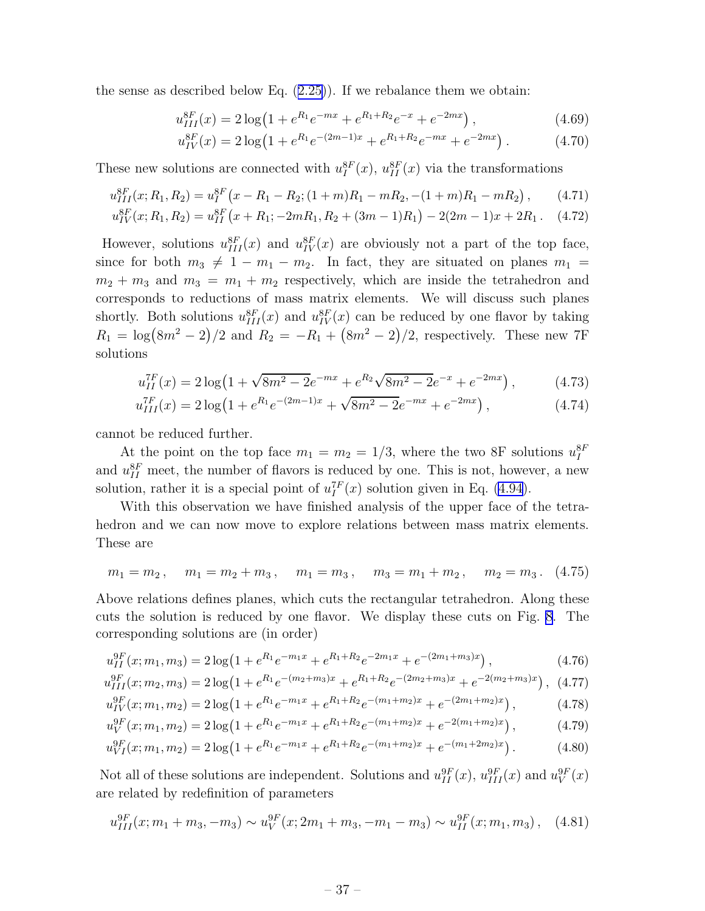the sense as described below Eq. (2.25)). If we rebalance them we obtain:

$$u^{8F}_{III}(x) = 2\log\bigl(1 + e^{R_1}e^{-mx} + e^{R_1+R_2}e^{-x} + e^{-2mx}\bigr)\,, \tag{4.69}$$

$$u^{8F}_{IV}(x) = 2\log\bigl(1 + e^{R_1}e^{-(2m-1)x} + e^{R_1+R_2}e^{-mx} + e^{-2mx}\bigr)\,. \tag{4.70}$$

These new solutions are connected with $u^{8F}_{I}(x)$, $u^{8F}_{II}(x)$ via the transformations

$$u^{8F}_{III}(x;R_1,R_2) = u^{8F}_{I}\bigl(x - R_1 - R_2; (1+m)R_1 - mR_2, -(1+m)R_1 - mR_2\bigr)\,, \tag{4.71}$$

$$u^{8F}_{IV}(x;R_1,R_2) = u^{8F}_{II}\bigl(x + R_1; -2mR_1, R_2 + (3m-1)R_1\bigr) - 2(2m-1)x + 2R_1\,. \tag{4.72}$$

However, solutions $u^{8F}_{III}(x)$ and $u^{8F}_{IV}(x)$ are obviously not a part of the top face, since for both $m_3 \neq 1 - m_1 - m_2$. In fact, they are situated on planes $m_1 = m_2 + m_3$ and $m_3 = m_1 + m_2$ respectively, which are inside the tetrahedron and corresponds to reductions of mass matrix elements. We will discuss such planes shortly. Both solutions $u^{8F}_{III}(x)$ and $u^{8F}_{IV}(x)$ can be reduced by one flavor by taking $R_1 = \log\bigl(8m^2-2\bigr)/2$ and $R_2 = -R_1 + \bigl(8m^2-2\bigr)/2$, respectively. These new 7F solutions

$$u^{7F}_{II}(x) = 2\log\bigl(1 + \sqrt{8m^2-2}e^{-mx} + e^{R_2}\sqrt{8m^2-2}e^{-x} + e^{-2mx}\bigr)\,, \tag{4.73}$$

$$u^{7F}_{III}(x) = 2\log\bigl(1 + e^{R_1}e^{-(2m-1)x} + \sqrt{8m^2-2}e^{-mx} + e^{-2mx}\bigr)\,, \tag{4.74}$$

cannot be reduced further.

At the point on the top face $m_1 = m_2 = 1/3$, where the two 8F solutions $u^{8F}_{I}$ and $u^{8F}_{II}$ meet, the number of flavors is reduced by one. This is not, however, a new solution, rather it is a special point of $u^{7F}_{I}(x)$ solution given in Eq. (4.94).

With this observation we have finished analysis of the upper face of the tetrahedron and we can now move to explore relations between mass matrix elements. These are

$$m_1 = m_2\,, \quad m_1 = m_2 + m_3\,, \quad m_1 = m_3\,, \quad m_3 = m_1 + m_2\,, \quad m_2 = m_3\,. \tag{4.75}$$

Above relations defines planes, which cuts the rectangular tetrahedron. Along these cuts the solution is reduced by one flavor. We display these cuts on Fig. 8. The corresponding solutions are (in order)

$$u^{9F}_{II}(x;m_1,m_3) = 2\log\bigl(1 + e^{R_1}e^{-m_1x} + e^{R_1+R_2}e^{-2m_1x} + e^{-(2m_1+m_3)x}\bigr)\,, \tag{4.76}$$

$$u^{9F}_{III}(x;m_2,m_3) = 2\log\bigl(1 + e^{R_1}e^{-(m_2+m_3)x} + e^{R_1+R_2}e^{-(2m_2+m_3)x} + e^{-2(m_2+m_3)x}\bigr)\,, \tag{4.77}$$

$$u^{9F}_{IV}(x;m_1,m_2) = 2\log\bigl(1 + e^{R_1}e^{-m_1x} + e^{R_1+R_2}e^{-(m_1+m_2)x} + e^{-(2m_1+m_2)x}\bigr)\,, \tag{4.78}$$

$$u^{9F}_{V}(x;m_1,m_2) = 2\log\bigl(1 + e^{R_1}e^{-m_1x} + e^{R_1+R_2}e^{-(m_1+m_2)x} + e^{-2(m_1+m_2)x}\bigr)\,, \tag{4.79}$$

$$u^{9F}_{VI}(x;m_1,m_2) = 2\log\bigl(1 + e^{R_1}e^{-m_1x} + e^{R_1+R_2}e^{-(m_1+m_2)x} + e^{-(m_1+2m_2)x}\bigr)\,. \tag{4.80}$$

Not all of these solutions are independent. Solutions and $u^{9F}_{II}(x)$, $u^{9F}_{III}(x)$ and $u^{9F}_{V}(x)$ are related by redefinition of parameters

$$u^{9F}_{III}(x;m_1+m_3,-m_3) \sim u^{9F}_{V}(x;2m_1+m_3,-m_1-m_3) \sim u^{9F}_{II}(x;m_1,m_3)\,, \tag{4.81}$$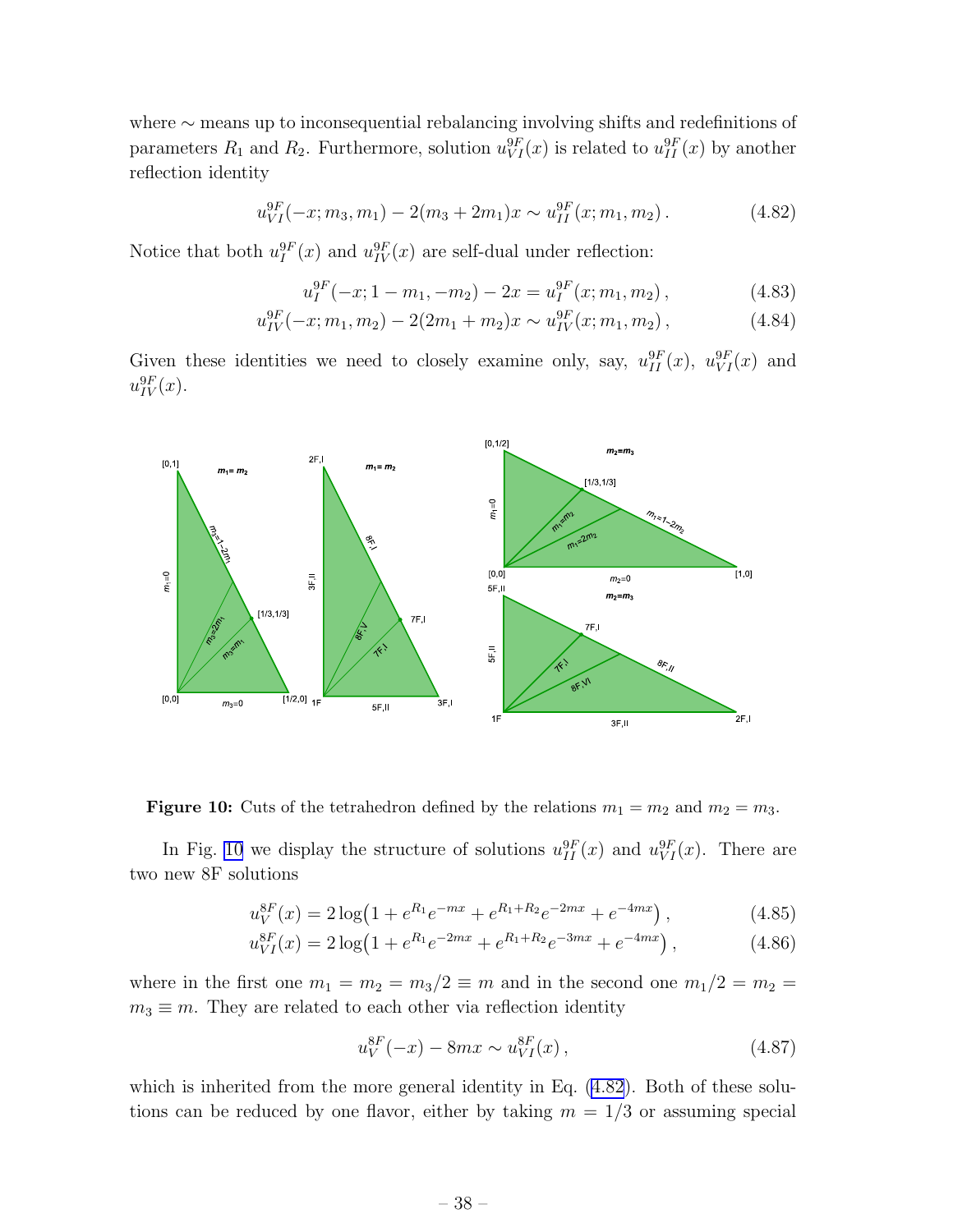where $\sim$ means up to inconsequential rebalancing involving shifts and redefinitions of parameters $R_1$ and $R_2$. Furthermore, solution $u^{9F}_{VI}(x)$ is related to $u^{9F}_{II}(x)$ by another reflection identity

$$u^{9F}_{VI}(-x; m_3, m_1) - 2(m_3 + 2m_1)x \sim u^{9F}_{II}(x; m_1, m_2)\,. \tag{4.82}$$

Notice that both $u^{9F}_{I}(x)$ and $u^{9F}_{IV}(x)$ are self-dual under reflection:

$$u^{9F}_{I}(-x; 1 - m_1, -m_2) - 2x = u^{9F}_{I}(x; m_1, m_2)\,, \tag{4.83}$$

$$u^{9F}_{IV}(-x; m_1, m_2) - 2(2m_1 + m_2)x \sim u^{9F}_{IV}(x; m_1, m_2)\,, \tag{4.84}$$

Given these identities we need to closely examine only, say, $u^{9F}_{II}(x)$, $u^{9F}_{VI}(x)$ and $u^{9F}_{IV}(x)$.

**Figure 10:** Cuts of the tetrahedron defined by the relations $m_1 = m_2$ and $m_2 = m_3$.

In Fig. 10 we display the structure of solutions $u^{9F}_{II}(x)$ and $u^{9F}_{VI}(x)$. There are two new 8F solutions

$$u^{8F}_{V}(x) = 2\log\bigl(1 + e^{R_1}e^{-mx} + e^{R_1+R_2}e^{-2mx} + e^{-4mx}\bigr)\,, \tag{4.85}$$

$$u^{8F}_{VI}(x) = 2\log\bigl(1 + e^{R_1}e^{-2mx} + e^{R_1+R_2}e^{-3mx} + e^{-4mx}\bigr)\,, \tag{4.86}$$

where in the first one $m_1 = m_2 = m_3/2 \equiv m$ and in the second one $m_1/2 = m_2 = m_3 \equiv m$. They are related to each other via reflection identity

$$u^{8F}_{V}(-x) - 8mx \sim u^{8F}_{VI}(x)\,, \tag{4.87}$$

which is inherited from the more general identity in Eq. (4.82). Both of these solutions can be reduced by one flavor, either by taking $m = 1/3$ or assuming special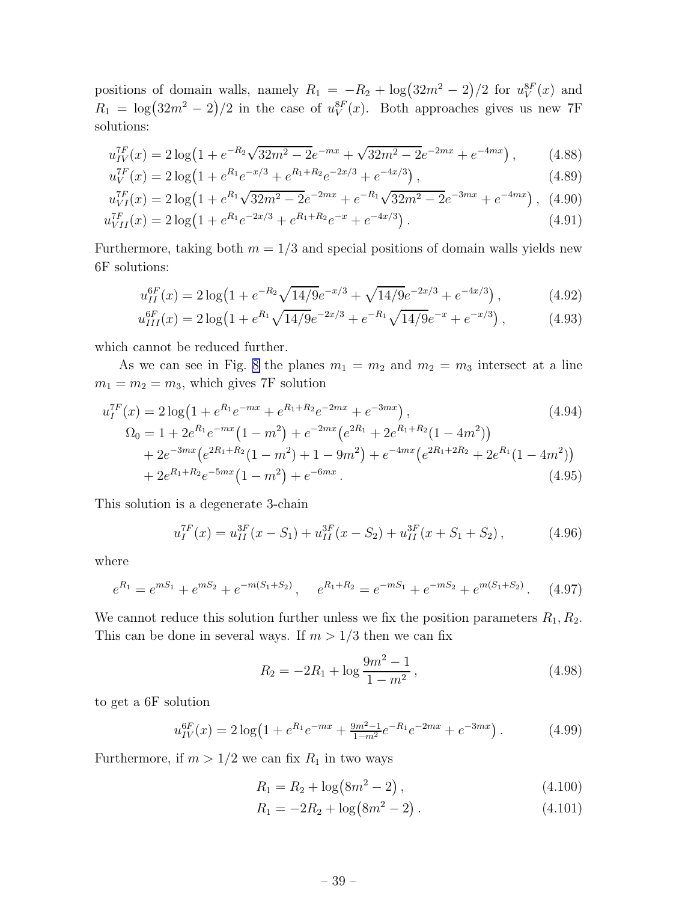positions of domain walls, namely $R_1 = -R_2 + \log(32m^2 - 2)/2$ for $u_V^{8F}(x)$ and $R_1 = \log(32m^2-2)/2$ in the case of $u_V^{8F}(x)$. Both approaches gives us new 7F solutions:

$$u_{IV}^{7F}(x) = 2\log\left(1 + e^{-R_2}\sqrt{32m^2-2}e^{-mx} + \sqrt{32m^2-2}e^{-2mx} + e^{-4mx}\right), \tag{4.88}$$

$$u_{V}^{7F}(x) = 2\log\left(1 + e^{R_1}e^{-x/3} + e^{R_1+R_2}e^{-2x/3} + e^{-4x/3}\right), \tag{4.89}$$

$$u_{VI}^{7F}(x) = 2\log\left(1 + e^{R_1}\sqrt{32m^2-2}e^{-2mx} + e^{-R_1}\sqrt{32m^2-2}e^{-3mx} + e^{-4mx}\right), \tag{4.90}$$

$$u_{VII}^{7F}(x) = 2\log\left(1 + e^{R_1}e^{-2x/3} + e^{R_1+R_2}e^{-x} + e^{-4x/3}\right). \tag{4.91}$$

Furthermore, taking both $m = 1/3$ and special positions of domain walls yields new 6F solutions:

$$u_{II}^{6F}(x) = 2\log\left(1 + e^{-R_2}\sqrt{14/9}e^{-x/3} + \sqrt{14/9}e^{-2x/3} + e^{-4x/3}\right), \tag{4.92}$$

$$u_{III}^{6F}(x) = 2\log\left(1 + e^{R_1}\sqrt{14/9}e^{-2x/3} + e^{-R_1}\sqrt{14/9}e^{-x} + e^{-x/3}\right), \tag{4.93}$$

which cannot be reduced further.

As we can see in Fig. 8 the planes $m_1 = m_2$ and $m_2 = m_3$ intersect at a line $m_1 = m_2 = m_3$, which gives 7F solution

$$u_I^{7F}(x) = 2\log\left(1 + e^{R_1}e^{-mx} + e^{R_1+R_2}e^{-2mx} + e^{-3mx}\right), \tag{4.94}$$

$$\begin{aligned}\Omega_0 = {} & 1 + 2e^{R_1}e^{-mx}\left(1-m^2\right) + e^{-2mx}\left(e^{2R_1} + 2e^{R_1+R_2}(1-4m^2)\right) \\ & + 2e^{-3mx}\left(e^{2R_1+R_2}(1-m^2) + 1 - 9m^2\right) + e^{-4mx}\left(e^{2R_1+2R_2} + 2e^{R_1}(1-4m^2)\right) \\ & + 2e^{R_1+R_2}e^{-5mx}\left(1-m^2\right) + e^{-6mx}.\end{aligned} \tag{4.95}$$

This solution is a degenerate 3-chain

$$u_I^{7F}(x) = u_{II}^{3F}(x - S_1) + u_{II}^{3F}(x - S_2) + u_{II}^{3F}(x + S_1 + S_2), \tag{4.96}$$

where

$$e^{R_1} = e^{mS_1} + e^{mS_2} + e^{-m(S_1+S_2)}, \quad e^{R_1+R_2} = e^{-mS_1} + e^{-mS_2} + e^{m(S_1+S_2)}. \tag{4.97}$$

We cannot reduce this solution further unless we fix the position parameters $R_1, R_2$. This can be done in several ways. If $m > 1/3$ then we can fix

$$R_2 = -2R_1 + \log\frac{9m^2-1}{1-m^2}, \tag{4.98}$$

to get a 6F solution

$$u_{IV}^{6F}(x) = 2\log\left(1 + e^{R_1}e^{-mx} + \tfrac{9m^2-1}{1-m^2}e^{-R_1}e^{-2mx} + e^{-3mx}\right). \tag{4.99}$$

Furthermore, if $m > 1/2$ we can fix $R_1$ in two ways

$$R_1 = R_2 + \log\left(8m^2 - 2\right), \tag{4.100}$$

$$R_1 = -2R_2 + \log\left(8m^2 - 2\right). \tag{4.101}$$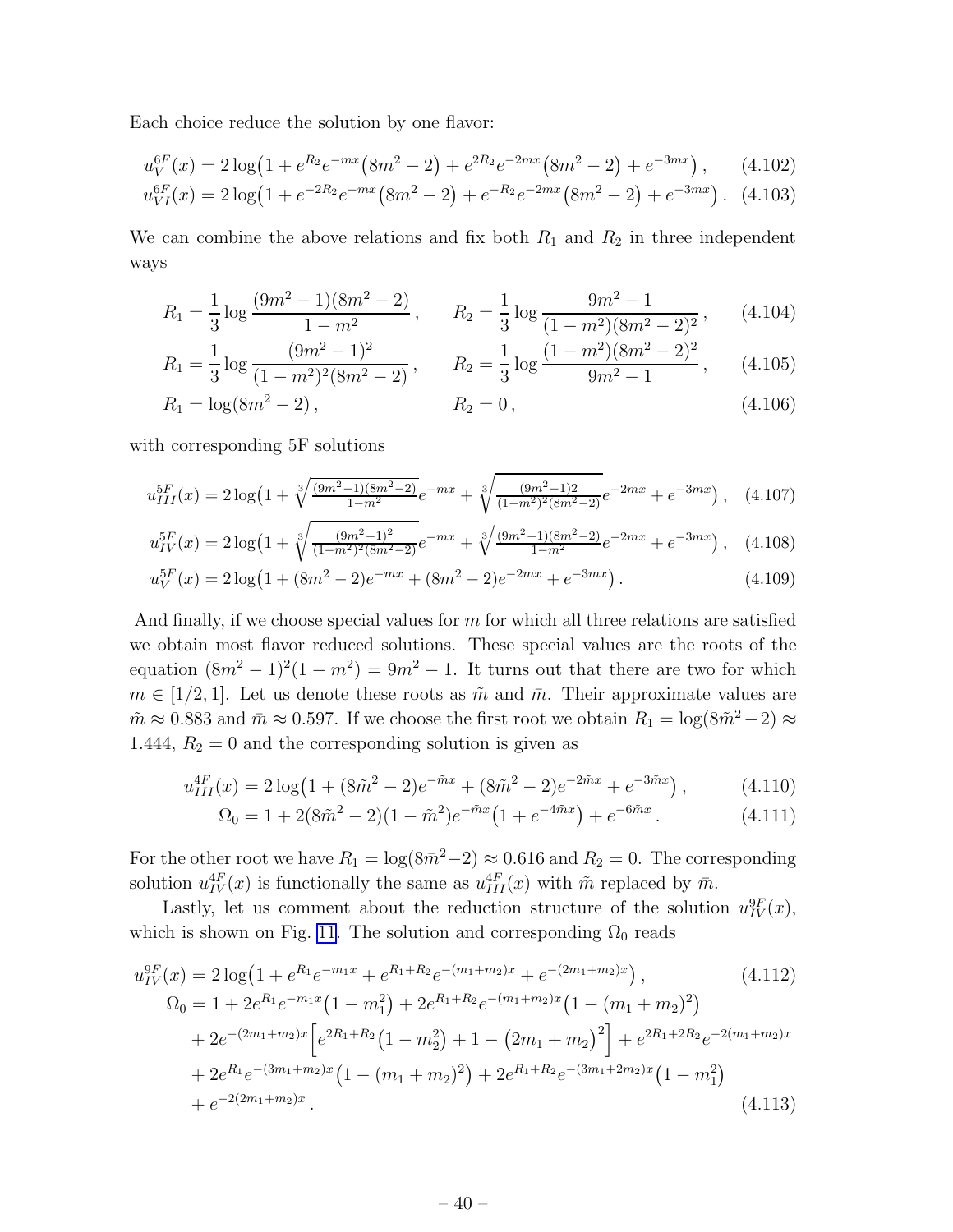Each choice reduce the solution by one flavor:

$$u_V^{6F}(x) = 2\log\bigl(1 + e^{R_2}e^{-mx}\bigl(8m^2-2\bigr) + e^{2R_2}e^{-2mx}\bigl(8m^2-2\bigr) + e^{-3mx}\bigr)\,, \tag{4.102}$$

$$u_{VI}^{6F}(x) = 2\log\bigl(1 + e^{-2R_2}e^{-mx}\bigl(8m^2-2\bigr) + e^{-R_2}e^{-2mx}\bigl(8m^2-2\bigr) + e^{-3mx}\bigr)\,. \tag{4.103}$$

We can combine the above relations and fix both $R_1$ and $R_2$ in three independent ways

$$R_1 = \frac{1}{3}\log\frac{(9m^2-1)(8m^2-2)}{1-m^2}\,, \qquad R_2 = \frac{1}{3}\log\frac{9m^2-1}{(1-m^2)(8m^2-2)^2}\,, \tag{4.104}$$

$$R_1 = \frac{1}{3}\log\frac{(9m^2-1)^2}{(1-m^2)^2(8m^2-2)}\,, \qquad R_2 = \frac{1}{3}\log\frac{(1-m^2)(8m^2-2)^2}{9m^2-1}\,, \tag{4.105}$$

$$R_1 = \log(8m^2-2)\,, \qquad R_2 = 0\,, \tag{4.106}$$

with corresponding 5F solutions

$$u_{III}^{5F}(x) = 2\log\bigl(1 + \sqrt[3]{\tfrac{(9m^2-1)(8m^2-2)}{1-m^2}}e^{-mx} + \sqrt[3]{\tfrac{(9m^2-1)2}{(1-m^2)^2(8m^2-2)}}e^{-2mx} + e^{-3mx}\bigr)\,, \tag{4.107}$$

$$u_{IV}^{5F}(x) = 2\log\bigl(1 + \sqrt[3]{\tfrac{(9m^2-1)^2}{(1-m^2)^2(8m^2-2)}}e^{-mx} + \sqrt[3]{\tfrac{(9m^2-1)(8m^2-2)}{1-m^2}}e^{-2mx} + e^{-3mx}\bigr)\,, \tag{4.108}$$

$$u_V^{5F}(x) = 2\log\bigl(1 + (8m^2-2)e^{-mx} + (8m^2-2)e^{-2mx} + e^{-3mx}\bigr)\,. \tag{4.109}$$

And finally, if we choose special values for $m$ for which all three relations are satisfied we obtain most flavor reduced solutions. These special values are the roots of the equation $(8m^2-1)^2(1-m^2) = 9m^2-1$. It turns out that there are two for which $m \in [1/2, 1]$. Let us denote these roots as $\tilde{m}$ and $\bar{m}$. Their approximate values are $\tilde{m} \approx 0.883$ and $\bar{m} \approx 0.597$. If we choose the first root we obtain $R_1 = \log(8\tilde{m}^2-2) \approx 1.444$, $R_2 = 0$ and the corresponding solution is given as

$$u_{III}^{4F}(x) = 2\log\bigl(1 + (8\tilde{m}^2-2)e^{-\tilde{m}x} + (8\tilde{m}^2-2)e^{-2\tilde{m}x} + e^{-3\tilde{m}x}\bigr)\,, \tag{4.110}$$

$$\Omega_0 = 1 + 2(8\tilde{m}^2-2)(1-\tilde{m}^2)e^{-\tilde{m}x}\bigl(1+e^{-4\tilde{m}x}\bigr) + e^{-6\tilde{m}x}\,. \tag{4.111}$$

For the other root we have $R_1 = \log(8\bar{m}^2-2) \approx 0.616$ and $R_2 = 0$. The corresponding solution $u_{IV}^{4F}(x)$ is functionally the same as $u_{III}^{4F}(x)$ with $\tilde{m}$ replaced by $\bar{m}$.

Lastly, let us comment about the reduction structure of the solution $u_{IV}^{9F}(x)$, which is shown on Fig. 11. The solution and corresponding $\Omega_0$ reads

$$u_{IV}^{9F}(x) = 2\log\bigl(1 + e^{R_1}e^{-m_1x} + e^{R_1+R_2}e^{-(m_1+m_2)x} + e^{-(2m_1+m_2)x}\bigr)\,, \tag{4.112}$$

$$\begin{aligned}
\Omega_0 = {} & 1 + 2e^{R_1}e^{-m_1x}\bigl(1-m_1^2\bigr) + 2e^{R_1+R_2}e^{-(m_1+m_2)x}\bigl(1-(m_1+m_2)^2\bigr) \\
& + 2e^{-(2m_1+m_2)x}\Bigl[e^{2R_1+R_2}\bigl(1-m_2^2\bigr) + 1 - \bigl(2m_1+m_2\bigr)^2\Bigr] + e^{2R_1+2R_2}e^{-2(m_1+m_2)x} \\
& + 2e^{R_1}e^{-(3m_1+m_2)x}\bigl(1-(m_1+m_2)^2\bigr) + 2e^{R_1+R_2}e^{-(3m_1+2m_2)x}\bigl(1-m_1^2\bigr) \\
& + e^{-2(2m_1+m_2)x}\,.
\end{aligned} \tag{4.113}$$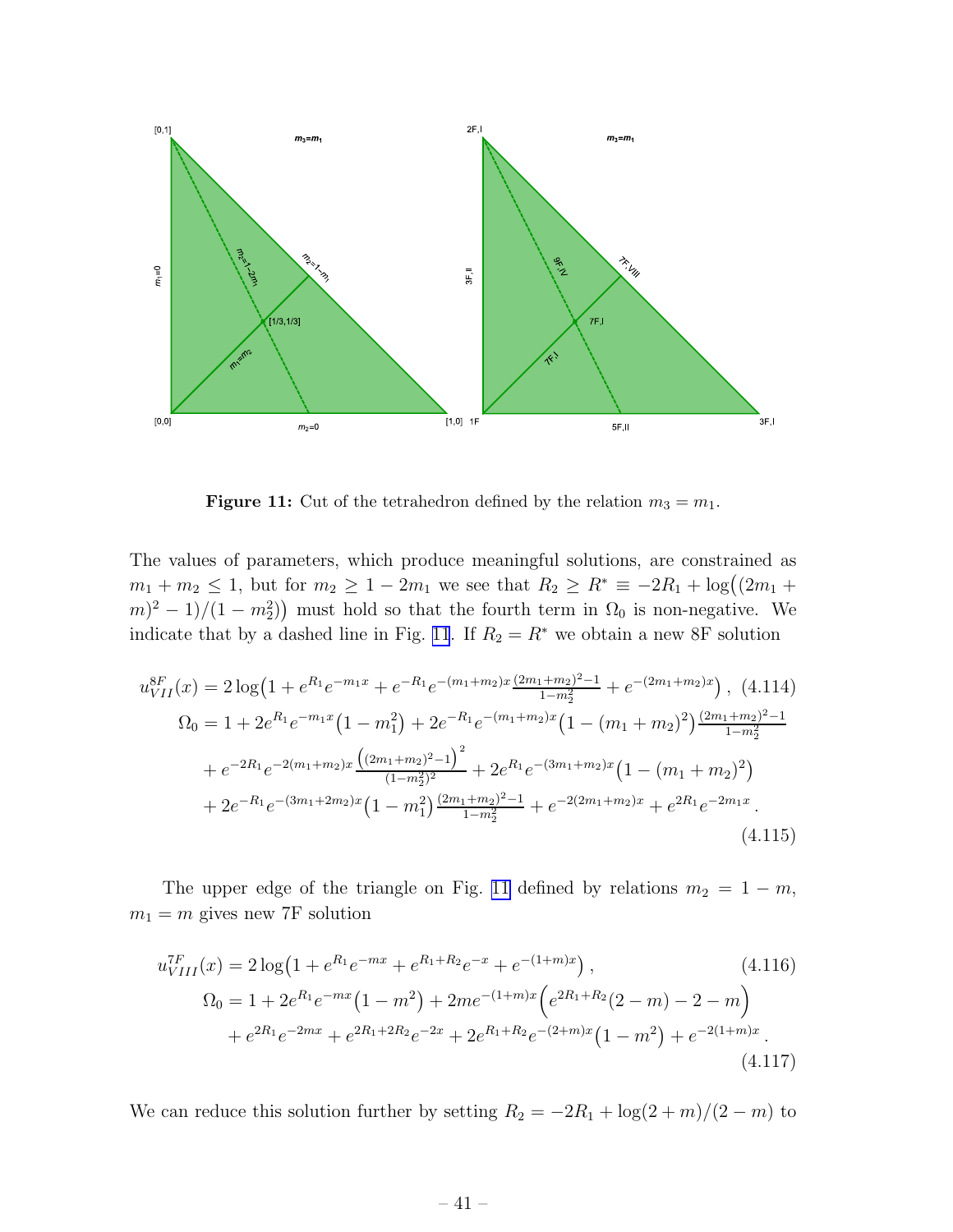**Figure 11:** Cut of the tetrahedron defined by the relation $m_3 = m_1$.

The values of parameters, which produce meaningful solutions, are constrained as $m_1 + m_2 \leq 1$, but for $m_2 \geq 1 - 2m_1$ we see that $R_2 \geq R^* \equiv -2R_1 + \log\big((2m_1 + m)^2 - 1)/(1 - m_2^2)\big)$ must hold so that the fourth term in $\Omega_0$ is non-negative. We indicate that by a dashed line in Fig. 11. If $R_2 = R^*$ we obtain a new 8F solution

$$u^{8F}_{VII}(x) = 2\log\big(1 + e^{R_1}e^{-m_1 x} + e^{-R_1}e^{-(m_1+m_2)x}\tfrac{(2m_1+m_2)^2-1}{1-m_2^2} + e^{-(2m_1+m_2)x}\big)\,, \tag{4.114}$$

$$\begin{aligned}\Omega_0 = 1 &+ 2e^{R_1}e^{-m_1 x}\big(1 - m_1^2\big) + 2e^{-R_1}e^{-(m_1+m_2)x}\big(1-(m_1+m_2)^2\big)\tfrac{(2m_1+m_2)^2-1}{1-m_2^2} \\ &+ e^{-2R_1}e^{-2(m_1+m_2)x}\frac{\big((2m_1+m_2)^2-1\big)^2}{(1-m_2^2)^2} + 2e^{R_1}e^{-(3m_1+m_2)x}\big(1-(m_1+m_2)^2\big) \\ &+ 2e^{-R_1}e^{-(3m_1+2m_2)x}\big(1-m_1^2\big)\tfrac{(2m_1+m_2)^2-1}{1-m_2^2} + e^{-2(2m_1+m_2)x} + e^{2R_1}e^{-2m_1 x}\,.\end{aligned} \tag{4.115}$$

The upper edge of the triangle on Fig. 11 defined by relations $m_2 = 1 - m$, $m_1 = m$ gives new 7F solution

$$u^{7F}_{VIII}(x) = 2\log\big(1 + e^{R_1}e^{-mx} + e^{R_1+R_2}e^{-x} + e^{-(1+m)x}\big)\,, \tag{4.116}$$

$$\begin{aligned}\Omega_0 = 1 &+ 2e^{R_1}e^{-mx}\big(1-m^2\big) + 2me^{-(1+m)x}\Big(e^{2R_1+R_2}(2-m) - 2 - m\Big) \\ &+ e^{2R_1}e^{-2mx} + e^{2R_1+2R_2}e^{-2x} + 2e^{R_1+R_2}e^{-(2+m)x}\big(1-m^2\big) + e^{-2(1+m)x}\,.\end{aligned} \tag{4.117}$$

We can reduce this solution further by setting $R_2 = -2R_1 + \log(2+m)/(2-m)$ to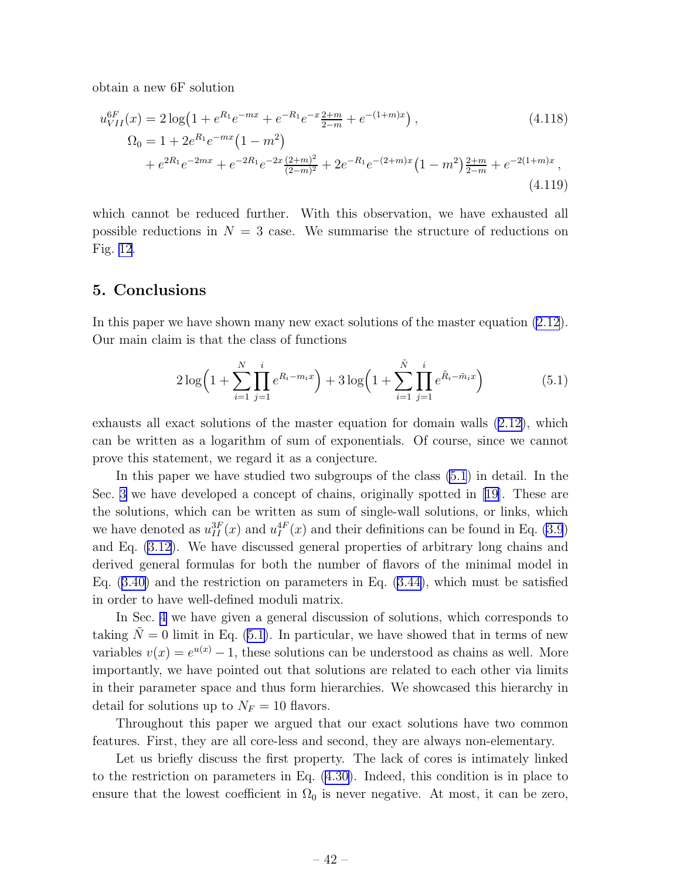obtain a new 6F solution

$$
u^{6F}_{VII}(x) = 2\log\bigl(1 + e^{R_1}e^{-mx} + e^{-R_1}e^{-x\frac{2+m}{2-m}} + e^{-(1+m)x}\bigr)\,, \tag{4.118}
$$

$$
\begin{aligned}
\Omega_0 &= 1 + 2e^{R_1}e^{-mx}\bigl(1-m^2\bigr) \\
&\quad + e^{2R_1}e^{-2mx} + e^{-2R_1}e^{-2x\frac{(2+m)^2}{(2-m)^2}} + 2e^{-R_1}e^{-(2+m)x}\bigl(1-m^2\bigr)\tfrac{2+m}{2-m} + e^{-2(1+m)x}\,,
\end{aligned} \tag{4.119}
$$

which cannot be reduced further. With this observation, we have exhausted all possible reductions in $N = 3$ case. We summarise the structure of reductions on Fig. 12.

## 5. Conclusions

In this paper we have shown many new exact solutions of the master equation (2.12). Our main claim is that the class of functions

$$
2\log\Bigl(1 + \sum_{i=1}^{N}\prod_{j=1}^{i} e^{R_i - m_i x}\Bigr) + 3\log\Bigl(1 + \sum_{i=1}^{\tilde{N}}\prod_{j=1}^{i} e^{\tilde{R}_i - \tilde{m}_i x}\Bigr) \tag{5.1}
$$

exhausts all exact solutions of the master equation for domain walls (2.12), which can be written as a logarithm of sum of exponentials. Of course, since we cannot prove this statement, we regard it as a conjecture.

In this paper we have studied two subgroups of the class (5.1) in detail. In the Sec. 3 we have developed a concept of chains, originally spotted in [19]. These are the solutions, which can be written as sum of single-wall solutions, or links, which we have denoted as $u^{3F}_{II}(x)$ and $u^{4F}_{I}(x)$ and their definitions can be found in Eq. (3.9) and Eq. (3.12). We have discussed general properties of arbitrary long chains and derived general formulas for both the number of flavors of the minimal model in Eq. (3.40) and the restriction on parameters in Eq. (3.44), which must be satisfied in order to have well-defined moduli matrix.

In Sec. 4 we have given a general discussion of solutions, which corresponds to taking $\tilde{N} = 0$ limit in Eq. (5.1). In particular, we have showed that in terms of new variables $v(x) = e^{u(x)} - 1$, these solutions can be understood as chains as well. More importantly, we have pointed out that solutions are related to each other via limits in their parameter space and thus form hierarchies. We showcased this hierarchy in detail for solutions up to $N_F = 10$ flavors.

Throughout this paper we argued that our exact solutions have two common features. First, they are all core-less and second, they are always non-elementary.

Let us briefly discuss the first property. The lack of cores is intimately linked to the restriction on parameters in Eq. (4.30). Indeed, this condition is in place to ensure that the lowest coefficient in $\Omega_0$ is never negative. At most, it can be zero,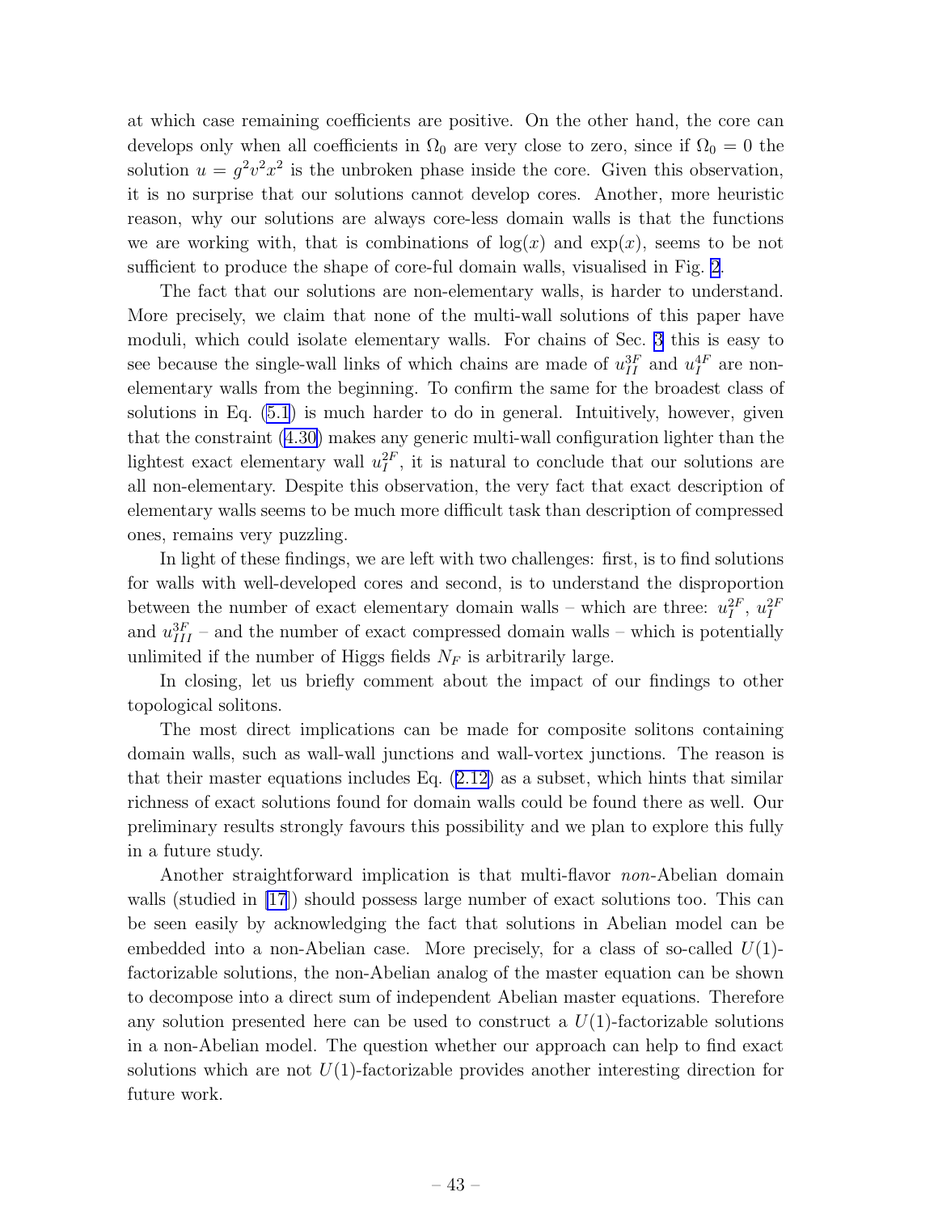at which case remaining coefficients are positive. On the other hand, the core can develops only when all coefficients in $\Omega_0$ are very close to zero, since if $\Omega_0 = 0$ the solution $u = g^2v^2x^2$ is the unbroken phase inside the core. Given this observation, it is no surprise that our solutions cannot develop cores. Another, more heuristic reason, why our solutions are always core-less domain walls is that the functions we are working with, that is combinations of $\log(x)$ and $\exp(x)$, seems to be not sufficient to produce the shape of core-ful domain walls, visualised in Fig. 2.

The fact that our solutions are non-elementary walls, is harder to understand. More precisely, we claim that none of the multi-wall solutions of this paper have moduli, which could isolate elementary walls. For chains of Sec. 3 this is easy to see because the single-wall links of which chains are made of $u_{II}^{3F}$ and $u_{I}^{4F}$ are non-elementary walls from the beginning. To confirm the same for the broadest class of solutions in Eq. (5.1) is much harder to do in general. Intuitively, however, given that the constraint (4.30) makes any generic multi-wall configuration lighter than the lightest exact elementary wall $u_{I}^{2F}$, it is natural to conclude that our solutions are all non-elementary. Despite this observation, the very fact that exact description of elementary walls seems to be much more difficult task than description of compressed ones, remains very puzzling.

In light of these findings, we are left with two challenges: first, is to find solutions for walls with well-developed cores and second, is to understand the disproportion between the number of exact elementary domain walls – which are three: $u_{I}^{2F}$, $u_{I}^{2F}$ and $u_{III}^{3F}$ – and the number of exact compressed domain walls – which is potentially unlimited if the number of Higgs fields $N_F$ is arbitrarily large.

In closing, let us briefly comment about the impact of our findings to other topological solitons.

The most direct implications can be made for composite solitons containing domain walls, such as wall-wall junctions and wall-vortex junctions. The reason is that their master equations includes Eq. (2.12) as a subset, which hints that similar richness of exact solutions found for domain walls could be found there as well. Our preliminary results strongly favours this possibility and we plan to explore this fully in a future study.

Another straightforward implication is that multi-flavor *non*-Abelian domain walls (studied in [17]) should possess large number of exact solutions too. This can be seen easily by acknowledging the fact that solutions in Abelian model can be embedded into a non-Abelian case. More precisely, for a class of so-called $U(1)$-factorizable solutions, the non-Abelian analog of the master equation can be shown to decompose into a direct sum of independent Abelian master equations. Therefore any solution presented here can be used to construct a $U(1)$-factorizable solutions in a non-Abelian model. The question whether our approach can help to find exact solutions which are not $U(1)$-factorizable provides another interesting direction for future work.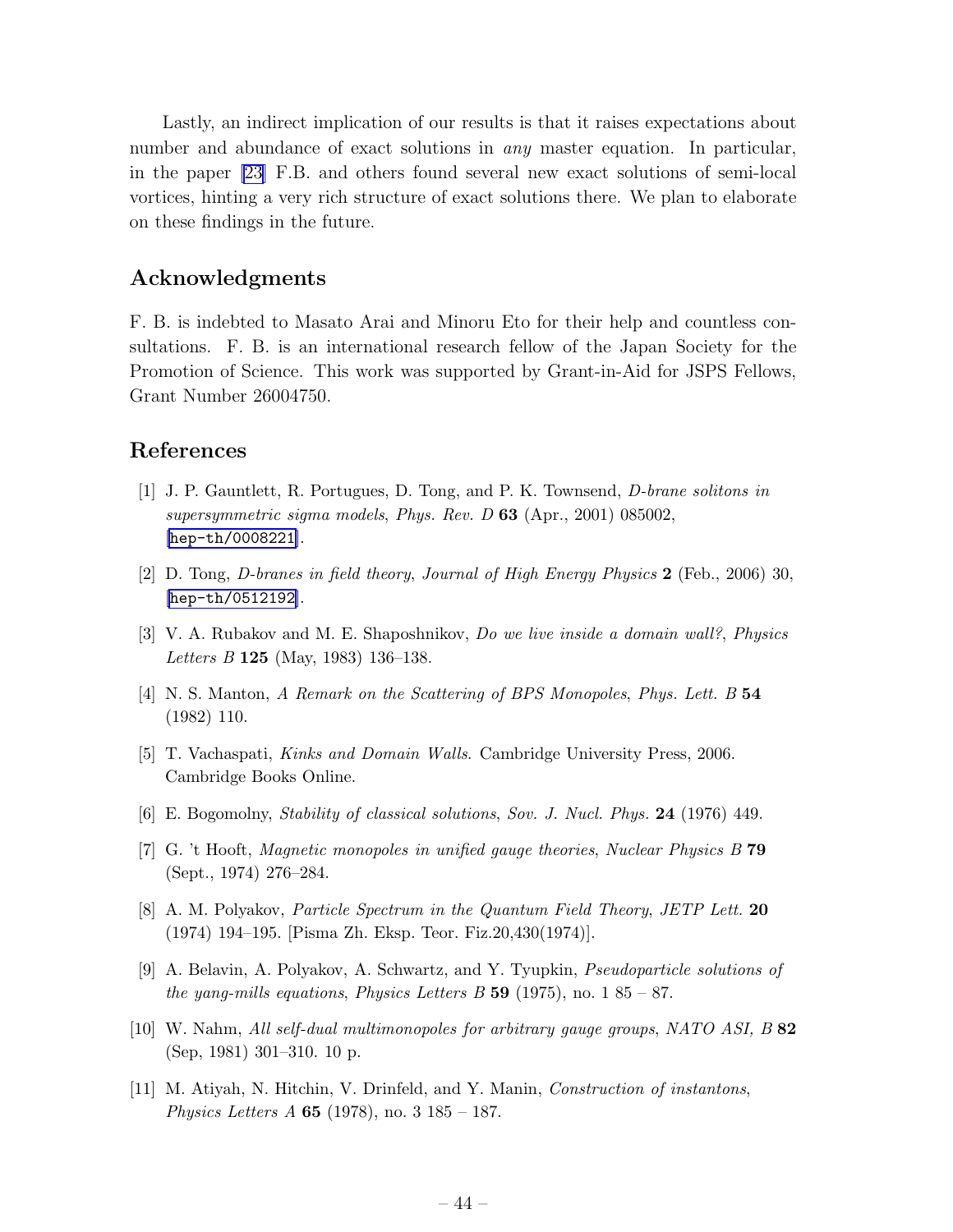Lastly, an indirect implication of our results is that it raises expectations about number and abundance of exact solutions in *any* master equation. In particular, in the paper [23] F.B. and others found several new exact solutions of semi-local vortices, hinting a very rich structure of exact solutions there. We plan to elaborate on these findings in the future.

## Acknowledgments

F. B. is indebted to Masato Arai and Minoru Eto for their help and countless consultations. F. B. is an international research fellow of the Japan Society for the Promotion of Science. This work was supported by Grant-in-Aid for JSPS Fellows, Grant Number 26004750.

## References

[1] J. P. Gauntlett, R. Portugues, D. Tong, and P. K. Townsend, *D-brane solitons in supersymmetric sigma models*, *Phys. Rev. D* **63** (Apr., 2001) 085002, [hep-th/0008221].

[2] D. Tong, *D-branes in field theory*, *Journal of High Energy Physics* **2** (Feb., 2006) 30, [hep-th/0512192].

[3] V. A. Rubakov and M. E. Shaposhnikov, *Do we live inside a domain wall?*, *Physics Letters B* **125** (May, 1983) 136–138.

[4] N. S. Manton, *A Remark on the Scattering of BPS Monopoles*, *Phys. Lett. B* **54** (1982) 110.

[5] T. Vachaspati, *Kinks and Domain Walls*. Cambridge University Press, 2006. Cambridge Books Online.

[6] E. Bogomolny, *Stability of classical solutions*, *Sov. J. Nucl. Phys.* **24** (1976) 449.

[7] G. 't Hooft, *Magnetic monopoles in unified gauge theories*, *Nuclear Physics B* **79** (Sept., 1974) 276–284.

[8] A. M. Polyakov, *Particle Spectrum in the Quantum Field Theory*, *JETP Lett.* **20** (1974) 194–195. [Pisma Zh. Eksp. Teor. Fiz.20,430(1974)].

[9] A. Belavin, A. Polyakov, A. Schwartz, and Y. Tyupkin, *Pseudoparticle solutions of the yang-mills equations*, *Physics Letters B* **59** (1975), no. 1 85 – 87.

[10] W. Nahm, *All self-dual multimonopoles for arbitrary gauge groups*, *NATO ASI, B* **82** (Sep, 1981) 301–310. 10 p.

[11] M. Atiyah, N. Hitchin, V. Drinfeld, and Y. Manin, *Construction of instantons*, *Physics Letters A* **65** (1978), no. 3 185 – 187.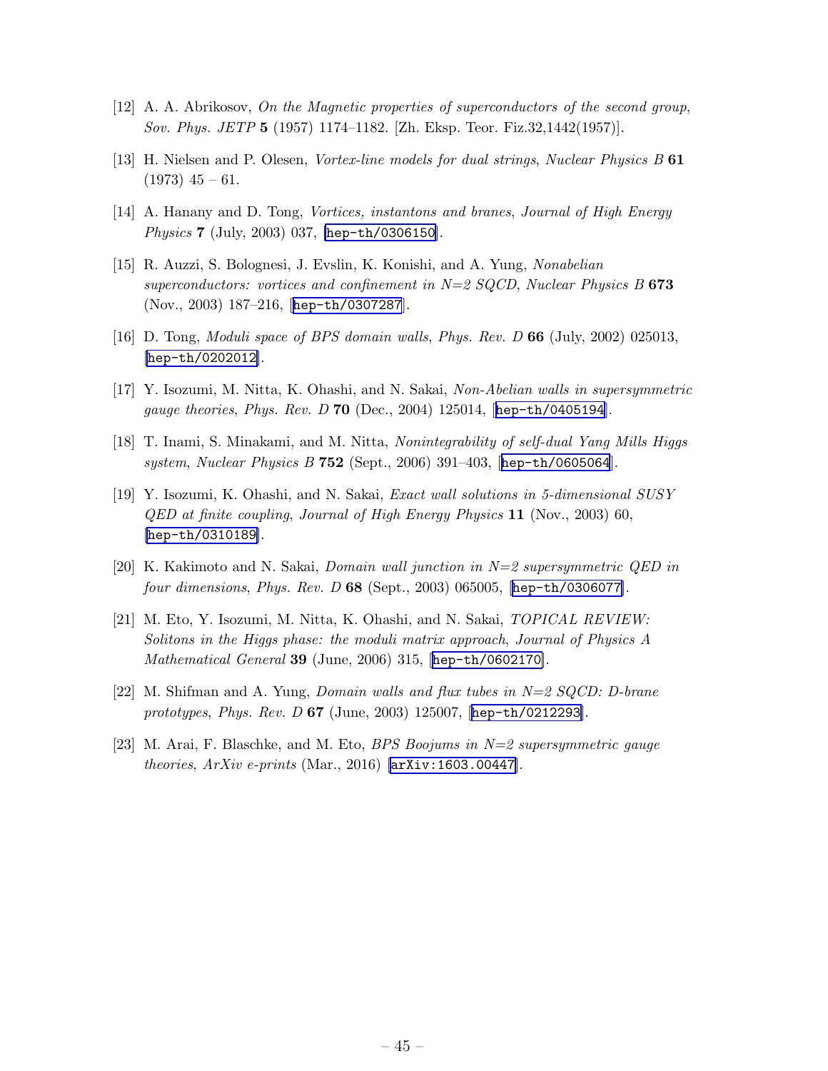[12] A. A. Abrikosov, *On the Magnetic properties of superconductors of the second group*, *Sov. Phys. JETP* **5** (1957) 1174–1182. [Zh. Eksp. Teor. Fiz.32,1442(1957)].

[13] H. Nielsen and P. Olesen, *Vortex-line models for dual strings*, *Nuclear Physics B* **61** (1973) 45 – 61.

[14] A. Hanany and D. Tong, *Vortices, instantons and branes*, *Journal of High Energy Physics* **7** (July, 2003) 037, [hep-th/0306150].

[15] R. Auzzi, S. Bolognesi, J. Evslin, K. Konishi, and A. Yung, *Nonabelian superconductors: vortices and confinement in N=2 SQCD*, *Nuclear Physics B* **673** (Nov., 2003) 187–216, [hep-th/0307287].

[16] D. Tong, *Moduli space of BPS domain walls*, *Phys. Rev. D* **66** (July, 2002) 025013, [hep-th/0202012].

[17] Y. Isozumi, M. Nitta, K. Ohashi, and N. Sakai, *Non-Abelian walls in supersymmetric gauge theories*, *Phys. Rev. D* **70** (Dec., 2004) 125014, [hep-th/0405194].

[18] T. Inami, S. Minakami, and M. Nitta, *Nonintegrability of self-dual Yang Mills Higgs system*, *Nuclear Physics B* **752** (Sept., 2006) 391–403, [hep-th/0605064].

[19] Y. Isozumi, K. Ohashi, and N. Sakai, *Exact wall solutions in 5-dimensional SUSY QED at finite coupling*, *Journal of High Energy Physics* **11** (Nov., 2003) 60, [hep-th/0310189].

[20] K. Kakimoto and N. Sakai, *Domain wall junction in N=2 supersymmetric QED in four dimensions*, *Phys. Rev. D* **68** (Sept., 2003) 065005, [hep-th/0306077].

[21] M. Eto, Y. Isozumi, M. Nitta, K. Ohashi, and N. Sakai, *TOPICAL REVIEW: Solitons in the Higgs phase: the moduli matrix approach*, *Journal of Physics A Mathematical General* **39** (June, 2006) 315, [hep-th/0602170].

[22] M. Shifman and A. Yung, *Domain walls and flux tubes in N=2 SQCD: D-brane prototypes*, *Phys. Rev. D* **67** (June, 2003) 125007, [hep-th/0212293].

[23] M. Arai, F. Blaschke, and M. Eto, *BPS Boojums in N=2 supersymmetric gauge theories*, *ArXiv e-prints* (Mar., 2016) [arXiv:1603.00447].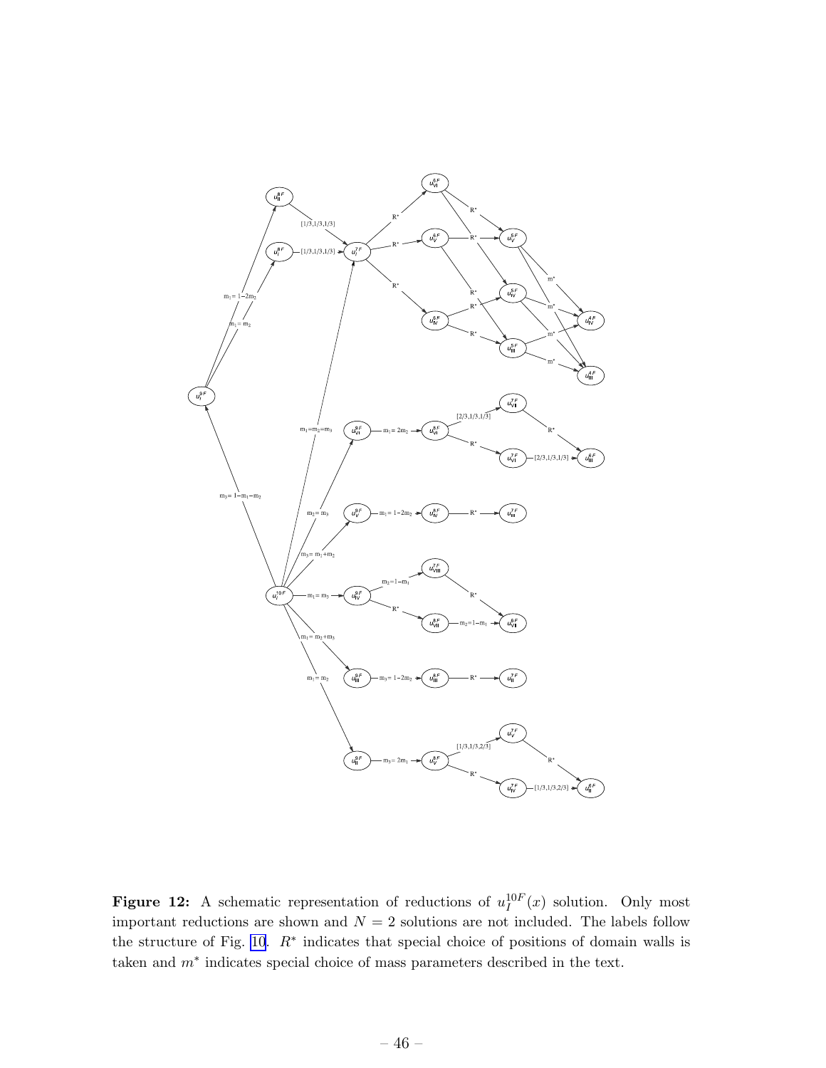$u^{8F}_{\mathrm{II}}$

$u^{8F}_{\mathrm{I}}$

$[1/3,1/3,1/3]$

$[1/3,1/3,1/3]$

$u^{7F}_{\mathrm{I}}$

$R^*$

$R^*$

$R^*$

$u^{6F}_{\mathrm{VI}}$

$u^{6F}_{\mathrm{V}}$

$u^{6F}_{\mathrm{IV}}$

$R^*$

$R^*$

$R^*$

$R^*$

$R^*$

$u^{5F}_{\mathrm{V}}$

$u^{5F}_{\mathrm{IV}}$

$u^{5F}_{\mathrm{III}}$

$m^*$

$m^*$

$m^*$

$m^*$

$u^{4F}_{\mathrm{IV}}$

$u^{4F}_{\mathrm{III}}$

$m_1 = 1-2m_2$

$m_1 = m_2$

$u^{9F}_{\mathrm{I}}$

$m_3 = 1-m_1-m_2$

$m_1 = m_2 = m_3$

$u^{9F}_{\mathrm{VI}}$

$m_1 = 2m_2$

$u^{8F}_{\mathrm{VI}}$

$[2/3,1/3,1/3]$

$R^*$

$u^{7F}_{\mathrm{VII}}$

$u^{7F}_{\mathrm{VI}}$

$R^*$

$[2/3,1/3,1/3]$

$u^{6F}_{\mathrm{III}}$

$m_2 = m_3$

$u^{9F}_{\mathrm{V}}$

$m_1 = 1-2m_2$

$u^{8F}_{\mathrm{IV}}$

$R^*$

$u^{7F}_{\mathrm{III}}$

$m_3 = m_1+m_2$

$u^{10F}_{\mathrm{I}}$

$m_1 = m_3$

$u^{9F}_{\mathrm{IV}}$

$m_2 = 1-m_1$

$u^{7F}_{\mathrm{VIII}}$

$R^*$

$R^*$

$u^{8F}_{\mathrm{VII}}$

$m_2 = 1-m_1$

$u^{6F}_{\mathrm{VII}}$

$m_1 = m_2+m_3$

$m_1 = m_2$

$u^{9F}_{\mathrm{III}}$

$m_3 = 1-2m_2$

$u^{8F}_{\mathrm{III}}$

$R^*$

$u^{7F}_{\mathrm{II}}$

$u^{9F}_{\mathrm{II}}$

$m_3 = 2m_1$

$u^{8F}_{\mathrm{V}}$

$[1/3,1/3,2/3]$

$R^*$

$u^{7F}_{\mathrm{V}}$

$u^{7F}_{\mathrm{IV}}$

$R^*$

$[1/3,1/3,2/3]$

$u^{6F}_{\mathrm{II}}$

**Figure 12:** A schematic representation of reductions of $u_I^{10F}(x)$ solution. Only most important reductions are shown and $N = 2$ solutions are not included. The labels follow the structure of Fig. 10. $R^*$ indicates that special choice of positions of domain walls is taken and $m^*$ indicates special choice of mass parameters described in the text.